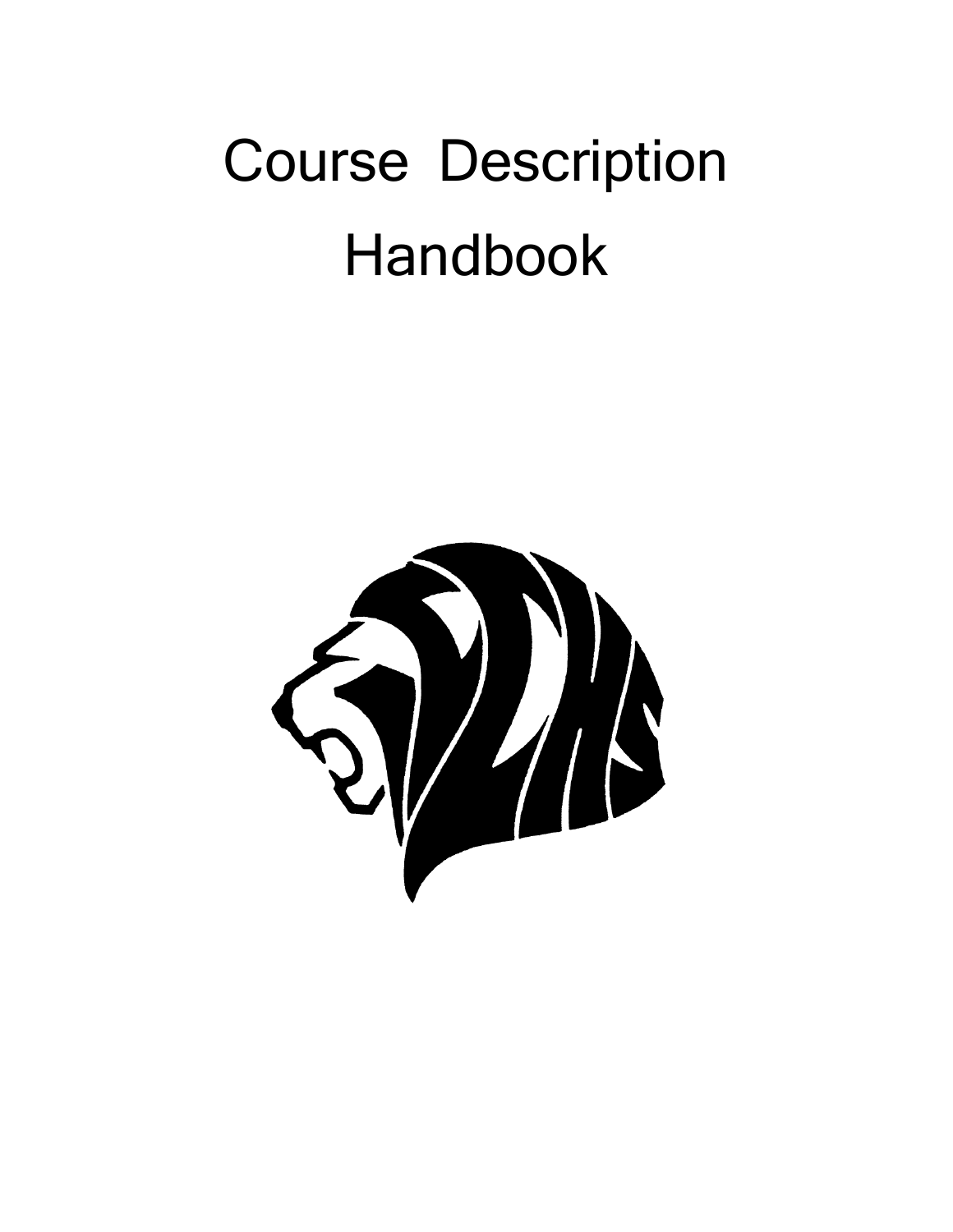# Course Description Handbook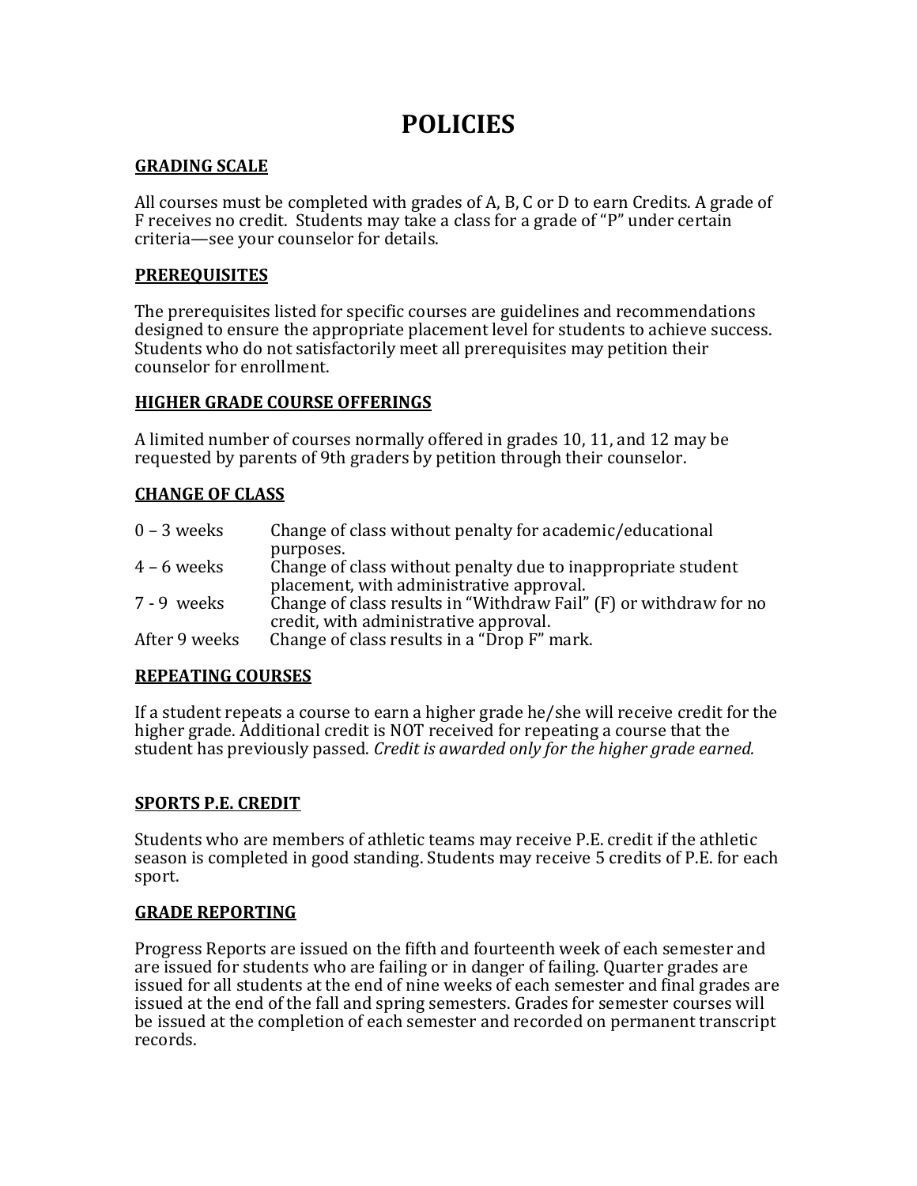# POLICIES

## GRADING SCALE

All courses must be completed with grades of A, B, C or D to earn Credits. A grade of F receives no credit. Students may take a class for a grade of "P" under certain criteria—see your counselor for details.

## PREREQUISITES

The prerequisites listed for specific courses are guidelines and recommendations designed to ensure the appropriate placement level for students to achieve success. Students who do not satisfactorily meet all prerequisites may petition their counselor for enrollment.

## HIGHER GRADE COURSE OFFERINGS

A limited number of courses normally offered in grades 10, 11, and 12 may be requested by parents of 9th graders by petition through their counselor.

## CHANGE OF CLASS

| | |
|---|---|
| 0 – 3 weeks | Change of class without penalty for academic/educational purposes. |
| 4 – 6 weeks | Change of class without penalty due to inappropriate student placement, with administrative approval. |
| 7 - 9 weeks | Change of class results in "Withdraw Fail" (F) or withdraw for no credit, with administrative approval. |
| After 9 weeks | Change of class results in a "Drop F" mark. |

## REPEATING COURSES

If a student repeats a course to earn a higher grade he/she will receive credit for the higher grade. Additional credit is NOT received for repeating a course that the student has previously passed. *Credit is awarded only for the higher grade earned.*

## SPORTS P.E. CREDIT

Students who are members of athletic teams may receive P.E. credit if the athletic season is completed in good standing. Students may receive 5 credits of P.E. for each sport.

## GRADE REPORTING

Progress Reports are issued on the fifth and fourteenth week of each semester and are issued for students who are failing or in danger of failing. Quarter grades are issued for all students at the end of nine weeks of each semester and final grades are issued at the end of the fall and spring semesters. Grades for semester courses will be issued at the completion of each semester and recorded on permanent transcript records.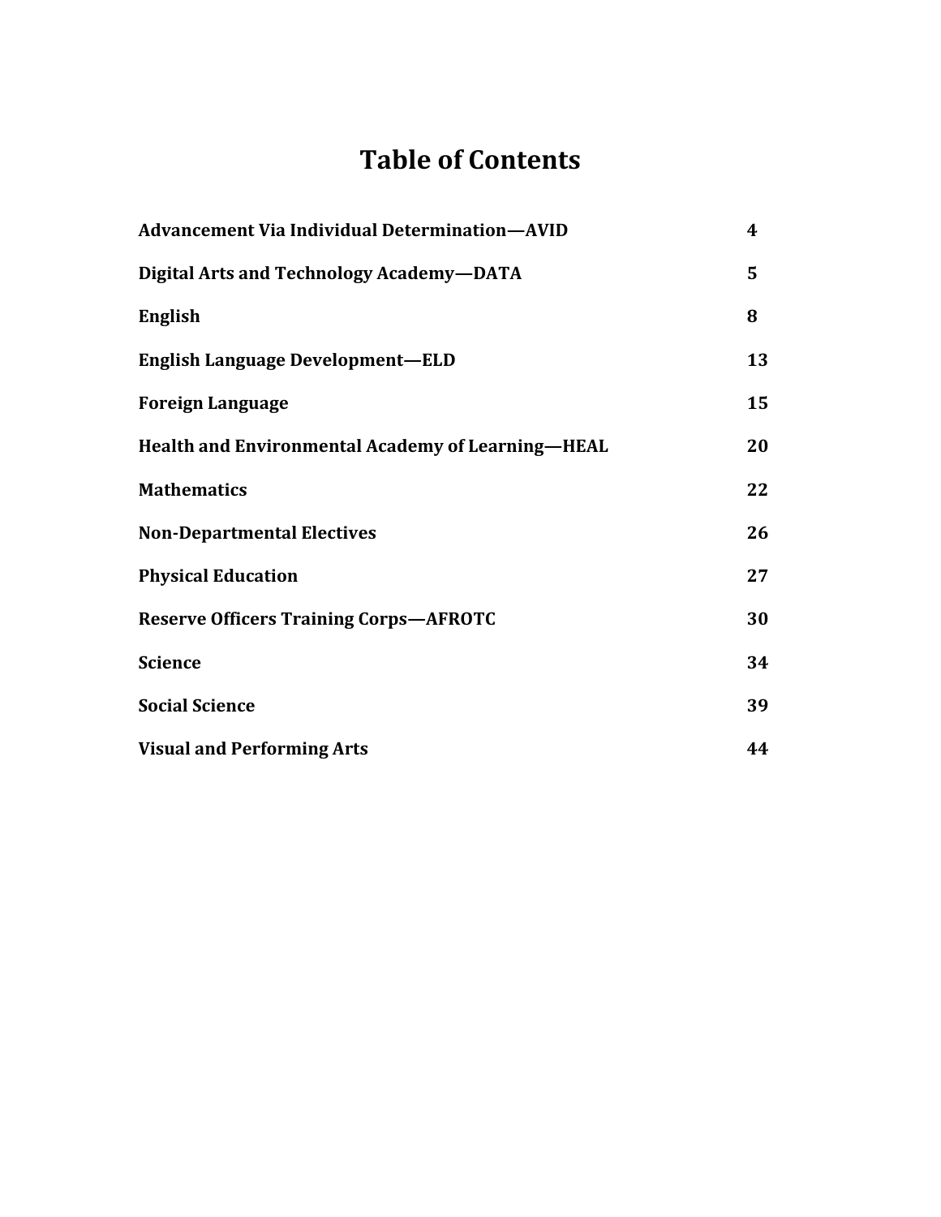# Table of Contents

| | |
|---|---|
| **Advancement Via Individual Determination—AVID** | **4** |
| **Digital Arts and Technology Academy—DATA** | **5** |
| **English** | **8** |
| **English Language Development—ELD** | **13** |
| **Foreign Language** | **15** |
| **Health and Environmental Academy of Learning—HEAL** | **20** |
| **Mathematics** | **22** |
| **Non-Departmental Electives** | **26** |
| **Physical Education** | **27** |
| **Reserve Officers Training Corps—AFROTC** | **30** |
| **Science** | **34** |
| **Social Science** | **39** |
| **Visual and Performing Arts** | **44** |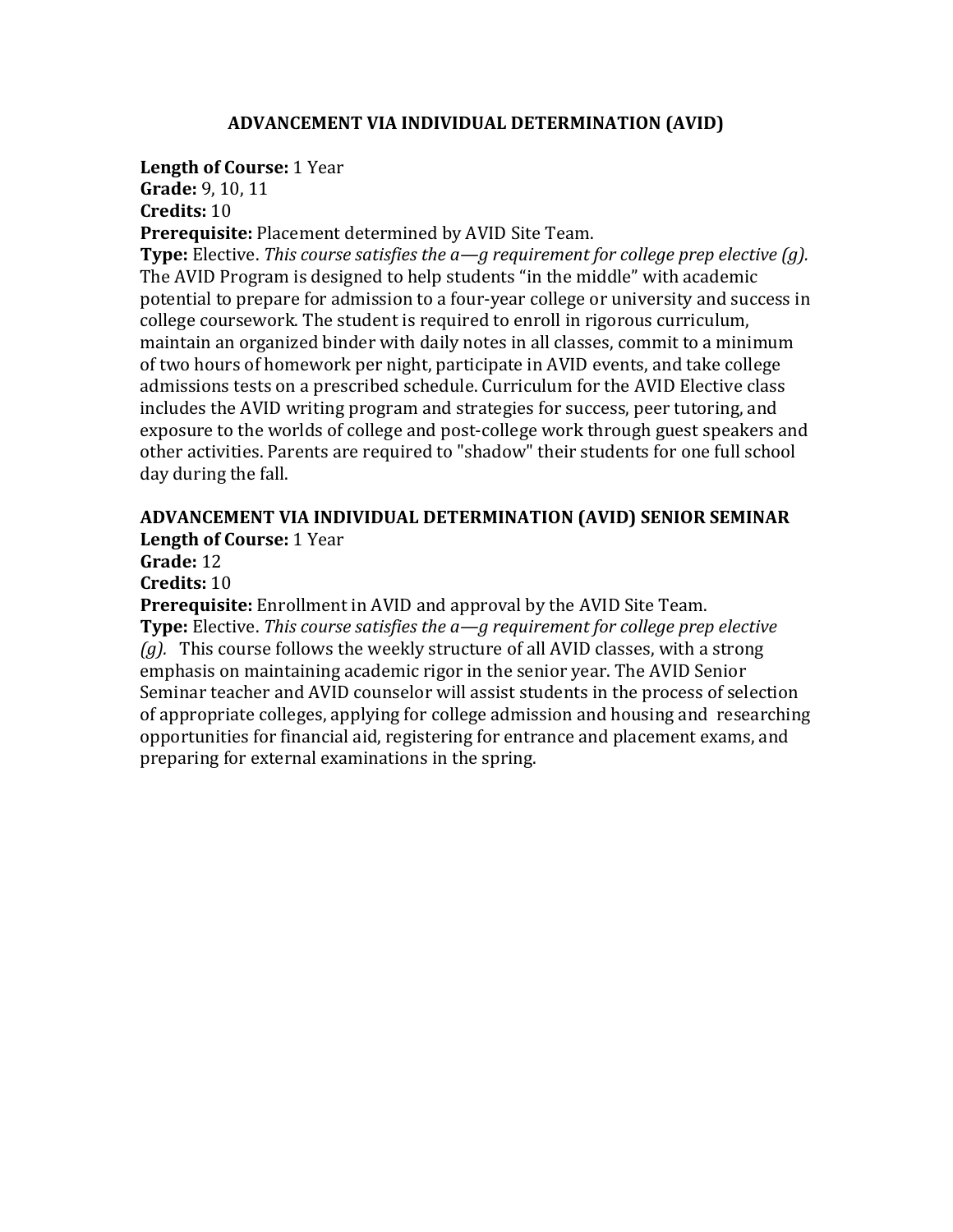## ADVANCEMENT VIA INDIVIDUAL DETERMINATION (AVID)

**Length of Course:** 1 Year
**Grade:** 9, 10, 11
**Credits:** 10
**Prerequisite:** Placement determined by AVID Site Team.
**Type:** Elective. *This course satisfies the a—g requirement for college prep elective (g).*
The AVID Program is designed to help students "in the middle" with academic potential to prepare for admission to a four-year college or university and success in college coursework. The student is required to enroll in rigorous curriculum, maintain an organized binder with daily notes in all classes, commit to a minimum of two hours of homework per night, participate in AVID events, and take college admissions tests on a prescribed schedule. Curriculum for the AVID Elective class includes the AVID writing program and strategies for success, peer tutoring, and exposure to the worlds of college and post-college work through guest speakers and other activities. Parents are required to "shadow" their students for one full school day during the fall.

## ADVANCEMENT VIA INDIVIDUAL DETERMINATION (AVID) SENIOR SEMINAR

**Length of Course:** 1 Year
**Grade:** 12
**Credits:** 10
**Prerequisite:** Enrollment in AVID and approval by the AVID Site Team.
**Type:** Elective. *This course satisfies the a—g requirement for college prep elective (g).* This course follows the weekly structure of all AVID classes, with a strong emphasis on maintaining academic rigor in the senior year. The AVID Senior Seminar teacher and AVID counselor will assist students in the process of selection of appropriate colleges, applying for college admission and housing and researching opportunities for financial aid, registering for entrance and placement exams, and preparing for external examinations in the spring.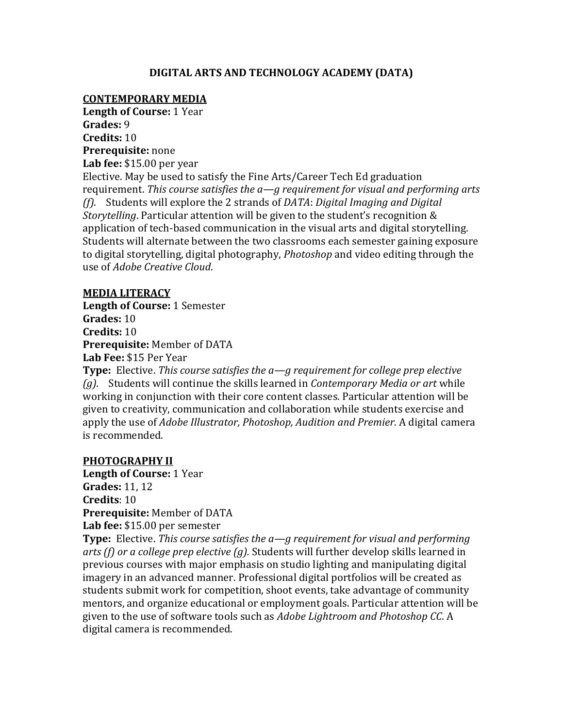# DIGITAL ARTS AND TECHNOLOGY ACADEMY (DATA)

## CONTEMPORARY MEDIA

**Length of Course:** 1 Year
**Grades:** 9
**Credits:** 10
**Prerequisite:** none
**Lab fee:** $15.00 per year
Elective. May be used to satisfy the Fine Arts/Career Tech Ed graduation requirement. *This course satisfies the a—g requirement for visual and performing arts (f).* Students will explore the 2 strands of *DATA*: *Digital Imaging and Digital Storytelling*. Particular attention will be given to the student's recognition & application of tech-based communication in the visual arts and digital storytelling. Students will alternate between the two classrooms each semester gaining exposure to digital storytelling, digital photography, *Photoshop* and video editing through the use of *Adobe Creative Cloud*.

## MEDIA LITERACY

**Length of Course:** 1 Semester
**Grades:** 10
**Credits:** 10
**Prerequisite:** Member of DATA
**Lab Fee:** $15 Per Year
**Type:** Elective. *This course satisfies the a—g requirement for college prep elective (g).* Students will continue the skills learned in *Contemporary Media or art* while working in conjunction with their core content classes. Particular attention will be given to creativity, communication and collaboration while students exercise and apply the use of *Adobe Illustrator, Photoshop, Audition and Premier*. A digital camera is recommended.

## PHOTOGRAPHY II

**Length of Course:** 1 Year
**Grades:** 11, 12
**Credits**: 10
**Prerequisite:** Member of DATA
**Lab fee:** $15.00 per semester
**Type:** Elective. *This course satisfies the a—g requirement for visual and performing arts (f) or a college prep elective (g).* Students will further develop skills learned in previous courses with major emphasis on studio lighting and manipulating digital imagery in an advanced manner. Professional digital portfolios will be created as students submit work for competition, shoot events, take advantage of community mentors, and organize educational or employment goals. Particular attention will be given to the use of software tools such as *Adobe Lightroom and Photoshop CC*. A digital camera is recommended.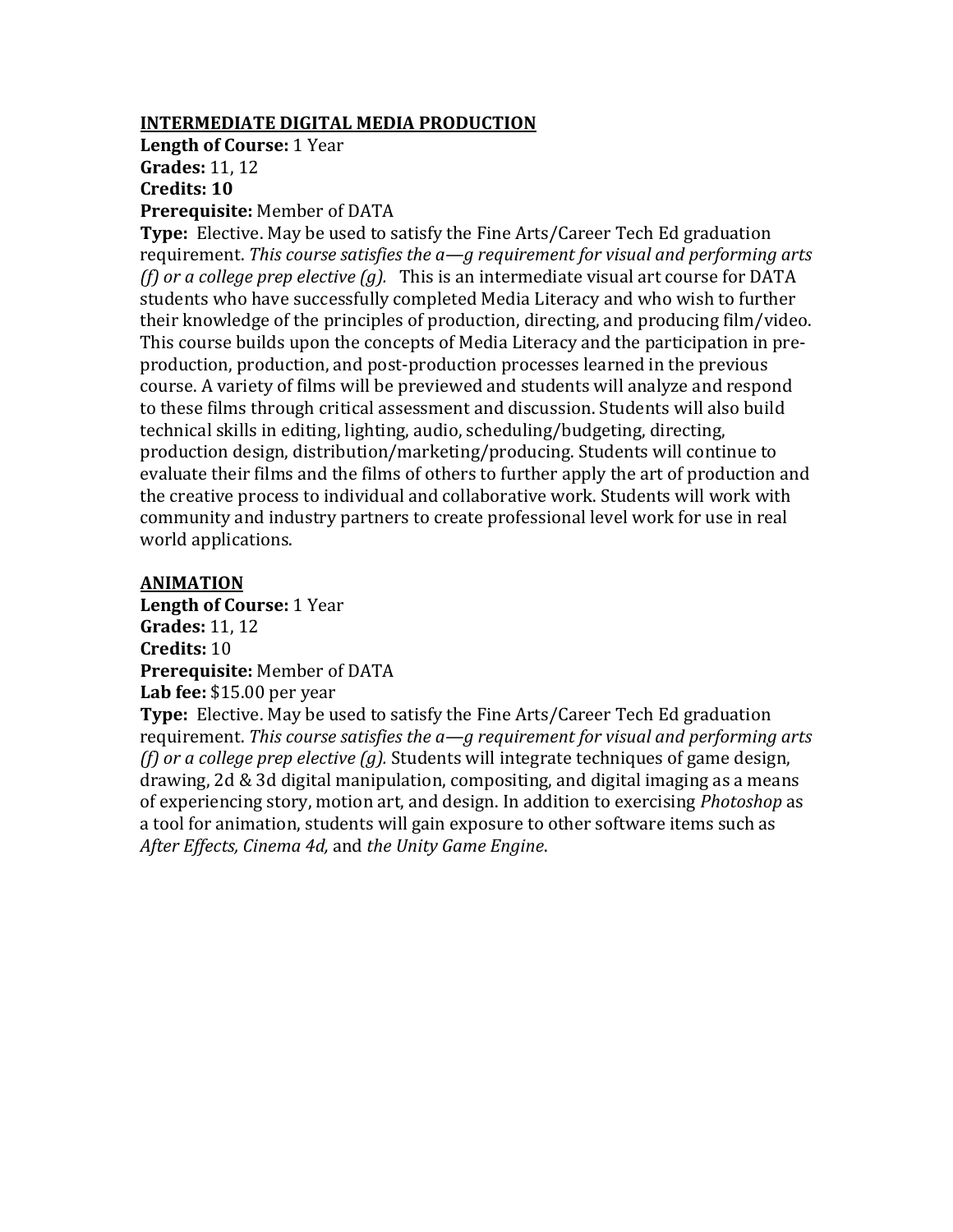## INTERMEDIATE DIGITAL MEDIA PRODUCTION

**Length of Course:** 1 Year
**Grades:** 11, 12
**Credits: 10**
**Prerequisite:** Member of DATA
**Type:** Elective. May be used to satisfy the Fine Arts/Career Tech Ed graduation requirement. *This course satisfies the a—g requirement for visual and performing arts (f) or a college prep elective (g).* This is an intermediate visual art course for DATA students who have successfully completed Media Literacy and who wish to further their knowledge of the principles of production, directing, and producing film/video. This course builds upon the concepts of Media Literacy and the participation in pre-production, production, and post-production processes learned in the previous course. A variety of films will be previewed and students will analyze and respond to these films through critical assessment and discussion. Students will also build technical skills in editing, lighting, audio, scheduling/budgeting, directing, production design, distribution/marketing/producing. Students will continue to evaluate their films and the films of others to further apply the art of production and the creative process to individual and collaborative work. Students will work with community and industry partners to create professional level work for use in real world applications.

## ANIMATION

**Length of Course:** 1 Year
**Grades:** 11, 12
**Credits:** 10
**Prerequisite:** Member of DATA
**Lab fee:** $15.00 per year
**Type:** Elective. May be used to satisfy the Fine Arts/Career Tech Ed graduation requirement. *This course satisfies the a—g requirement for visual and performing arts (f) or a college prep elective (g).* Students will integrate techniques of game design, drawing, 2d & 3d digital manipulation, compositing, and digital imaging as a means of experiencing story, motion art, and design. In addition to exercising *Photoshop* as a tool for animation, students will gain exposure to other software items such as *After Effects, Cinema 4d,* and *the Unity Game Engine*.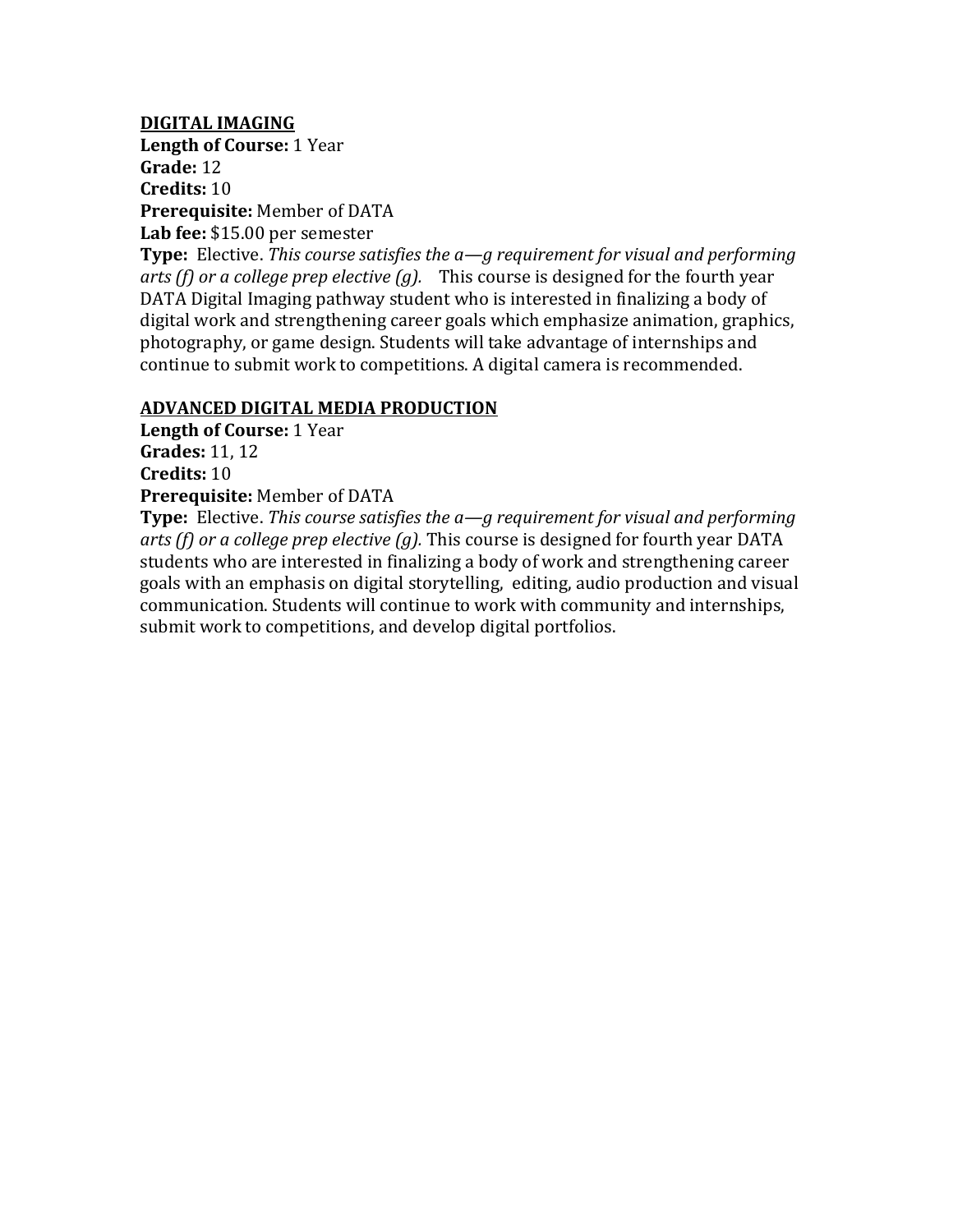## DIGITAL IMAGING

**Length of Course:** 1 Year
**Grade:** 12
**Credits:** 10
**Prerequisite:** Member of DATA
**Lab fee:** $15.00 per semester
**Type:** Elective. *This course satisfies the a—g requirement for visual and performing arts (f) or a college prep elective (g).* This course is designed for the fourth year DATA Digital Imaging pathway student who is interested in finalizing a body of digital work and strengthening career goals which emphasize animation, graphics, photography, or game design. Students will take advantage of internships and continue to submit work to competitions. A digital camera is recommended.

## ADVANCED DIGITAL MEDIA PRODUCTION

**Length of Course:** 1 Year
**Grades:** 11, 12
**Credits:** 10
**Prerequisite:** Member of DATA
**Type:** Elective. *This course satisfies the a—g requirement for visual and performing arts (f) or a college prep elective (g).* This course is designed for fourth year DATA students who are interested in finalizing a body of work and strengthening career goals with an emphasis on digital storytelling, editing, audio production and visual communication. Students will continue to work with community and internships, submit work to competitions, and develop digital portfolios.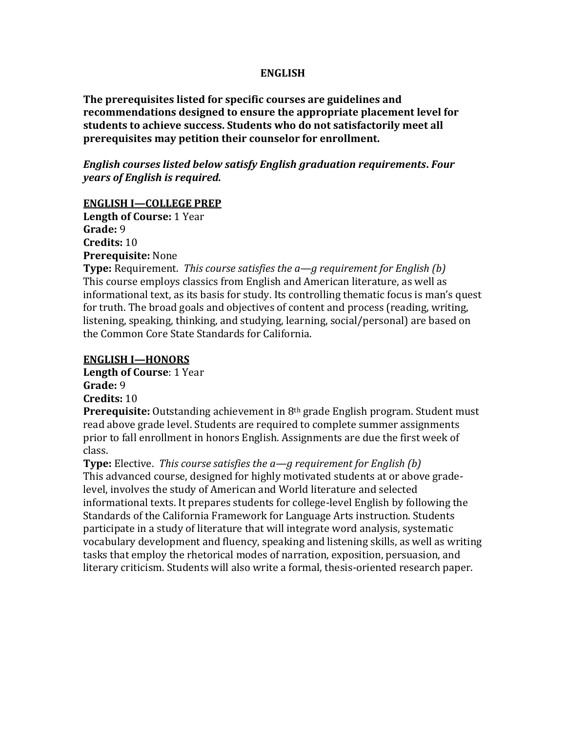# ENGLISH

**The prerequisites listed for specific courses are guidelines and recommendations designed to ensure the appropriate placement level for students to achieve success. Students who do not satisfactorily meet all prerequisites may petition their counselor for enrollment.**

***English courses listed below satisfy English graduation requirements. Four years of English is required.***

## ENGLISH I—COLLEGE PREP

**Length of Course:** 1 Year
**Grade:** 9
**Credits:** 10
**Prerequisite:** None
**Type:** Requirement. *This course satisfies the a—g requirement for English (b)*
This course employs classics from English and American literature, as well as informational text, as its basis for study. Its controlling thematic focus is man's quest for truth. The broad goals and objectives of content and process (reading, writing, listening, speaking, thinking, and studying, learning, social/personal) are based on the Common Core State Standards for California.

## ENGLISH I—HONORS

**Length of Course**: 1 Year
**Grade:** 9
**Credits:** 10
**Prerequisite:** Outstanding achievement in 8th grade English program. Student must read above grade level. Students are required to complete summer assignments prior to fall enrollment in honors English. Assignments are due the first week of class.
**Type:** Elective. *This course satisfies the a—g requirement for English (b)*
This advanced course, designed for highly motivated students at or above grade-level, involves the study of American and World literature and selected informational texts. It prepares students for college-level English by following the Standards of the California Framework for Language Arts instruction. Students participate in a study of literature that will integrate word analysis, systematic vocabulary development and fluency, speaking and listening skills, as well as writing tasks that employ the rhetorical modes of narration, exposition, persuasion, and literary criticism. Students will also write a formal, thesis-oriented research paper.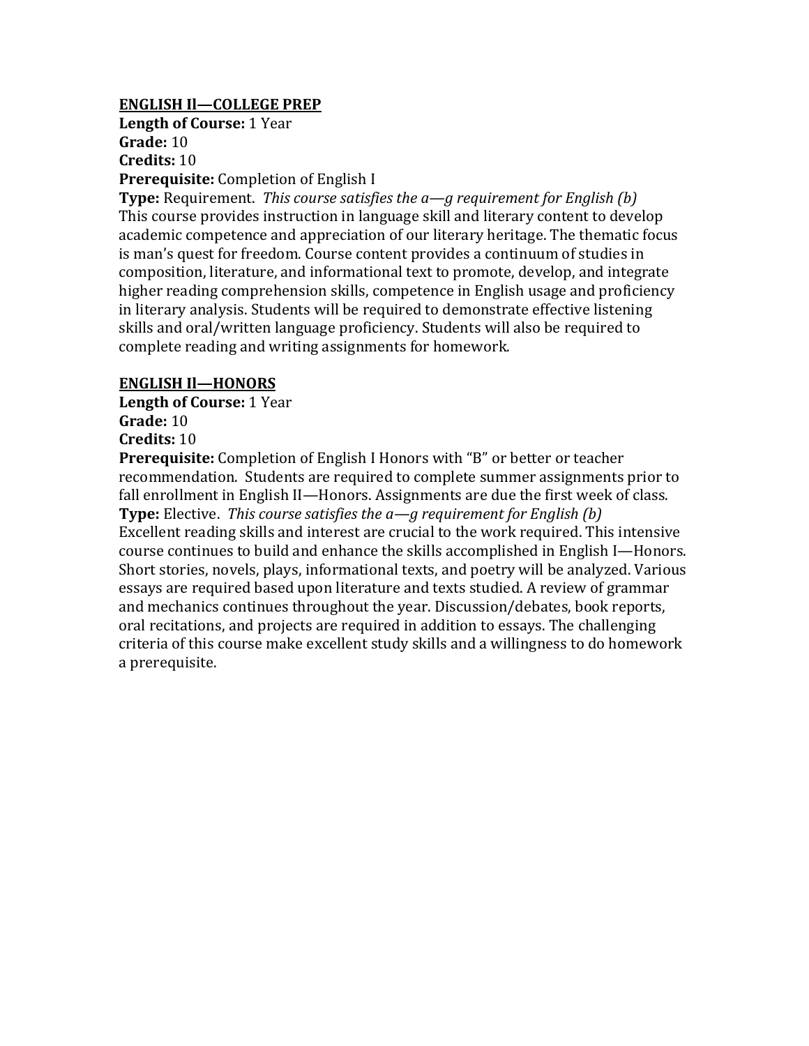## ENGLISH Il—COLLEGE PREP

**Length of Course:** 1 Year
**Grade:** 10
**Credits:** 10
**Prerequisite:** Completion of English I
**Type:** Requirement. *This course satisfies the a—g requirement for English (b)*
This course provides instruction in language skill and literary content to develop academic competence and appreciation of our literary heritage. The thematic focus is man's quest for freedom. Course content provides a continuum of studies in composition, literature, and informational text to promote, develop, and integrate higher reading comprehension skills, competence in English usage and proficiency in literary analysis. Students will be required to demonstrate effective listening skills and oral/written language proficiency. Students will also be required to complete reading and writing assignments for homework.

## ENGLISH Il—HONORS

**Length of Course:** 1 Year
**Grade:** 10
**Credits:** 10
**Prerequisite:** Completion of English I Honors with "B" or better or teacher recommendation. Students are required to complete summer assignments prior to fall enrollment in English II—Honors. Assignments are due the first week of class.
**Type:** Elective. *This course satisfies the a—g requirement for English (b)*
Excellent reading skills and interest are crucial to the work required. This intensive course continues to build and enhance the skills accomplished in English I—Honors. Short stories, novels, plays, informational texts, and poetry will be analyzed. Various essays are required based upon literature and texts studied. A review of grammar and mechanics continues throughout the year. Discussion/debates, book reports, oral recitations, and projects are required in addition to essays. The challenging criteria of this course make excellent study skills and a willingness to do homework a prerequisite.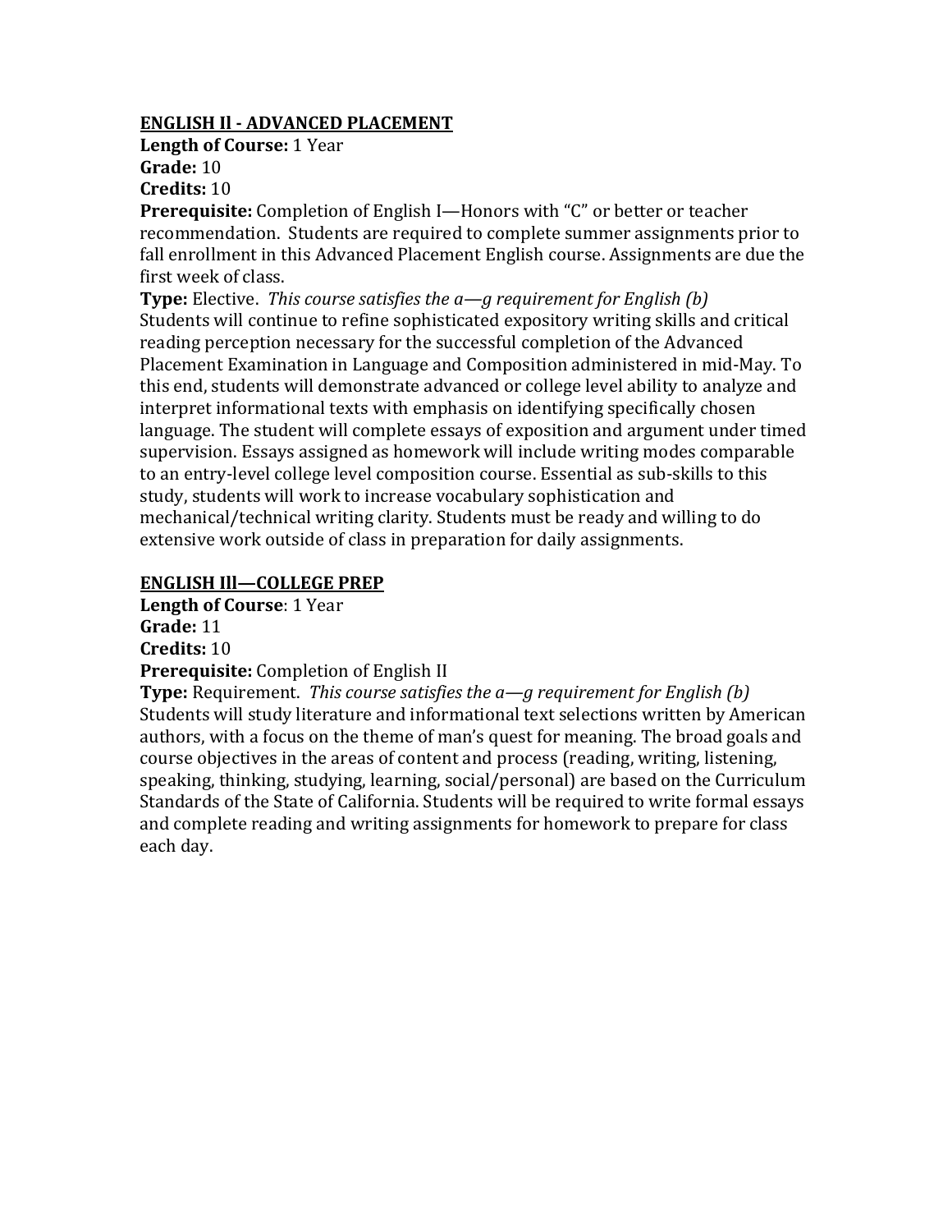## ENGLISH II - ADVANCED PLACEMENT

**Length of Course:** 1 Year
**Grade:** 10
**Credits:** 10
**Prerequisite:** Completion of English I—Honors with "C" or better or teacher recommendation. Students are required to complete summer assignments prior to fall enrollment in this Advanced Placement English course. Assignments are due the first week of class.
**Type:** Elective. *This course satisfies the a—g requirement for English (b)*
Students will continue to refine sophisticated expository writing skills and critical reading perception necessary for the successful completion of the Advanced Placement Examination in Language and Composition administered in mid-May. To this end, students will demonstrate advanced or college level ability to analyze and interpret informational texts with emphasis on identifying specifically chosen language. The student will complete essays of exposition and argument under timed supervision. Essays assigned as homework will include writing modes comparable to an entry-level college level composition course. Essential as sub-skills to this study, students will work to increase vocabulary sophistication and mechanical/technical writing clarity. Students must be ready and willing to do extensive work outside of class in preparation for daily assignments.

## ENGLISH III—COLLEGE PREP

**Length of Course**: 1 Year
**Grade:** 11
**Credits:** 10
**Prerequisite:** Completion of English II
**Type:** Requirement. *This course satisfies the a—g requirement for English (b)*
Students will study literature and informational text selections written by American authors, with a focus on the theme of man's quest for meaning. The broad goals and course objectives in the areas of content and process (reading, writing, listening, speaking, thinking, studying, learning, social/personal) are based on the Curriculum Standards of the State of California. Students will be required to write formal essays and complete reading and writing assignments for homework to prepare for class each day.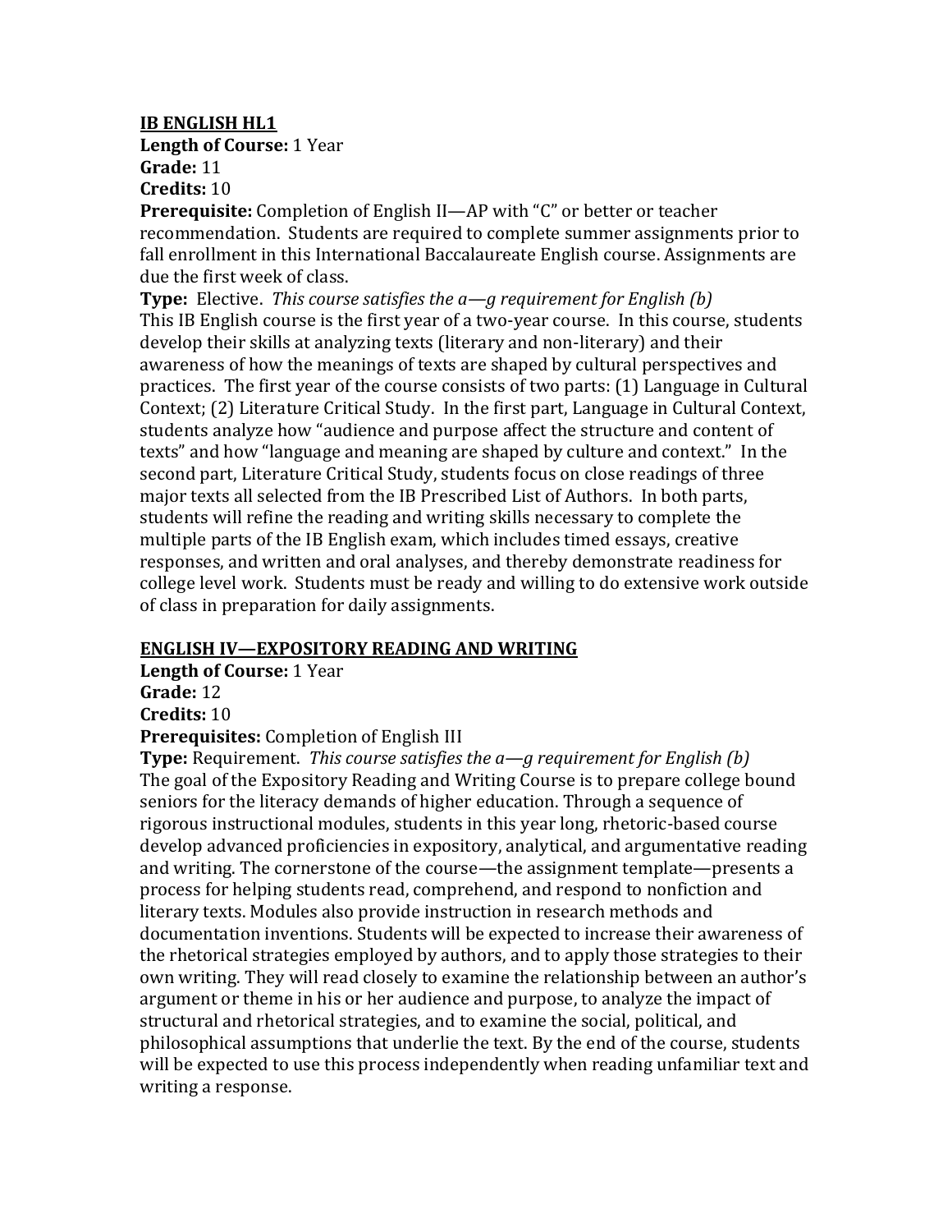**IB ENGLISH HL1**

**Length of Course:** 1 Year

**Grade:** 11

**Credits:** 10

**Prerequisite:** Completion of English II—AP with "C" or better or teacher recommendation. Students are required to complete summer assignments prior to fall enrollment in this International Baccalaureate English course. Assignments are due the first week of class.

**Type:** Elective. *This course satisfies the a—g requirement for English (b)*

This IB English course is the first year of a two-year course. In this course, students develop their skills at analyzing texts (literary and non-literary) and their awareness of how the meanings of texts are shaped by cultural perspectives and practices. The first year of the course consists of two parts: (1) Language in Cultural Context; (2) Literature Critical Study. In the first part, Language in Cultural Context, students analyze how "audience and purpose affect the structure and content of texts" and how "language and meaning are shaped by culture and context." In the second part, Literature Critical Study, students focus on close readings of three major texts all selected from the IB Prescribed List of Authors. In both parts, students will refine the reading and writing skills necessary to complete the multiple parts of the IB English exam, which includes timed essays, creative responses, and written and oral analyses, and thereby demonstrate readiness for college level work. Students must be ready and willing to do extensive work outside of class in preparation for daily assignments.

**ENGLISH IV—EXPOSITORY READING AND WRITING**

**Length of Course:** 1 Year

**Grade:** 12

**Credits:** 10

**Prerequisites:** Completion of English III

**Type:** Requirement. *This course satisfies the a—g requirement for English (b)*

The goal of the Expository Reading and Writing Course is to prepare college bound seniors for the literacy demands of higher education. Through a sequence of rigorous instructional modules, students in this year long, rhetoric-based course develop advanced proficiencies in expository, analytical, and argumentative reading and writing. The cornerstone of the course—the assignment template—presents a process for helping students read, comprehend, and respond to nonfiction and literary texts. Modules also provide instruction in research methods and documentation inventions. Students will be expected to increase their awareness of the rhetorical strategies employed by authors, and to apply those strategies to their own writing. They will read closely to examine the relationship between an author's argument or theme in his or her audience and purpose, to analyze the impact of structural and rhetorical strategies, and to examine the social, political, and philosophical assumptions that underlie the text. By the end of the course, students will be expected to use this process independently when reading unfamiliar text and writing a response.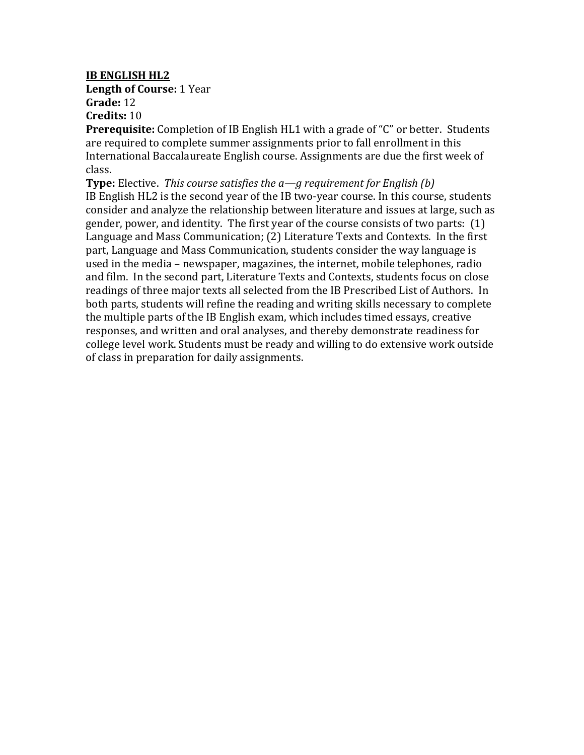**IB ENGLISH HL2**

**Length of Course:** 1 Year

**Grade:** 12

**Credits:** 10

**Prerequisite:** Completion of IB English HL1 with a grade of "C" or better. Students are required to complete summer assignments prior to fall enrollment in this International Baccalaureate English course. Assignments are due the first week of class.

**Type:** Elective. *This course satisfies the a—g requirement for English (b)*

IB English HL2 is the second year of the IB two-year course. In this course, students consider and analyze the relationship between literature and issues at large, such as gender, power, and identity. The first year of the course consists of two parts: (1) Language and Mass Communication; (2) Literature Texts and Contexts. In the first part, Language and Mass Communication, students consider the way language is used in the media – newspaper, magazines, the internet, mobile telephones, radio and film. In the second part, Literature Texts and Contexts, students focus on close readings of three major texts all selected from the IB Prescribed List of Authors. In both parts, students will refine the reading and writing skills necessary to complete the multiple parts of the IB English exam, which includes timed essays, creative responses, and written and oral analyses, and thereby demonstrate readiness for college level work. Students must be ready and willing to do extensive work outside of class in preparation for daily assignments.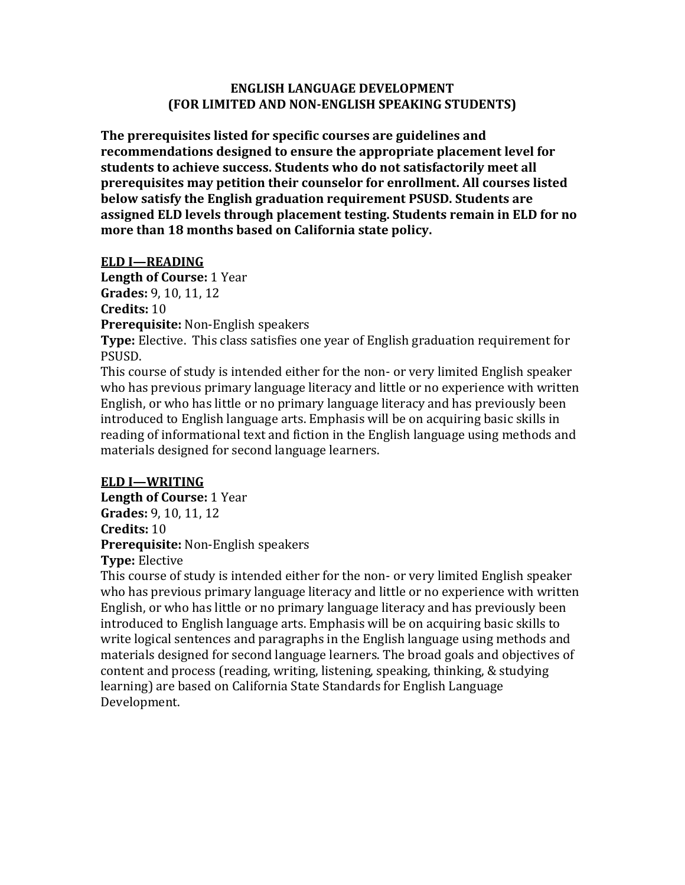# ENGLISH LANGUAGE DEVELOPMENT
# (FOR LIMITED AND NON-ENGLISH SPEAKING STUDENTS)

**The prerequisites listed for specific courses are guidelines and recommendations designed to ensure the appropriate placement level for students to achieve success. Students who do not satisfactorily meet all prerequisites may petition their counselor for enrollment. All courses listed below satisfy the English graduation requirement PSUSD. Students are assigned ELD levels through placement testing. Students remain in ELD for no more than 18 months based on California state policy.**

## ELD I—READING

**Length of Course:** 1 Year
**Grades:** 9, 10, 11, 12
**Credits:** 10
**Prerequisite:** Non-English speakers
**Type:** Elective. This class satisfies one year of English graduation requirement for PSUSD.

This course of study is intended either for the non- or very limited English speaker who has previous primary language literacy and little or no experience with written English, or who has little or no primary language literacy and has previously been introduced to English language arts. Emphasis will be on acquiring basic skills in reading of informational text and fiction in the English language using methods and materials designed for second language learners.

## ELD I—WRITING

**Length of Course:** 1 Year
**Grades:** 9, 10, 11, 12
**Credits:** 10
**Prerequisite:** Non-English speakers
**Type:** Elective

This course of study is intended either for the non- or very limited English speaker who has previous primary language literacy and little or no experience with written English, or who has little or no primary language literacy and has previously been introduced to English language arts. Emphasis will be on acquiring basic skills to write logical sentences and paragraphs in the English language using methods and materials designed for second language learners. The broad goals and objectives of content and process (reading, writing, listening, speaking, thinking, & studying learning) are based on California State Standards for English Language Development.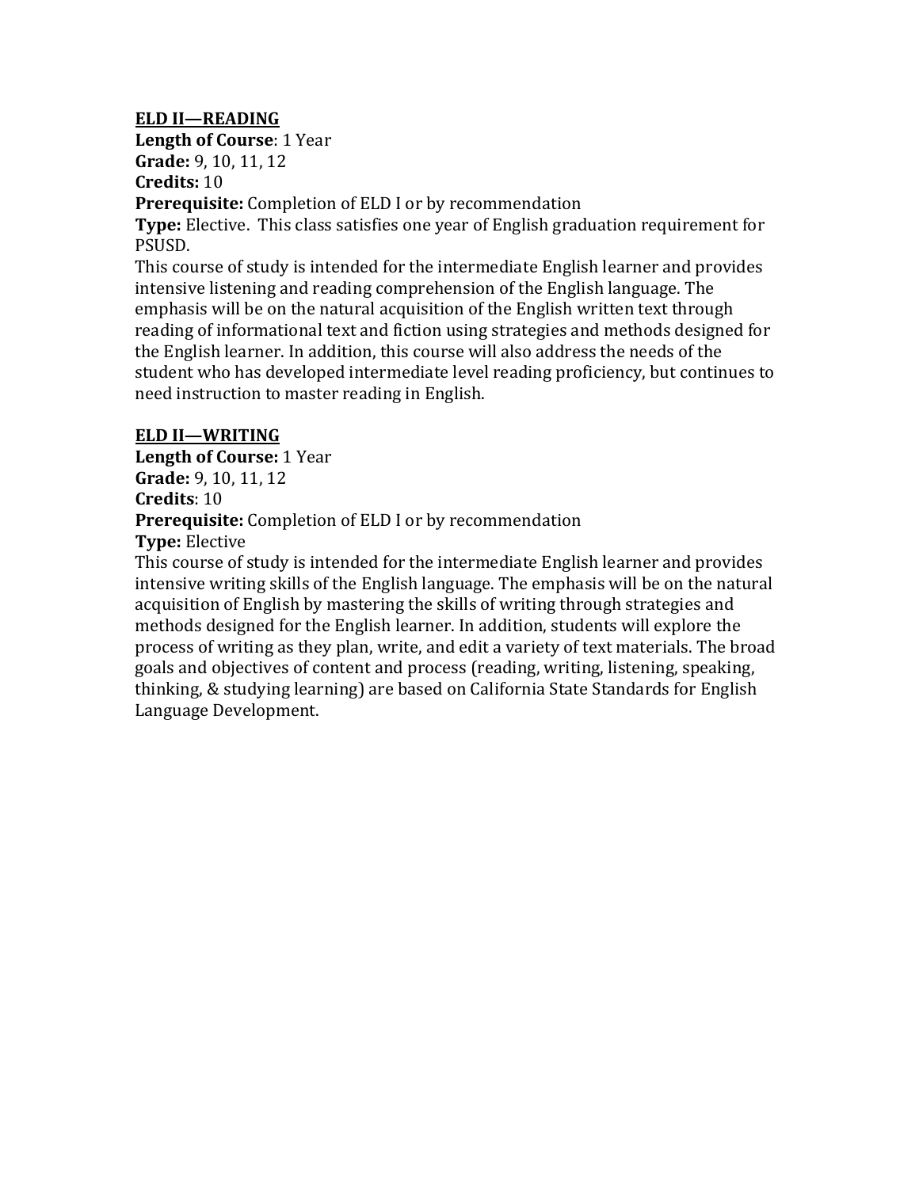**ELD II—READING**

**Length of Course**: 1 Year
**Grade:** 9, 10, 11, 12
**Credits:** 10
**Prerequisite:** Completion of ELD I or by recommendation
**Type:** Elective. This class satisfies one year of English graduation requirement for PSUSD.

This course of study is intended for the intermediate English learner and provides intensive listening and reading comprehension of the English language. The emphasis will be on the natural acquisition of the English written text through reading of informational text and fiction using strategies and methods designed for the English learner. In addition, this course will also address the needs of the student who has developed intermediate level reading proficiency, but continues to need instruction to master reading in English.

**ELD II—WRITING**

**Length of Course:** 1 Year
**Grade:** 9, 10, 11, 12
**Credits**: 10
**Prerequisite:** Completion of ELD I or by recommendation
**Type:** Elective

This course of study is intended for the intermediate English learner and provides intensive writing skills of the English language. The emphasis will be on the natural acquisition of English by mastering the skills of writing through strategies and methods designed for the English learner. In addition, students will explore the process of writing as they plan, write, and edit a variety of text materials. The broad goals and objectives of content and process (reading, writing, listening, speaking, thinking, & studying learning) are based on California State Standards for English Language Development.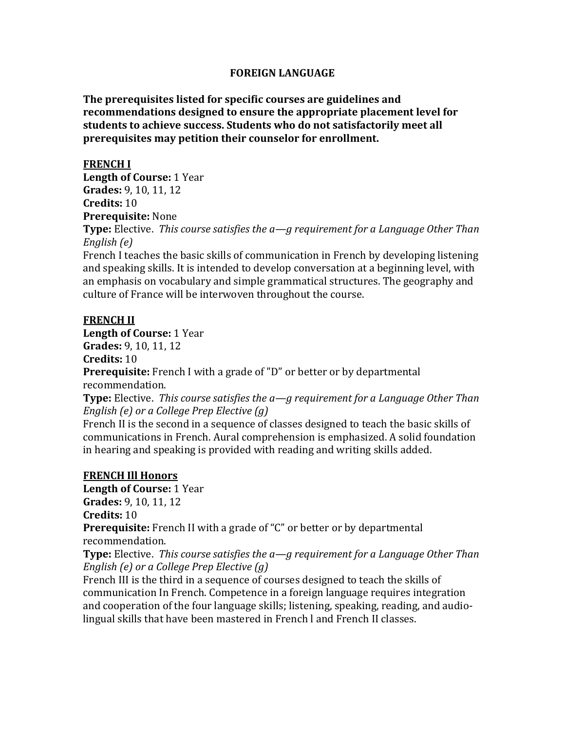# FOREIGN LANGUAGE

**The prerequisites listed for specific courses are guidelines and recommendations designed to ensure the appropriate placement level for students to achieve success. Students who do not satisfactorily meet all prerequisites may petition their counselor for enrollment.**

## FRENCH I

**Length of Course:** 1 Year
**Grades:** 9, 10, 11, 12
**Credits:** 10
**Prerequisite:** None
**Type:** Elective. *This course satisfies the a—g requirement for a Language Other Than English (e)*

French I teaches the basic skills of communication in French by developing listening and speaking skills. It is intended to develop conversation at a beginning level, with an emphasis on vocabulary and simple grammatical structures. The geography and culture of France will be interwoven throughout the course.

## FRENCH II

**Length of Course:** 1 Year
**Grades:** 9, 10, 11, 12
**Credits:** 10
**Prerequisite:** French I with a grade of "D" or better or by departmental recommendation.
**Type:** Elective. *This course satisfies the a—g requirement for a Language Other Than English (e) or a College Prep Elective (g)*

French II is the second in a sequence of classes designed to teach the basic skills of communications in French. Aural comprehension is emphasized. A solid foundation in hearing and speaking is provided with reading and writing skills added.

## FRENCH Ill Honors

**Length of Course:** 1 Year
**Grades:** 9, 10, 11, 12
**Credits:** 10
**Prerequisite:** French II with a grade of "C" or better or by departmental recommendation.
**Type:** Elective. *This course satisfies the a—g requirement for a Language Other Than English (e) or a College Prep Elective (g)*

French III is the third in a sequence of courses designed to teach the skills of communication In French. Competence in a foreign language requires integration and cooperation of the four language skills; listening, speaking, reading, and audio-lingual skills that have been mastered in French l and French II classes.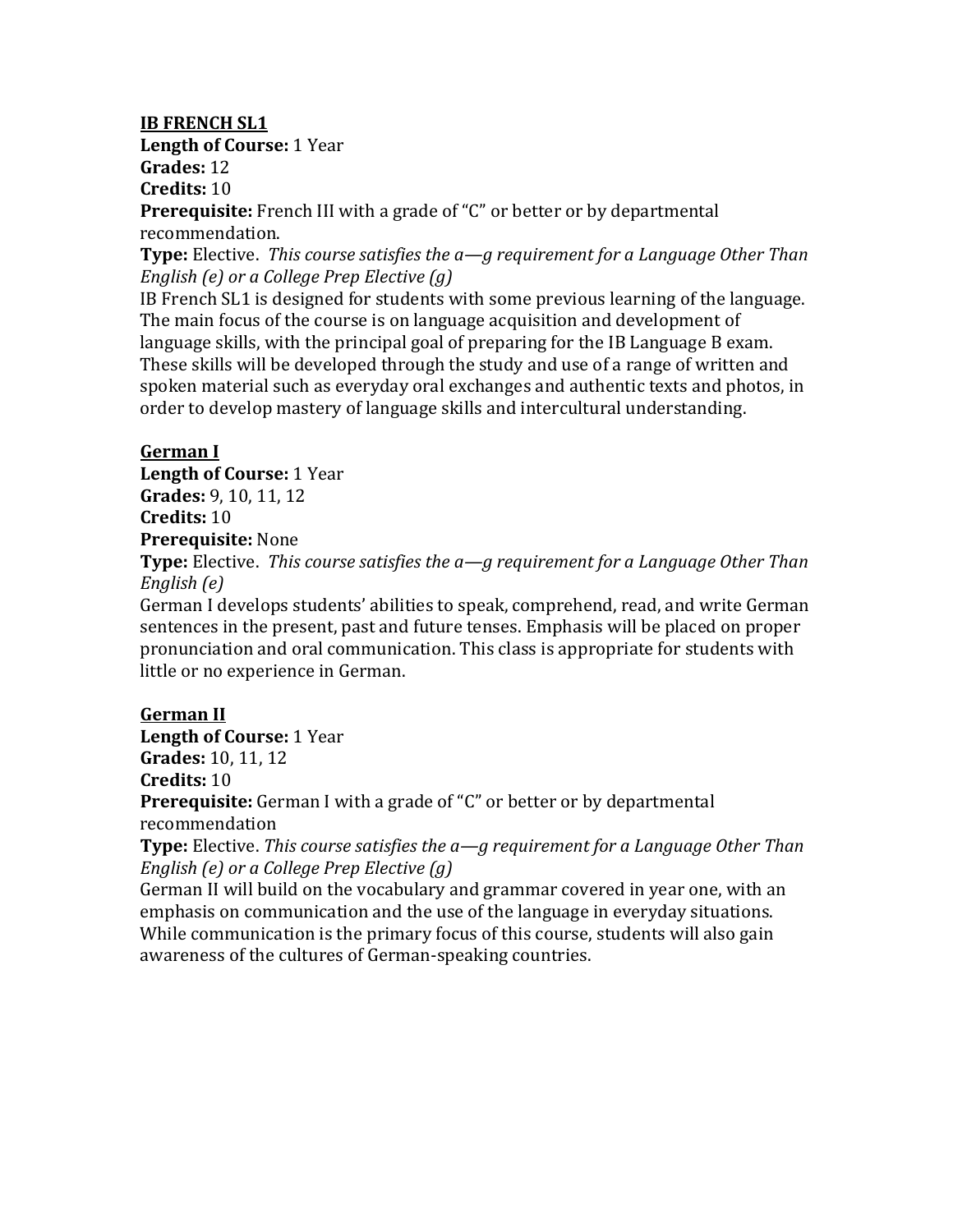**IB FRENCH SL1**
**Length of Course:** 1 Year
**Grades:** 12
**Credits:** 10
**Prerequisite:** French III with a grade of "C" or better or by departmental recommendation.
**Type:** Elective. *This course satisfies the a—g requirement for a Language Other Than English (e) or a College Prep Elective (g)*
IB French SL1 is designed for students with some previous learning of the language. The main focus of the course is on language acquisition and development of language skills, with the principal goal of preparing for the IB Language B exam. These skills will be developed through the study and use of a range of written and spoken material such as everyday oral exchanges and authentic texts and photos, in order to develop mastery of language skills and intercultural understanding.

**German I**
**Length of Course:** 1 Year
**Grades:** 9, 10, 11, 12
**Credits:** 10
**Prerequisite:** None
**Type:** Elective. *This course satisfies the a—g requirement for a Language Other Than English (e)*
German I develops students' abilities to speak, comprehend, read, and write German sentences in the present, past and future tenses. Emphasis will be placed on proper pronunciation and oral communication. This class is appropriate for students with little or no experience in German.

**German II**
**Length of Course:** 1 Year
**Grades:** 10, 11, 12
**Credits:** 10
**Prerequisite:** German I with a grade of "C" or better or by departmental recommendation
**Type:** Elective. *This course satisfies the a—g requirement for a Language Other Than English (e) or a College Prep Elective (g)*
German II will build on the vocabulary and grammar covered in year one, with an emphasis on communication and the use of the language in everyday situations. While communication is the primary focus of this course, students will also gain awareness of the cultures of German-speaking countries.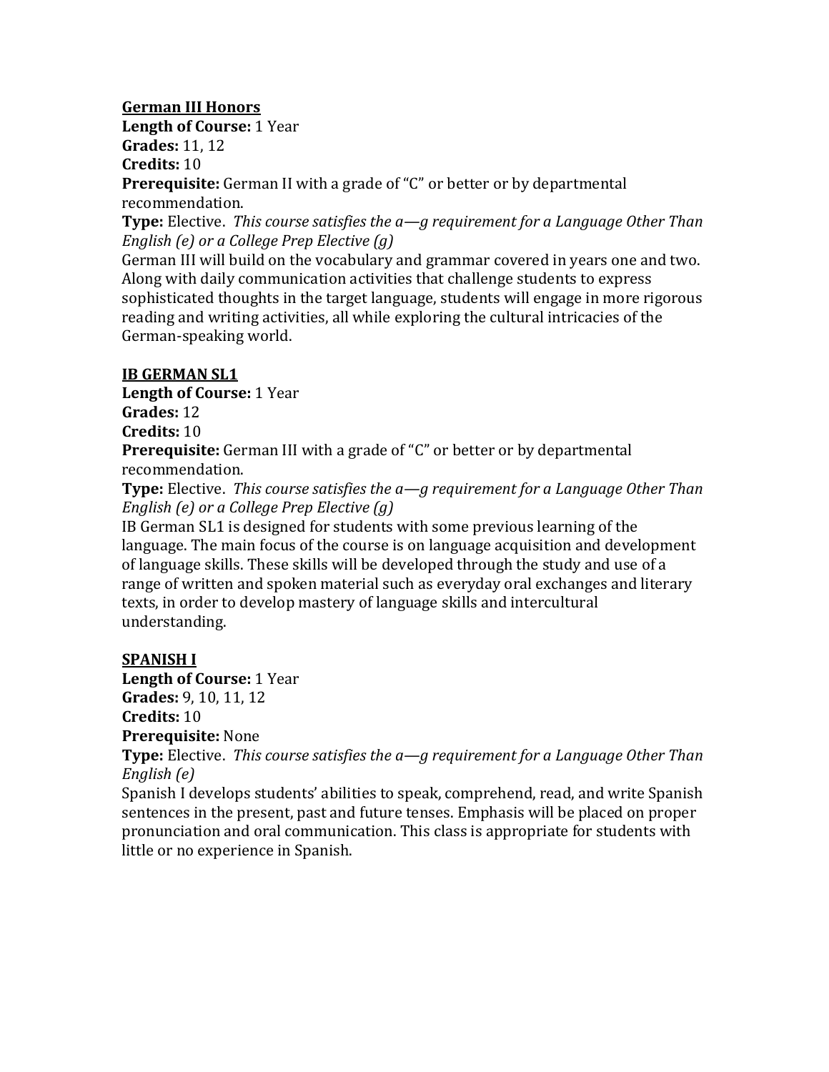**<u>German III Honors</u>**
**Length of Course:** 1 Year
**Grades:** 11, 12
**Credits:** 10
**Prerequisite:** German II with a grade of "C" or better or by departmental recommendation.
**Type:** Elective. *This course satisfies the a—g requirement for a Language Other Than English (e) or a College Prep Elective (g)*
German III will build on the vocabulary and grammar covered in years one and two. Along with daily communication activities that challenge students to express sophisticated thoughts in the target language, students will engage in more rigorous reading and writing activities, all while exploring the cultural intricacies of the German-speaking world.

**<u>IB GERMAN SL1</u>**
**Length of Course:** 1 Year
**Grades:** 12
**Credits:** 10
**Prerequisite:** German III with a grade of "C" or better or by departmental recommendation.
**Type:** Elective. *This course satisfies the a—g requirement for a Language Other Than English (e) or a College Prep Elective (g)*
IB German SL1 is designed for students with some previous learning of the language. The main focus of the course is on language acquisition and development of language skills. These skills will be developed through the study and use of a range of written and spoken material such as everyday oral exchanges and literary texts, in order to develop mastery of language skills and intercultural understanding.

**<u>SPANISH I</u>**
**Length of Course:** 1 Year
**Grades:** 9, 10, 11, 12
**Credits:** 10
**Prerequisite:** None
**Type:** Elective. *This course satisfies the a—g requirement for a Language Other Than English (e)*
Spanish I develops students' abilities to speak, comprehend, read, and write Spanish sentences in the present, past and future tenses. Emphasis will be placed on proper pronunciation and oral communication. This class is appropriate for students with little or no experience in Spanish.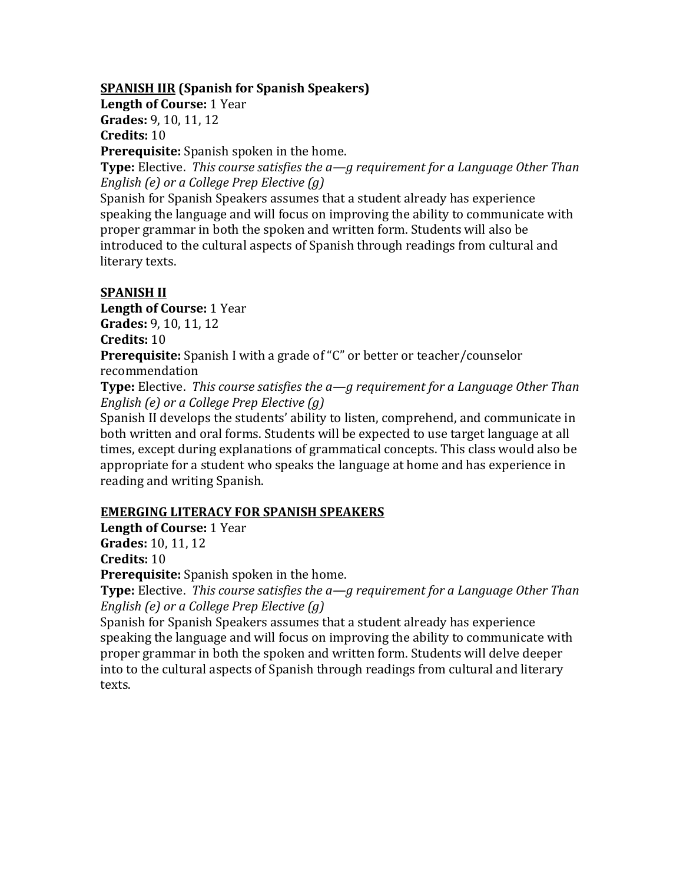**<u>SPANISH IIR</u> (Spanish for Spanish Speakers)**
**Length of Course:** 1 Year
**Grades:** 9, 10, 11, 12
**Credits:** 10
**Prerequisite:** Spanish spoken in the home.
**Type:** Elective. *This course satisfies the a—g requirement for a Language Other Than English (e) or a College Prep Elective (g)*
Spanish for Spanish Speakers assumes that a student already has experience speaking the language and will focus on improving the ability to communicate with proper grammar in both the spoken and written form. Students will also be introduced to the cultural aspects of Spanish through readings from cultural and literary texts.

**<u>SPANISH II</u>**
**Length of Course:** 1 Year
**Grades:** 9, 10, 11, 12
**Credits:** 10
**Prerequisite:** Spanish I with a grade of "C" or better or teacher/counselor recommendation
**Type:** Elective. *This course satisfies the a—g requirement for a Language Other Than English (e) or a College Prep Elective (g)*
Spanish II develops the students' ability to listen, comprehend, and communicate in both written and oral forms. Students will be expected to use target language at all times, except during explanations of grammatical concepts. This class would also be appropriate for a student who speaks the language at home and has experience in reading and writing Spanish.

**<u>EMERGING LITERACY FOR SPANISH SPEAKERS</u>**
**Length of Course:** 1 Year
**Grades:** 10, 11, 12
**Credits:** 10
**Prerequisite:** Spanish spoken in the home.
**Type:** Elective. *This course satisfies the a—g requirement for a Language Other Than English (e) or a College Prep Elective (g)*
Spanish for Spanish Speakers assumes that a student already has experience speaking the language and will focus on improving the ability to communicate with proper grammar in both the spoken and written form. Students will delve deeper into to the cultural aspects of Spanish through readings from cultural and literary texts.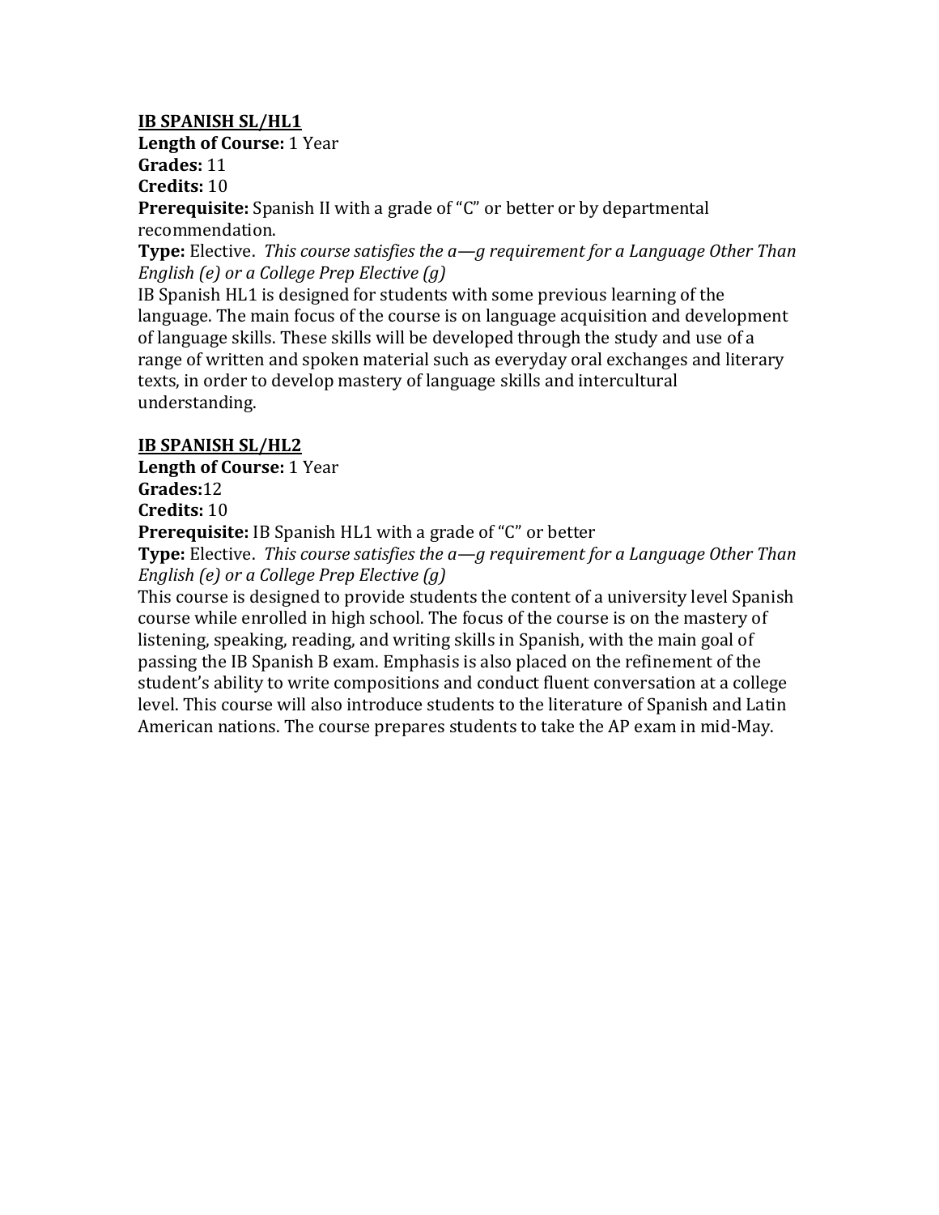## IB SPANISH SL/HL1

**Length of Course:** 1 Year
**Grades:** 11
**Credits:** 10
**Prerequisite:** Spanish II with a grade of "C" or better or by departmental recommendation.
**Type:** Elective. *This course satisfies the a—g requirement for a Language Other Than English (e) or a College Prep Elective (g)*

IB Spanish HL1 is designed for students with some previous learning of the language. The main focus of the course is on language acquisition and development of language skills. These skills will be developed through the study and use of a range of written and spoken material such as everyday oral exchanges and literary texts, in order to develop mastery of language skills and intercultural understanding.

## IB SPANISH SL/HL2

**Length of Course:** 1 Year
**Grades:**12
**Credits:** 10
**Prerequisite:** IB Spanish HL1 with a grade of "C" or better
**Type:** Elective. *This course satisfies the a—g requirement for a Language Other Than English (e) or a College Prep Elective (g)*

This course is designed to provide students the content of a university level Spanish course while enrolled in high school. The focus of the course is on the mastery of listening, speaking, reading, and writing skills in Spanish, with the main goal of passing the IB Spanish B exam. Emphasis is also placed on the refinement of the student's ability to write compositions and conduct fluent conversation at a college level. This course will also introduce students to the literature of Spanish and Latin American nations. The course prepares students to take the AP exam in mid-May.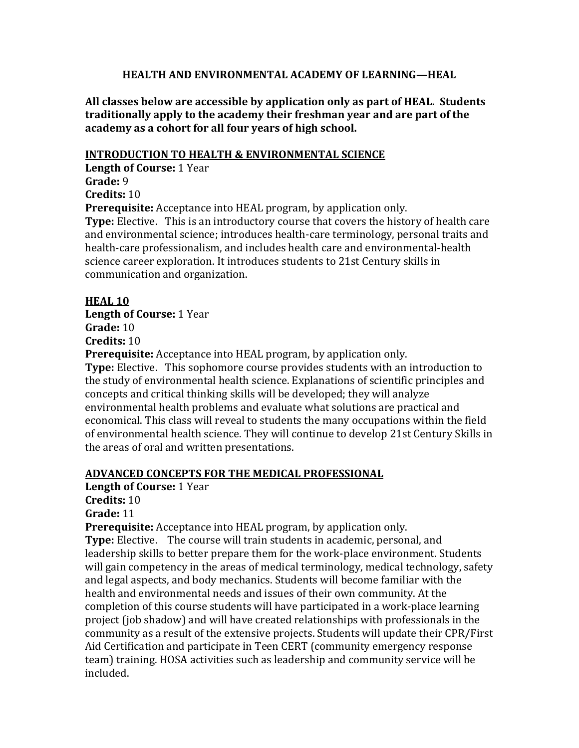# HEALTH AND ENVIRONMENTAL ACADEMY OF LEARNING—HEAL

**All classes below are accessible by application only as part of HEAL. Students traditionally apply to the academy their freshman year and are part of the academy as a cohort for all four years of high school.**

## INTRODUCTION TO HEALTH & ENVIRONMENTAL SCIENCE

**Length of Course:** 1 Year
**Grade:** 9
**Credits:** 10
**Prerequisite:** Acceptance into HEAL program, by application only.
**Type:** Elective. This is an introductory course that covers the history of health care and environmental science; introduces health-care terminology, personal traits and health-care professionalism, and includes health care and environmental-health science career exploration. It introduces students to 21st Century skills in communication and organization.

## HEAL 10

**Length of Course:** 1 Year
**Grade:** 10
**Credits:** 10
**Prerequisite:** Acceptance into HEAL program, by application only.
**Type:** Elective. This sophomore course provides students with an introduction to the study of environmental health science. Explanations of scientific principles and concepts and critical thinking skills will be developed; they will analyze environmental health problems and evaluate what solutions are practical and economical. This class will reveal to students the many occupations within the field of environmental health science. They will continue to develop 21st Century Skills in the areas of oral and written presentations.

## ADVANCED CONCEPTS FOR THE MEDICAL PROFESSIONAL

**Length of Course:** 1 Year
**Credits:** 10
**Grade:** 11
**Prerequisite:** Acceptance into HEAL program, by application only.
**Type:** Elective. The course will train students in academic, personal, and leadership skills to better prepare them for the work-place environment. Students will gain competency in the areas of medical terminology, medical technology, safety and legal aspects, and body mechanics. Students will become familiar with the health and environmental needs and issues of their own community. At the completion of this course students will have participated in a work-place learning project (job shadow) and will have created relationships with professionals in the community as a result of the extensive projects. Students will update their CPR/First Aid Certification and participate in Teen CERT (community emergency response team) training. HOSA activities such as leadership and community service will be included.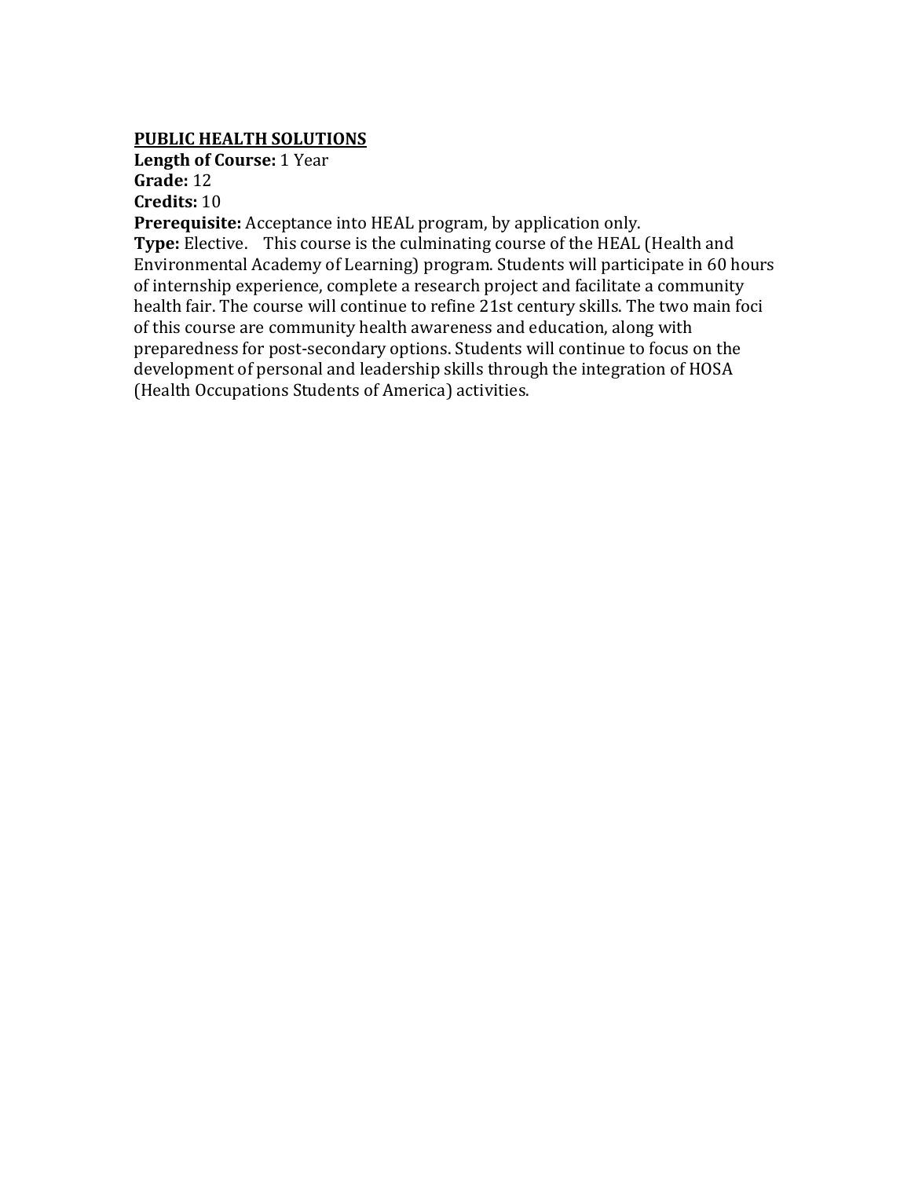**PUBLIC HEALTH SOLUTIONS**

**Length of Course:** 1 Year
**Grade:** 12
**Credits:** 10
**Prerequisite:** Acceptance into HEAL program, by application only.
**Type:** Elective. This course is the culminating course of the HEAL (Health and Environmental Academy of Learning) program. Students will participate in 60 hours of internship experience, complete a research project and facilitate a community health fair. The course will continue to refine 21st century skills. The two main foci of this course are community health awareness and education, along with preparedness for post-secondary options. Students will continue to focus on the development of personal and leadership skills through the integration of HOSA (Health Occupations Students of America) activities.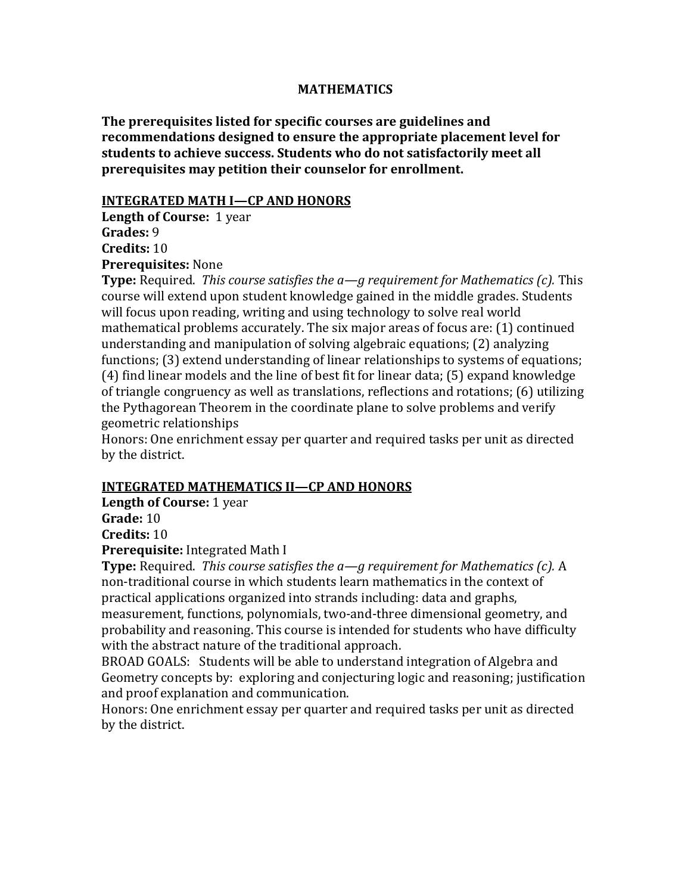# MATHEMATICS

**The prerequisites listed for specific courses are guidelines and recommendations designed to ensure the appropriate placement level for students to achieve success. Students who do not satisfactorily meet all prerequisites may petition their counselor for enrollment.**

## INTEGRATED MATH I—CP AND HONORS

**Length of Course:** 1 year
**Grades:** 9
**Credits:** 10
**Prerequisites:** None
**Type:** Required. *This course satisfies the a—g requirement for Mathematics (c).* This course will extend upon student knowledge gained in the middle grades. Students will focus upon reading, writing and using technology to solve real world mathematical problems accurately. The six major areas of focus are: (1) continued understanding and manipulation of solving algebraic equations; (2) analyzing functions; (3) extend understanding of linear relationships to systems of equations; (4) find linear models and the line of best fit for linear data; (5) expand knowledge of triangle congruency as well as translations, reflections and rotations; (6) utilizing the Pythagorean Theorem in the coordinate plane to solve problems and verify geometric relationships
Honors: One enrichment essay per quarter and required tasks per unit as directed by the district.

## INTEGRATED MATHEMATICS II—CP AND HONORS

**Length of Course:** 1 year
**Grade:** 10
**Credits:** 10
**Prerequisite:** Integrated Math I
**Type:** Required. *This course satisfies the a—g requirement for Mathematics (c).* A non-traditional course in which students learn mathematics in the context of practical applications organized into strands including: data and graphs, measurement, functions, polynomials, two-and-three dimensional geometry, and probability and reasoning. This course is intended for students who have difficulty with the abstract nature of the traditional approach.
BROAD GOALS: Students will be able to understand integration of Algebra and Geometry concepts by: exploring and conjecturing logic and reasoning; justification and proof explanation and communication.
Honors: One enrichment essay per quarter and required tasks per unit as directed by the district.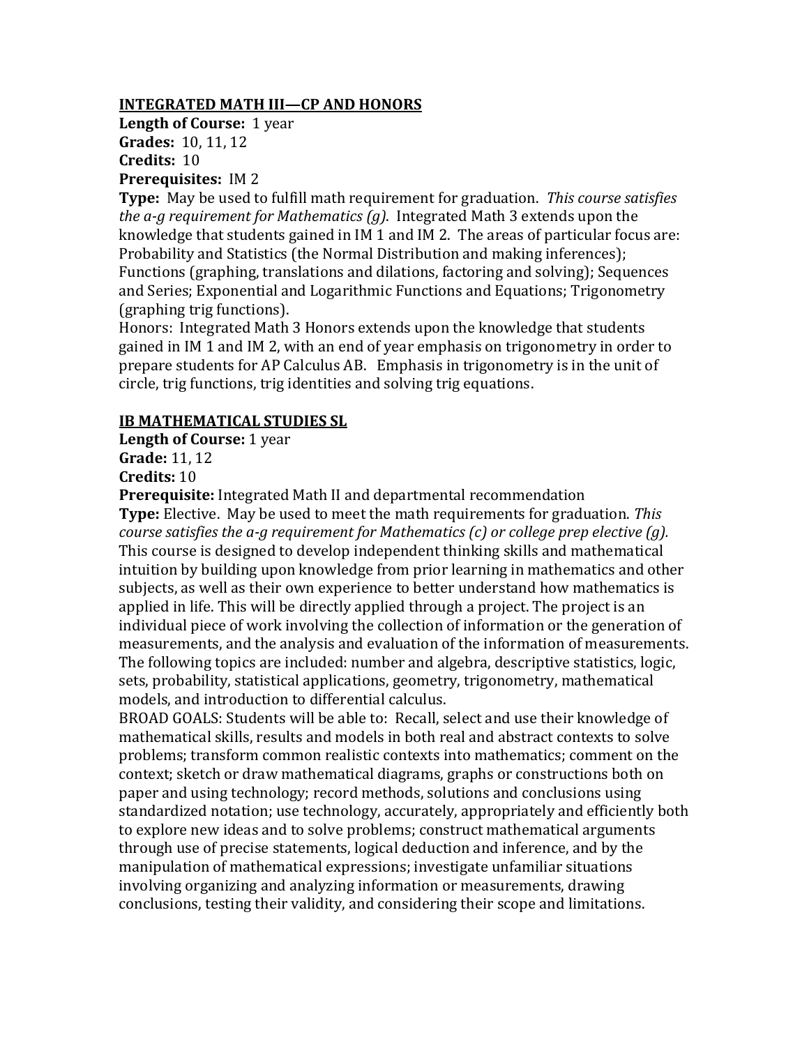## INTEGRATED MATH III—CP AND HONORS

**Length of Course:** 1 year
**Grades:** 10, 11, 12
**Credits:** 10
**Prerequisites:** IM 2
**Type:** May be used to fulfill math requirement for graduation. *This course satisfies the a-g requirement for Mathematics (g).* Integrated Math 3 extends upon the knowledge that students gained in IM 1 and IM 2. The areas of particular focus are: Probability and Statistics (the Normal Distribution and making inferences); Functions (graphing, translations and dilations, factoring and solving); Sequences and Series; Exponential and Logarithmic Functions and Equations; Trigonometry (graphing trig functions).
Honors: Integrated Math 3 Honors extends upon the knowledge that students gained in IM 1 and IM 2, with an end of year emphasis on trigonometry in order to prepare students for AP Calculus AB. Emphasis in trigonometry is in the unit of circle, trig functions, trig identities and solving trig equations.

## IB MATHEMATICAL STUDIES SL

**Length of Course:** 1 year
**Grade:** 11, 12
**Credits:** 10
**Prerequisite:** Integrated Math II and departmental recommendation
**Type:** Elective. May be used to meet the math requirements for graduation. *This course satisfies the a-g requirement for Mathematics (c) or college prep elective (g).* This course is designed to develop independent thinking skills and mathematical intuition by building upon knowledge from prior learning in mathematics and other subjects, as well as their own experience to better understand how mathematics is applied in life. This will be directly applied through a project. The project is an individual piece of work involving the collection of information or the generation of measurements, and the analysis and evaluation of the information of measurements. The following topics are included: number and algebra, descriptive statistics, logic, sets, probability, statistical applications, geometry, trigonometry, mathematical models, and introduction to differential calculus.
BROAD GOALS: Students will be able to: Recall, select and use their knowledge of mathematical skills, results and models in both real and abstract contexts to solve problems; transform common realistic contexts into mathematics; comment on the context; sketch or draw mathematical diagrams, graphs or constructions both on paper and using technology; record methods, solutions and conclusions using standardized notation; use technology, accurately, appropriately and efficiently both to explore new ideas and to solve problems; construct mathematical arguments through use of precise statements, logical deduction and inference, and by the manipulation of mathematical expressions; investigate unfamiliar situations involving organizing and analyzing information or measurements, drawing conclusions, testing their validity, and considering their scope and limitations.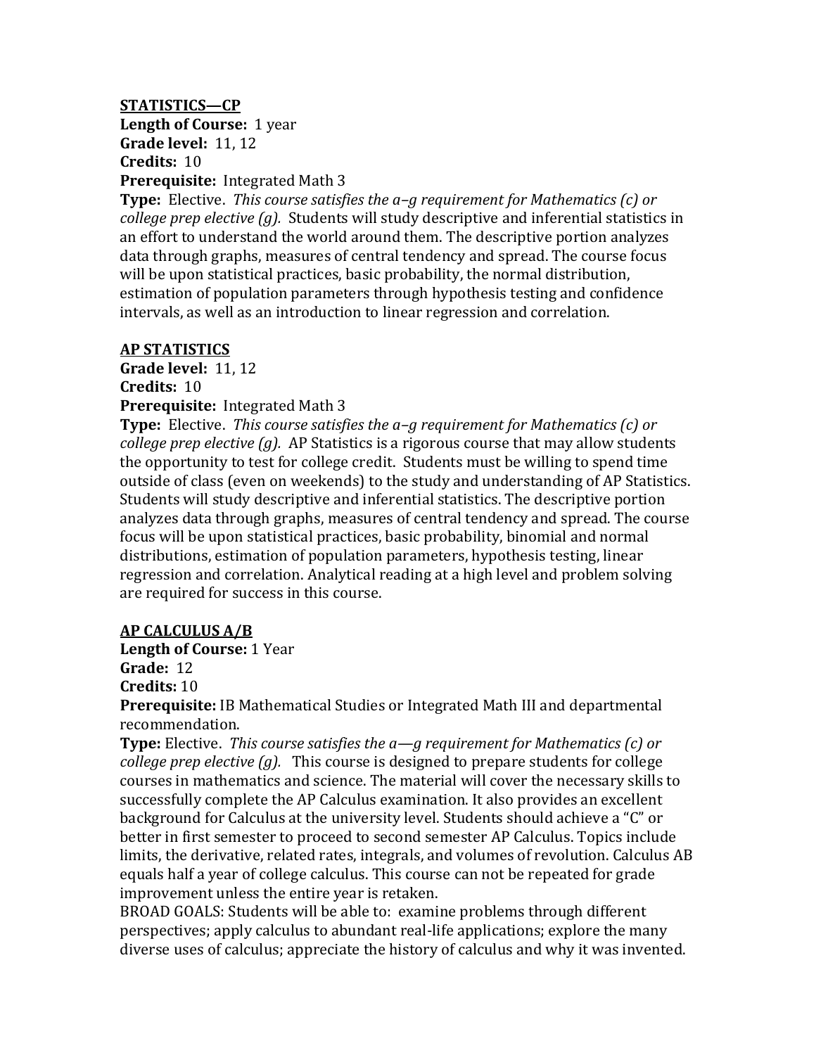**STATISTICS—CP**

**Length of Course:** 1 year
**Grade level:** 11, 12
**Credits:** 10
**Prerequisite:** Integrated Math 3
**Type:** Elective. *This course satisfies the a–g requirement for Mathematics (c) or college prep elective (g).* Students will study descriptive and inferential statistics in an effort to understand the world around them. The descriptive portion analyzes data through graphs, measures of central tendency and spread. The course focus will be upon statistical practices, basic probability, the normal distribution, estimation of population parameters through hypothesis testing and confidence intervals, as well as an introduction to linear regression and correlation.

**AP STATISTICS**

**Grade level:** 11, 12
**Credits:** 10
**Prerequisite:** Integrated Math 3
**Type:** Elective. *This course satisfies the a–g requirement for Mathematics (c) or college prep elective (g).* AP Statistics is a rigorous course that may allow students the opportunity to test for college credit. Students must be willing to spend time outside of class (even on weekends) to the study and understanding of AP Statistics. Students will study descriptive and inferential statistics. The descriptive portion analyzes data through graphs, measures of central tendency and spread. The course focus will be upon statistical practices, basic probability, binomial and normal distributions, estimation of population parameters, hypothesis testing, linear regression and correlation. Analytical reading at a high level and problem solving are required for success in this course.

**AP CALCULUS A/B**

**Length of Course:** 1 Year
**Grade:** 12
**Credits:** 10
**Prerequisite:** IB Mathematical Studies or Integrated Math III and departmental recommendation.
**Type:** Elective. *This course satisfies the a—g requirement for Mathematics (c) or college prep elective (g).* This course is designed to prepare students for college courses in mathematics and science. The material will cover the necessary skills to successfully complete the AP Calculus examination. It also provides an excellent background for Calculus at the university level. Students should achieve a "C" or better in first semester to proceed to second semester AP Calculus. Topics include limits, the derivative, related rates, integrals, and volumes of revolution. Calculus AB equals half a year of college calculus. This course can not be repeated for grade improvement unless the entire year is retaken.
BROAD GOALS: Students will be able to: examine problems through different perspectives; apply calculus to abundant real-life applications; explore the many diverse uses of calculus; appreciate the history of calculus and why it was invented.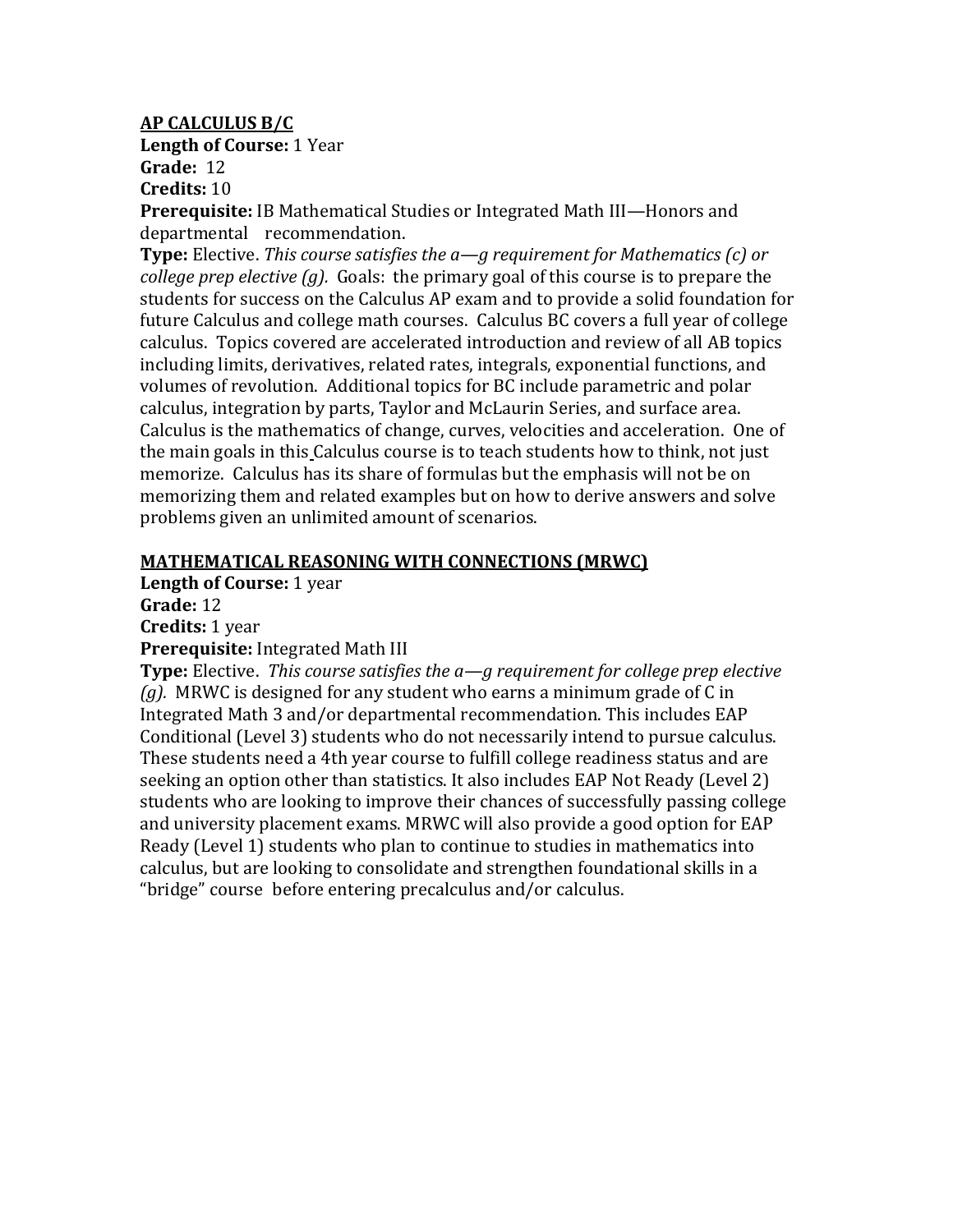**AP CALCULUS B/C**

**Length of Course:** 1 Year

**Grade:** 12

**Credits:** 10

**Prerequisite:** IB Mathematical Studies or Integrated Math III—Honors and departmental recommendation.

**Type:** Elective. *This course satisfies the a—g requirement for Mathematics (c) or college prep elective (g).* Goals: the primary goal of this course is to prepare the students for success on the Calculus AP exam and to provide a solid foundation for future Calculus and college math courses. Calculus BC covers a full year of college calculus. Topics covered are accelerated introduction and review of all AB topics including limits, derivatives, related rates, integrals, exponential functions, and volumes of revolution. Additional topics for BC include parametric and polar calculus, integration by parts, Taylor and McLaurin Series, and surface area. Calculus is the mathematics of change, curves, velocities and acceleration. One of the main goals in this Calculus course is to teach students how to think, not just memorize. Calculus has its share of formulas but the emphasis will not be on memorizing them and related examples but on how to derive answers and solve problems given an unlimited amount of scenarios.

**MATHEMATICAL REASONING WITH CONNECTIONS (MRWC)**

**Length of Course:** 1 year

**Grade:** 12

**Credits:** 1 year

**Prerequisite:** Integrated Math III

**Type:** Elective. *This course satisfies the a—g requirement for college prep elective (g).* MRWC is designed for any student who earns a minimum grade of C in Integrated Math 3 and/or departmental recommendation. This includes EAP Conditional (Level 3) students who do not necessarily intend to pursue calculus. These students need a 4th year course to fulfill college readiness status and are seeking an option other than statistics. It also includes EAP Not Ready (Level 2) students who are looking to improve their chances of successfully passing college and university placement exams. MRWC will also provide a good option for EAP Ready (Level 1) students who plan to continue to studies in mathematics into calculus, but are looking to consolidate and strengthen foundational skills in a "bridge" course before entering precalculus and/or calculus.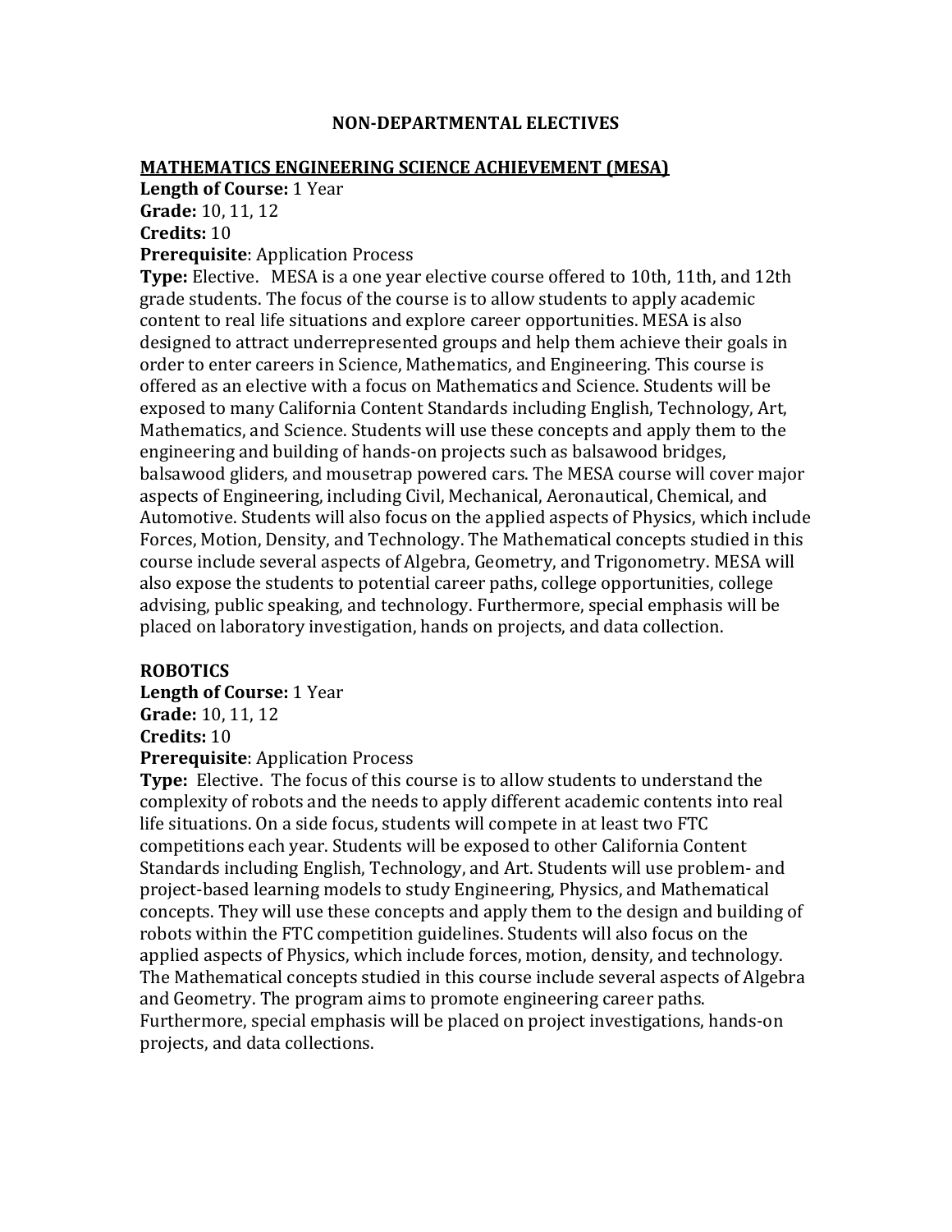# NON-DEPARTMENTAL ELECTIVES

## MATHEMATICS ENGINEERING SCIENCE ACHIEVEMENT (MESA)

**Length of Course:** 1 Year
**Grade:** 10, 11, 12
**Credits:** 10
**Prerequisite**: Application Process
**Type:** Elective. MESA is a one year elective course offered to 10th, 11th, and 12th grade students. The focus of the course is to allow students to apply academic content to real life situations and explore career opportunities. MESA is also designed to attract underrepresented groups and help them achieve their goals in order to enter careers in Science, Mathematics, and Engineering. This course is offered as an elective with a focus on Mathematics and Science. Students will be exposed to many California Content Standards including English, Technology, Art, Mathematics, and Science. Students will use these concepts and apply them to the engineering and building of hands-on projects such as balsawood bridges, balsawood gliders, and mousetrap powered cars. The MESA course will cover major aspects of Engineering, including Civil, Mechanical, Aeronautical, Chemical, and Automotive. Students will also focus on the applied aspects of Physics, which include Forces, Motion, Density, and Technology. The Mathematical concepts studied in this course include several aspects of Algebra, Geometry, and Trigonometry. MESA will also expose the students to potential career paths, college opportunities, college advising, public speaking, and technology. Furthermore, special emphasis will be placed on laboratory investigation, hands on projects, and data collection.

## ROBOTICS

**Length of Course:** 1 Year
**Grade:** 10, 11, 12
**Credits:** 10
**Prerequisite**: Application Process
**Type:** Elective. The focus of this course is to allow students to understand the complexity of robots and the needs to apply different academic contents into real life situations. On a side focus, students will compete in at least two FTC competitions each year. Students will be exposed to other California Content Standards including English, Technology, and Art. Students will use problem- and project-based learning models to study Engineering, Physics, and Mathematical concepts. They will use these concepts and apply them to the design and building of robots within the FTC competition guidelines. Students will also focus on the applied aspects of Physics, which include forces, motion, density, and technology. The Mathematical concepts studied in this course include several aspects of Algebra and Geometry. The program aims to promote engineering career paths. Furthermore, special emphasis will be placed on project investigations, hands-on projects, and data collections.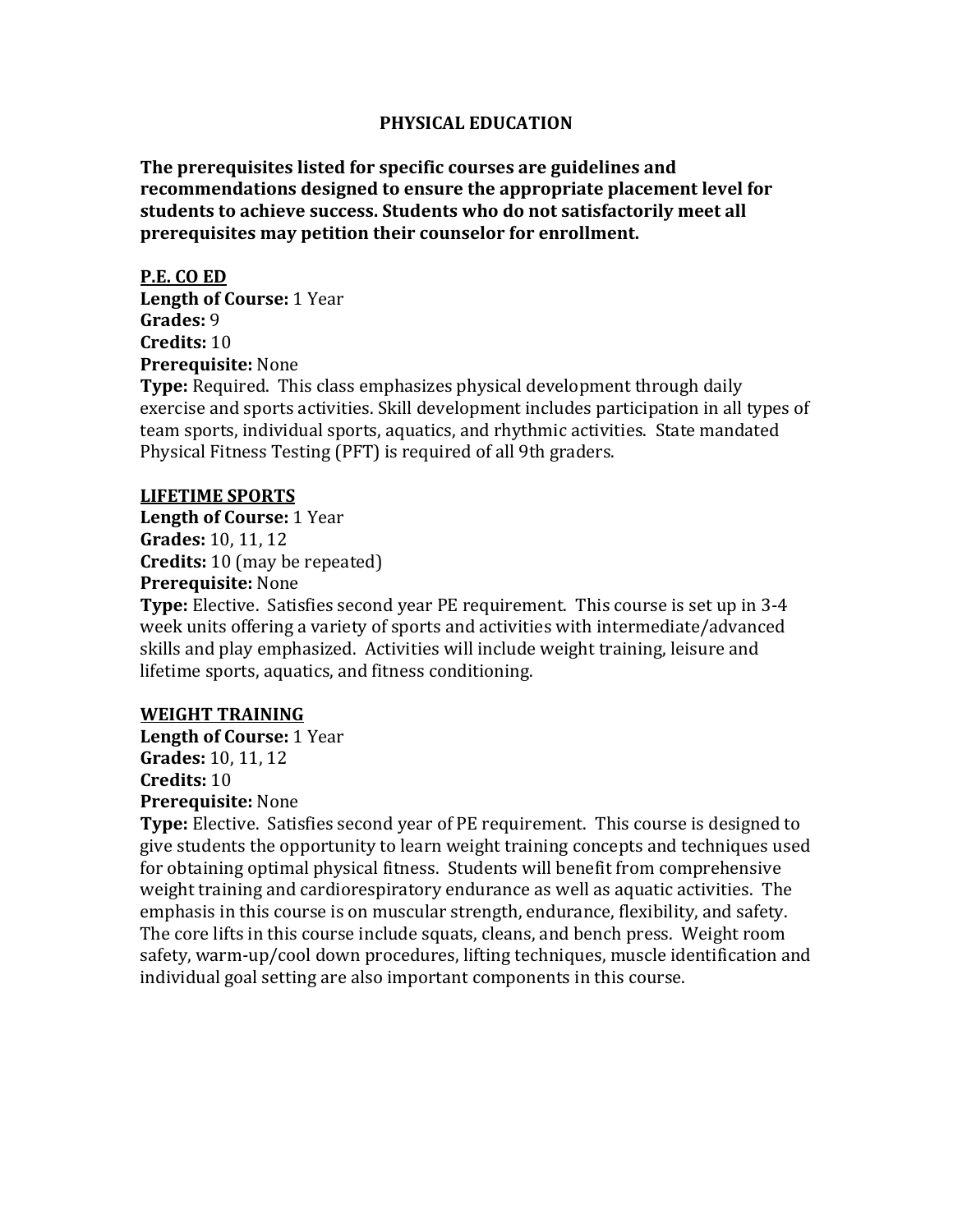# PHYSICAL EDUCATION

**The prerequisites listed for specific courses are guidelines and recommendations designed to ensure the appropriate placement level for students to achieve success. Students who do not satisfactorily meet all prerequisites may petition their counselor for enrollment.**

## P.E. CO ED

**Length of Course:** 1 Year
**Grades:** 9
**Credits:** 10
**Prerequisite:** None
**Type:** Required. This class emphasizes physical development through daily exercise and sports activities. Skill development includes participation in all types of team sports, individual sports, aquatics, and rhythmic activities. State mandated Physical Fitness Testing (PFT) is required of all 9th graders.

## LIFETIME SPORTS

**Length of Course:** 1 Year
**Grades:** 10, 11, 12
**Credits:** 10 (may be repeated)
**Prerequisite:** None
**Type:** Elective. Satisfies second year PE requirement. This course is set up in 3-4 week units offering a variety of sports and activities with intermediate/advanced skills and play emphasized. Activities will include weight training, leisure and lifetime sports, aquatics, and fitness conditioning.

## WEIGHT TRAINING

**Length of Course:** 1 Year
**Grades:** 10, 11, 12
**Credits:** 10
**Prerequisite:** None
**Type:** Elective. Satisfies second year of PE requirement. This course is designed to give students the opportunity to learn weight training concepts and techniques used for obtaining optimal physical fitness. Students will benefit from comprehensive weight training and cardiorespiratory endurance as well as aquatic activities. The emphasis in this course is on muscular strength, endurance, flexibility, and safety. The core lifts in this course include squats, cleans, and bench press. Weight room safety, warm-up/cool down procedures, lifting techniques, muscle identification and individual goal setting are also important components in this course.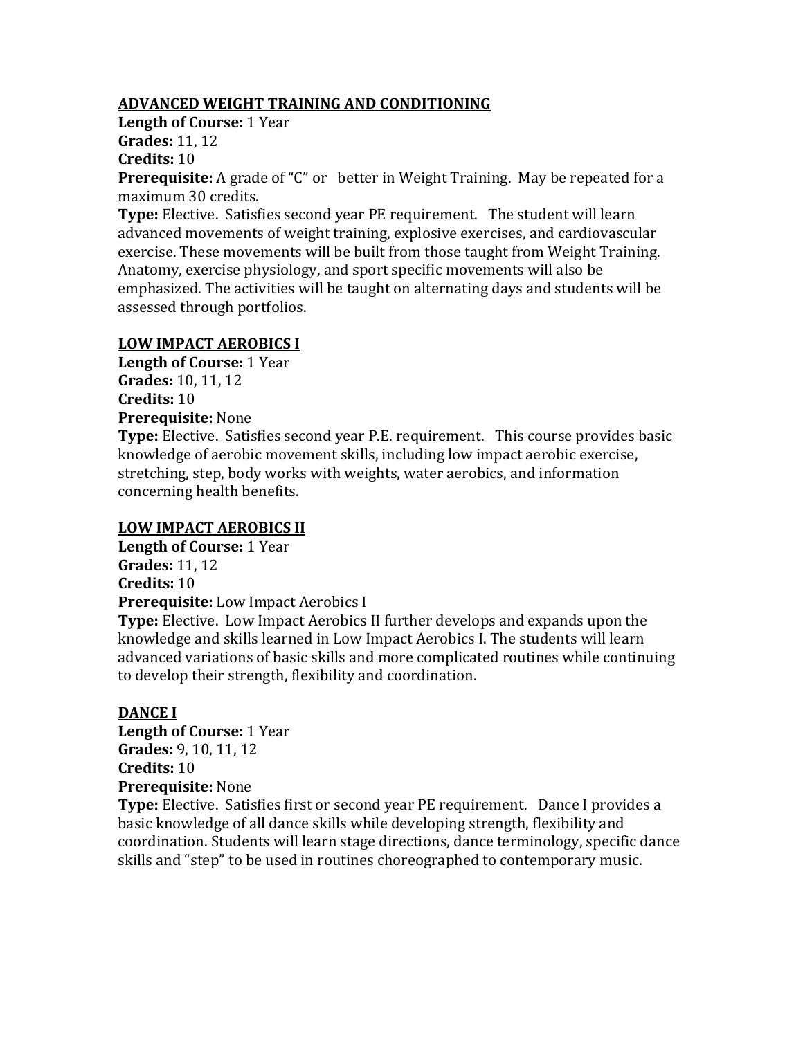**ADVANCED WEIGHT TRAINING AND CONDITIONING**

**Length of Course:** 1 Year
**Grades:** 11, 12
**Credits:** 10
**Prerequisite:** A grade of "C" or better in Weight Training. May be repeated for a maximum 30 credits.
**Type:** Elective. Satisfies second year PE requirement. The student will learn advanced movements of weight training, explosive exercises, and cardiovascular exercise. These movements will be built from those taught from Weight Training. Anatomy, exercise physiology, and sport specific movements will also be emphasized. The activities will be taught on alternating days and students will be assessed through portfolios.

**LOW IMPACT AEROBICS I**

**Length of Course:** 1 Year
**Grades:** 10, 11, 12
**Credits:** 10
**Prerequisite:** None
**Type:** Elective. Satisfies second year P.E. requirement. This course provides basic knowledge of aerobic movement skills, including low impact aerobic exercise, stretching, step, body works with weights, water aerobics, and information concerning health benefits.

**LOW IMPACT AEROBICS II**

**Length of Course:** 1 Year
**Grades:** 11, 12
**Credits:** 10
**Prerequisite:** Low Impact Aerobics I
**Type:** Elective. Low Impact Aerobics II further develops and expands upon the knowledge and skills learned in Low Impact Aerobics I. The students will learn advanced variations of basic skills and more complicated routines while continuing to develop their strength, flexibility and coordination.

**DANCE I**

**Length of Course:** 1 Year
**Grades:** 9, 10, 11, 12
**Credits:** 10
**Prerequisite:** None
**Type:** Elective. Satisfies first or second year PE requirement. Dance I provides a basic knowledge of all dance skills while developing strength, flexibility and coordination. Students will learn stage directions, dance terminology, specific dance skills and "step" to be used in routines choreographed to contemporary music.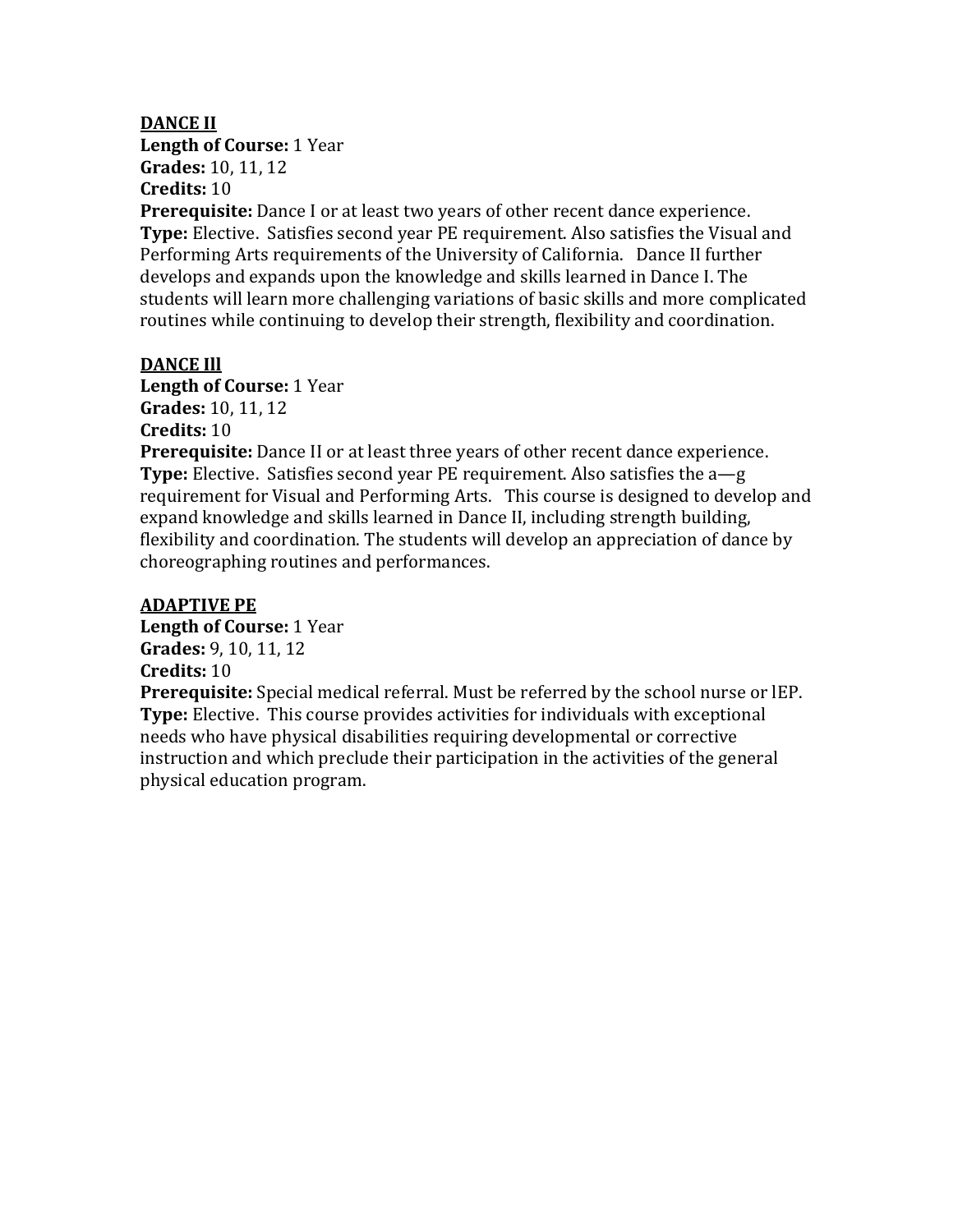**<u>DANCE II</u>**
**Length of Course:** 1 Year
**Grades:** 10, 11, 12
**Credits:** 10
**Prerequisite:** Dance I or at least two years of other recent dance experience.
**Type:** Elective. Satisfies second year PE requirement. Also satisfies the Visual and Performing Arts requirements of the University of California. Dance II further develops and expands upon the knowledge and skills learned in Dance I. The students will learn more challenging variations of basic skills and more complicated routines while continuing to develop their strength, flexibility and coordination.

**<u>DANCE Ill</u>**
**Length of Course:** 1 Year
**Grades:** 10, 11, 12
**Credits:** 10
**Prerequisite:** Dance II or at least three years of other recent dance experience.
**Type:** Elective. Satisfies second year PE requirement. Also satisfies the a—g requirement for Visual and Performing Arts. This course is designed to develop and expand knowledge and skills learned in Dance II, including strength building, flexibility and coordination. The students will develop an appreciation of dance by choreographing routines and performances.

**<u>ADAPTIVE PE</u>**
**Length of Course:** 1 Year
**Grades:** 9, 10, 11, 12
**Credits:** 10
**Prerequisite:** Special medical referral. Must be referred by the school nurse or lEP.
**Type:** Elective. This course provides activities for individuals with exceptional needs who have physical disabilities requiring developmental or corrective instruction and which preclude their participation in the activities of the general physical education program.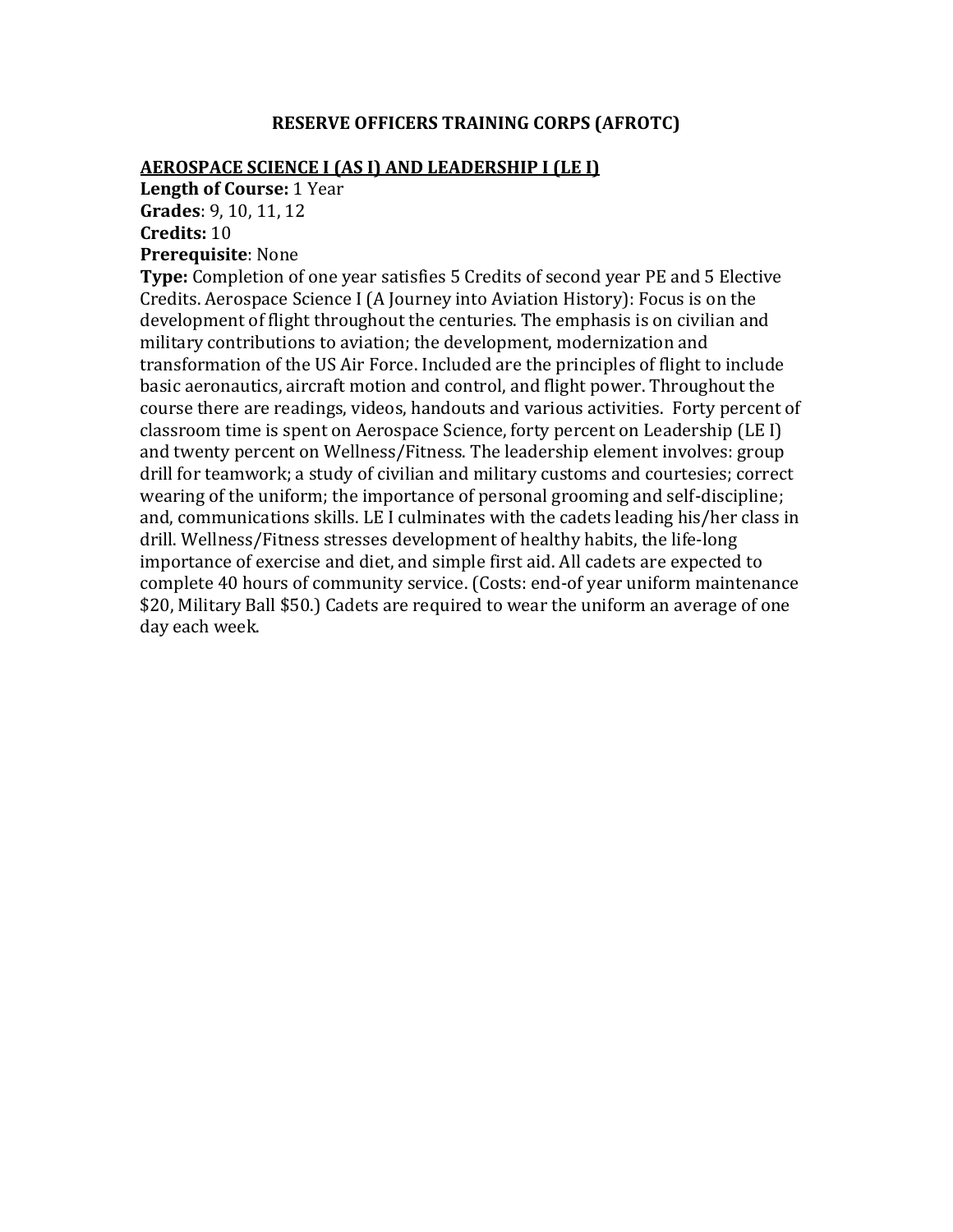## RESERVE OFFICERS TRAINING CORPS (AFROTC)

### <u>AEROSPACE SCIENCE I (AS I) AND LEADERSHIP I (LE I)</u>

**Length of Course:** 1 Year
**Grades**: 9, 10, 11, 12
**Credits:** 10
**Prerequisite**: None
**Type:** Completion of one year satisfies 5 Credits of second year PE and 5 Elective Credits. Aerospace Science I (A Journey into Aviation History): Focus is on the development of flight throughout the centuries. The emphasis is on civilian and military contributions to aviation; the development, modernization and transformation of the US Air Force. Included are the principles of flight to include basic aeronautics, aircraft motion and control, and flight power. Throughout the course there are readings, videos, handouts and various activities. Forty percent of classroom time is spent on Aerospace Science, forty percent on Leadership (LE I) and twenty percent on Wellness/Fitness. The leadership element involves: group drill for teamwork; a study of civilian and military customs and courtesies; correct wearing of the uniform; the importance of personal grooming and self-discipline; and, communications skills. LE I culminates with the cadets leading his/her class in drill. Wellness/Fitness stresses development of healthy habits, the life-long importance of exercise and diet, and simple first aid. All cadets are expected to complete 40 hours of community service. (Costs: end-of year uniform maintenance $20, Military Ball $50.) Cadets are required to wear the uniform an average of one day each week.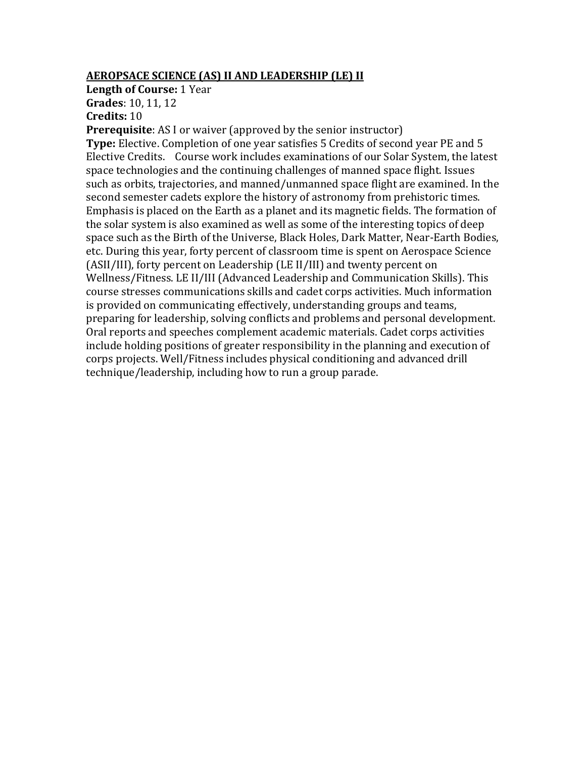**<u>AEROPSACE SCIENCE (AS) II AND LEADERSHIP (LE) II</u>**

**Length of Course:** 1 Year
**Grades**: 10, 11, 12
**Credits:** 10
**Prerequisite**: AS I or waiver (approved by the senior instructor)
**Type:** Elective. Completion of one year satisfies 5 Credits of second year PE and 5 Elective Credits. Course work includes examinations of our Solar System, the latest space technologies and the continuing challenges of manned space flight. Issues such as orbits, trajectories, and manned/unmanned space flight are examined. In the second semester cadets explore the history of astronomy from prehistoric times. Emphasis is placed on the Earth as a planet and its magnetic fields. The formation of the solar system is also examined as well as some of the interesting topics of deep space such as the Birth of the Universe, Black Holes, Dark Matter, Near-Earth Bodies, etc. During this year, forty percent of classroom time is spent on Aerospace Science (ASII/III), forty percent on Leadership (LE II/III) and twenty percent on Wellness/Fitness. LE II/III (Advanced Leadership and Communication Skills). This course stresses communications skills and cadet corps activities. Much information is provided on communicating effectively, understanding groups and teams, preparing for leadership, solving conflicts and problems and personal development. Oral reports and speeches complement academic materials. Cadet corps activities include holding positions of greater responsibility in the planning and execution of corps projects. Well/Fitness includes physical conditioning and advanced drill technique/leadership, including how to run a group parade.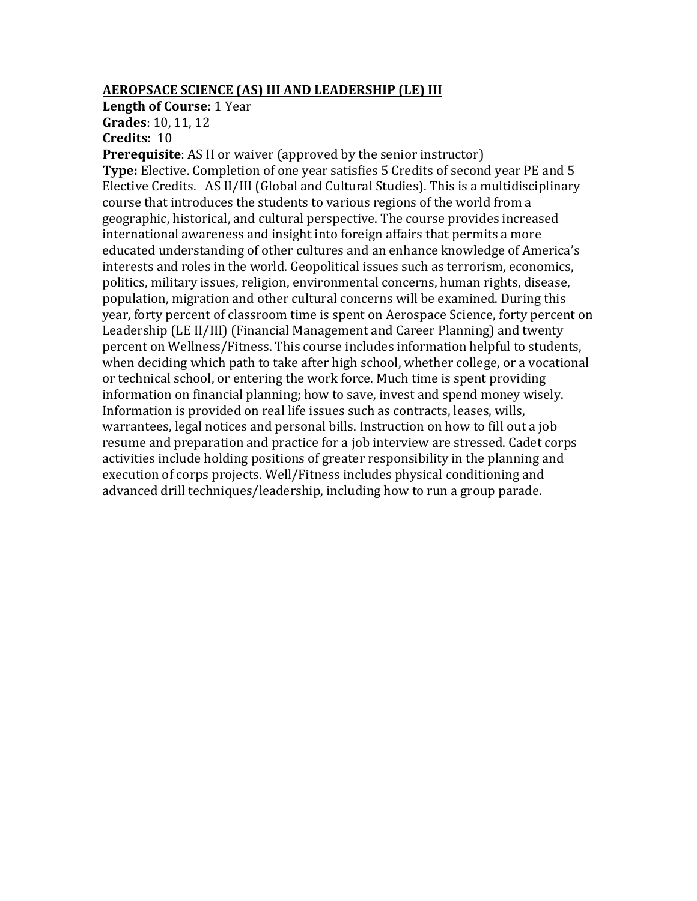**<u>AEROPSACE SCIENCE (AS) III AND LEADERSHIP (LE) III</u>**

**Length of Course:** 1 Year

**Grades**: 10, 11, 12

**Credits:** 10

**Prerequisite**: AS II or waiver (approved by the senior instructor)

**Type:** Elective. Completion of one year satisfies 5 Credits of second year PE and 5 Elective Credits. AS II/III (Global and Cultural Studies). This is a multidisciplinary course that introduces the students to various regions of the world from a geographic, historical, and cultural perspective. The course provides increased international awareness and insight into foreign affairs that permits a more educated understanding of other cultures and an enhance knowledge of America's interests and roles in the world. Geopolitical issues such as terrorism, economics, politics, military issues, religion, environmental concerns, human rights, disease, population, migration and other cultural concerns will be examined. During this year, forty percent of classroom time is spent on Aerospace Science, forty percent on Leadership (LE II/III) (Financial Management and Career Planning) and twenty percent on Wellness/Fitness. This course includes information helpful to students, when deciding which path to take after high school, whether college, or a vocational or technical school, or entering the work force. Much time is spent providing information on financial planning; how to save, invest and spend money wisely. Information is provided on real life issues such as contracts, leases, wills, warrantees, legal notices and personal bills. Instruction on how to fill out a job resume and preparation and practice for a job interview are stressed. Cadet corps activities include holding positions of greater responsibility in the planning and execution of corps projects. Well/Fitness includes physical conditioning and advanced drill techniques/leadership, including how to run a group parade.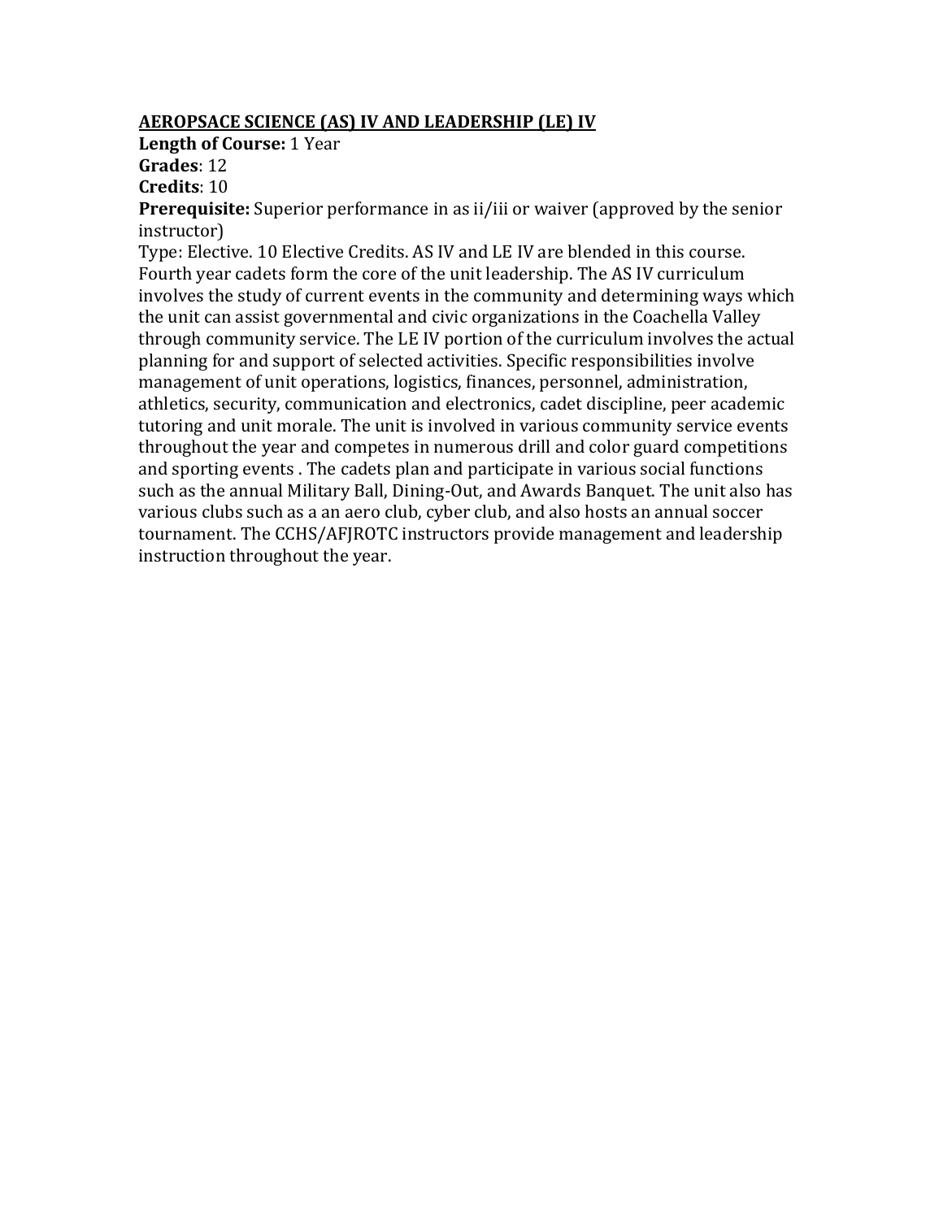**AEROPSACE SCIENCE (AS) IV AND LEADERSHIP (LE) IV**

**Length of Course:** 1 Year

**Grades**: 12

**Credits**: 10

**Prerequisite:** Superior performance in as ii/iii or waiver (approved by the senior instructor)

Type: Elective. 10 Elective Credits. AS IV and LE IV are blended in this course. Fourth year cadets form the core of the unit leadership. The AS IV curriculum involves the study of current events in the community and determining ways which the unit can assist governmental and civic organizations in the Coachella Valley through community service. The LE IV portion of the curriculum involves the actual planning for and support of selected activities. Specific responsibilities involve management of unit operations, logistics, finances, personnel, administration, athletics, security, communication and electronics, cadet discipline, peer academic tutoring and unit morale. The unit is involved in various community service events throughout the year and competes in numerous drill and color guard competitions and sporting events . The cadets plan and participate in various social functions such as the annual Military Ball, Dining-Out, and Awards Banquet. The unit also has various clubs such as a an aero club, cyber club, and also hosts an annual soccer tournament. The CCHS/AFJROTC instructors provide management and leadership instruction throughout the year.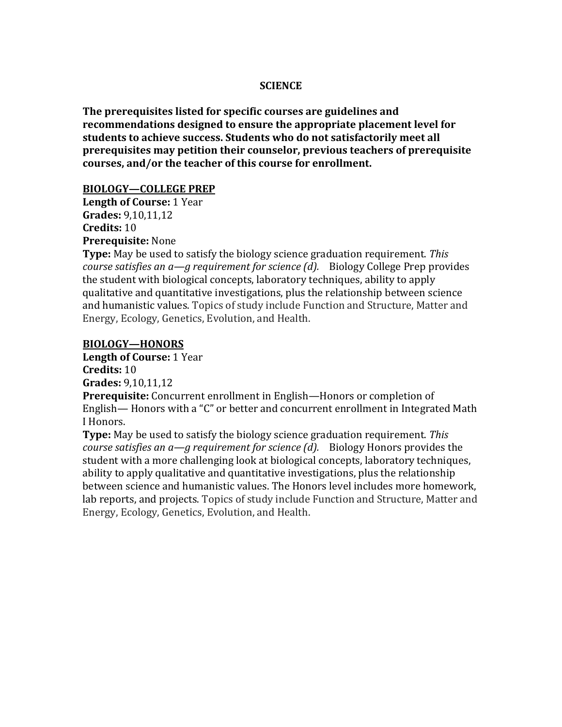# SCIENCE

**The prerequisites listed for specific courses are guidelines and recommendations designed to ensure the appropriate placement level for students to achieve success. Students who do not satisfactorily meet all prerequisites may petition their counselor, previous teachers of prerequisite courses, and/or the teacher of this course for enrollment.**

## BIOLOGY—COLLEGE PREP

**Length of Course:** 1 Year
**Grades:** 9,10,11,12
**Credits:** 10
**Prerequisite:** None
**Type:** May be used to satisfy the biology science graduation requirement. *This course satisfies an a—g requirement for science (d).* Biology College Prep provides the student with biological concepts, laboratory techniques, ability to apply qualitative and quantitative investigations, plus the relationship between science and humanistic values. Topics of study include Function and Structure, Matter and Energy, Ecology, Genetics, Evolution, and Health.

## BIOLOGY—HONORS

**Length of Course:** 1 Year
**Credits:** 10
**Grades:** 9,10,11,12
**Prerequisite:** Concurrent enrollment in English—Honors or completion of English— Honors with a "C" or better and concurrent enrollment in Integrated Math I Honors.
**Type:** May be used to satisfy the biology science graduation requirement. *This course satisfies an a—g requirement for science (d).* Biology Honors provides the student with a more challenging look at biological concepts, laboratory techniques, ability to apply qualitative and quantitative investigations, plus the relationship between science and humanistic values. The Honors level includes more homework, lab reports, and projects. Topics of study include Function and Structure, Matter and Energy, Ecology, Genetics, Evolution, and Health.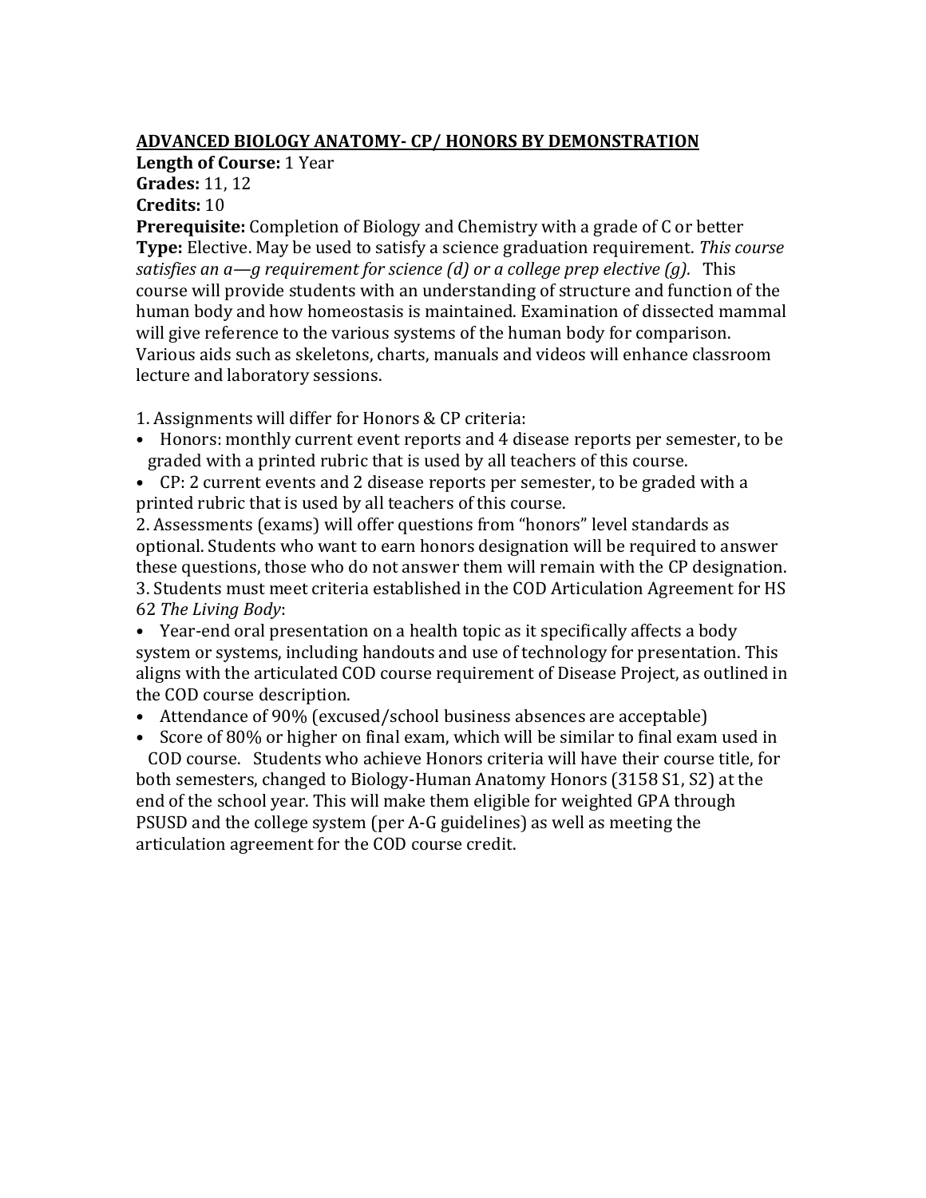**<u>ADVANCED BIOLOGY ANATOMY- CP/ HONORS BY DEMONSTRATION</u>**

**Length of Course:** 1 Year

**Grades:** 11, 12

**Credits:** 10

**Prerequisite:** Completion of Biology and Chemistry with a grade of C or better

**Type:** Elective. May be used to satisfy a science graduation requirement. *This course satisfies an a—g requirement for science (d) or a college prep elective (g).* This course will provide students with an understanding of structure and function of the human body and how homeostasis is maintained. Examination of dissected mammal will give reference to the various systems of the human body for comparison. Various aids such as skeletons, charts, manuals and videos will enhance classroom lecture and laboratory sessions.

1. Assignments will differ for Honors & CP criteria:
   - Honors: monthly current event reports and 4 disease reports per semester, to be graded with a printed rubric that is used by all teachers of this course.
   - CP: 2 current events and 2 disease reports per semester, to be graded with a printed rubric that is used by all teachers of this course.
2. Assessments (exams) will offer questions from "honors" level standards as optional. Students who want to earn honors designation will be required to answer these questions, those who do not answer them will remain with the CP designation.
3. Students must meet criteria established in the COD Articulation Agreement for HS 62 *The Living Body*:
   - Year-end oral presentation on a health topic as it specifically affects a body system or systems, including handouts and use of technology for presentation. This aligns with the articulated COD course requirement of Disease Project, as outlined in the COD course description.
   - Attendance of 90% (excused/school business absences are acceptable)
   - Score of 80% or higher on final exam, which will be similar to final exam used in COD course. Students who achieve Honors criteria will have their course title, for both semesters, changed to Biology-Human Anatomy Honors (3158 S1, S2) at the end of the school year. This will make them eligible for weighted GPA through PSUSD and the college system (per A-G guidelines) as well as meeting the articulation agreement for the COD course credit.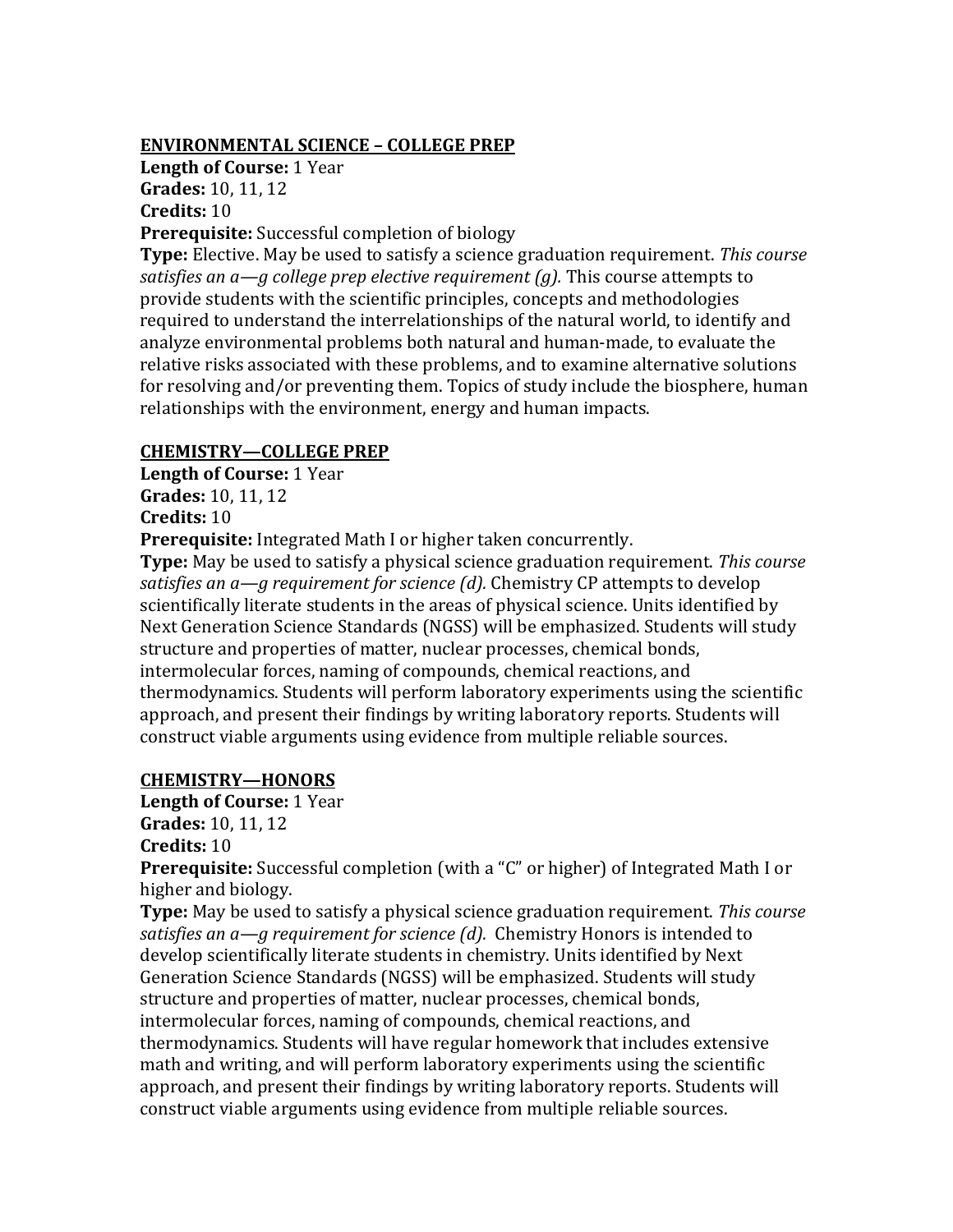## **ENVIRONMENTAL SCIENCE – COLLEGE PREP**

**Length of Course:** 1 Year
**Grades:** 10, 11, 12
**Credits:** 10
**Prerequisite:** Successful completion of biology
**Type:** Elective. May be used to satisfy a science graduation requirement. *This course satisfies an a—g college prep elective requirement (g).* This course attempts to provide students with the scientific principles, concepts and methodologies required to understand the interrelationships of the natural world, to identify and analyze environmental problems both natural and human-made, to evaluate the relative risks associated with these problems, and to examine alternative solutions for resolving and/or preventing them. Topics of study include the biosphere, human relationships with the environment, energy and human impacts.

## **CHEMISTRY—COLLEGE PREP**

**Length of Course:** 1 Year
**Grades:** 10, 11, 12
**Credits:** 10
**Prerequisite:** Integrated Math I or higher taken concurrently.
**Type:** May be used to satisfy a physical science graduation requirement. *This course satisfies an a—g requirement for science (d).* Chemistry CP attempts to develop scientifically literate students in the areas of physical science. Units identified by Next Generation Science Standards (NGSS) will be emphasized. Students will study structure and properties of matter, nuclear processes, chemical bonds, intermolecular forces, naming of compounds, chemical reactions, and thermodynamics. Students will perform laboratory experiments using the scientific approach, and present their findings by writing laboratory reports. Students will construct viable arguments using evidence from multiple reliable sources.

## **CHEMISTRY—HONORS**

**Length of Course:** 1 Year
**Grades:** 10, 11, 12
**Credits:** 10
**Prerequisite:** Successful completion (with a "C" or higher) of Integrated Math I or higher and biology.
**Type:** May be used to satisfy a physical science graduation requirement. *This course satisfies an a—g requirement for science (d).* Chemistry Honors is intended to develop scientifically literate students in chemistry. Units identified by Next Generation Science Standards (NGSS) will be emphasized. Students will study structure and properties of matter, nuclear processes, chemical bonds, intermolecular forces, naming of compounds, chemical reactions, and thermodynamics. Students will have regular homework that includes extensive math and writing, and will perform laboratory experiments using the scientific approach, and present their findings by writing laboratory reports. Students will construct viable arguments using evidence from multiple reliable sources.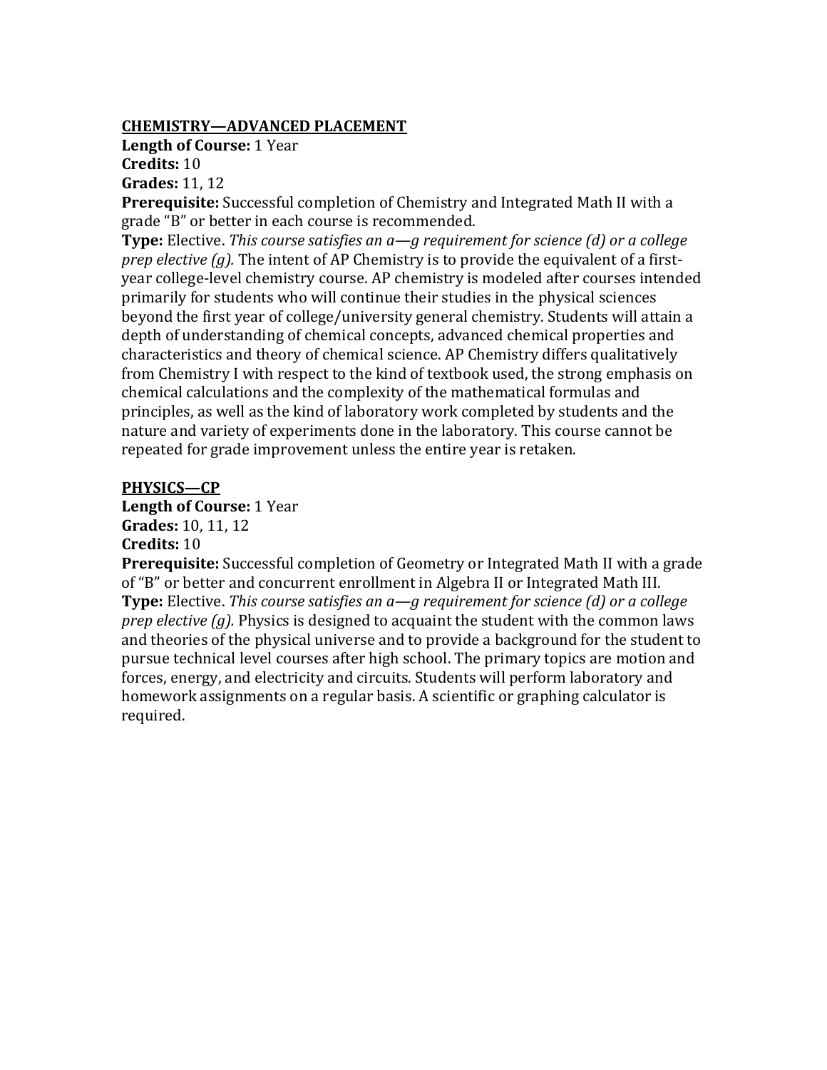**<u>CHEMISTRY—ADVANCED PLACEMENT</u>**

**Length of Course:** 1 Year
**Credits:** 10
**Grades:** 11, 12
**Prerequisite:** Successful completion of Chemistry and Integrated Math II with a grade "B" or better in each course is recommended.
**Type:** Elective. *This course satisfies an a—g requirement for science (d) or a college prep elective (g).* The intent of AP Chemistry is to provide the equivalent of a first-year college-level chemistry course. AP chemistry is modeled after courses intended primarily for students who will continue their studies in the physical sciences beyond the first year of college/university general chemistry. Students will attain a depth of understanding of chemical concepts, advanced chemical properties and characteristics and theory of chemical science. AP Chemistry differs qualitatively from Chemistry I with respect to the kind of textbook used, the strong emphasis on chemical calculations and the complexity of the mathematical formulas and principles, as well as the kind of laboratory work completed by students and the nature and variety of experiments done in the laboratory. This course cannot be repeated for grade improvement unless the entire year is retaken.

**<u>PHYSICS—CP</u>**

**Length of Course:** 1 Year
**Grades:** 10, 11, 12
**Credits:** 10
**Prerequisite:** Successful completion of Geometry or Integrated Math II with a grade of "B" or better and concurrent enrollment in Algebra II or Integrated Math III.
**Type:** Elective. *This course satisfies an a—g requirement for science (d) or a college prep elective (g).* Physics is designed to acquaint the student with the common laws and theories of the physical universe and to provide a background for the student to pursue technical level courses after high school. The primary topics are motion and forces, energy, and electricity and circuits. Students will perform laboratory and homework assignments on a regular basis. A scientific or graphing calculator is required.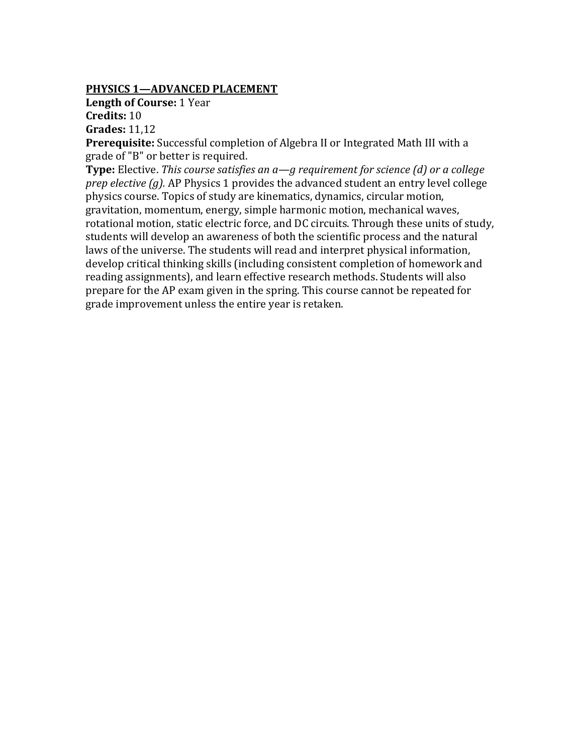**PHYSICS 1—ADVANCED PLACEMENT**

**Length of Course:** 1 Year
**Credits:** 10
**Grades:** 11,12
**Prerequisite:** Successful completion of Algebra II or Integrated Math III with a grade of "B" or better is required.
**Type:** Elective. *This course satisfies an a—g requirement for science (d) or a college prep elective (g).* AP Physics 1 provides the advanced student an entry level college physics course. Topics of study are kinematics, dynamics, circular motion, gravitation, momentum, energy, simple harmonic motion, mechanical waves, rotational motion, static electric force, and DC circuits. Through these units of study, students will develop an awareness of both the scientific process and the natural laws of the universe. The students will read and interpret physical information, develop critical thinking skills (including consistent completion of homework and reading assignments), and learn effective research methods. Students will also prepare for the AP exam given in the spring. This course cannot be repeated for grade improvement unless the entire year is retaken.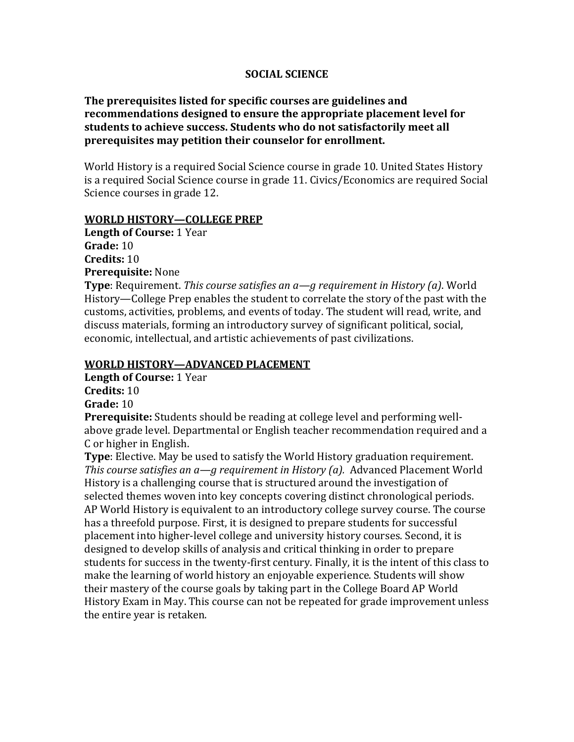# SOCIAL SCIENCE

**The prerequisites listed for specific courses are guidelines and recommendations designed to ensure the appropriate placement level for students to achieve success. Students who do not satisfactorily meet all prerequisites may petition their counselor for enrollment.**

World History is a required Social Science course in grade 10. United States History is a required Social Science course in grade 11. Civics/Economics are required Social Science courses in grade 12.

## WORLD HISTORY—COLLEGE PREP

**Length of Course:** 1 Year
**Grade:** 10
**Credits:** 10
**Prerequisite:** None
**Type**: Requirement. *This course satisfies an a—g requirement in History (a)*. World History—College Prep enables the student to correlate the story of the past with the customs, activities, problems, and events of today. The student will read, write, and discuss materials, forming an introductory survey of significant political, social, economic, intellectual, and artistic achievements of past civilizations.

## WORLD HISTORY—ADVANCED PLACEMENT

**Length of Course:** 1 Year
**Credits:** 10
**Grade:** 10
**Prerequisite:** Students should be reading at college level and performing well-above grade level. Departmental or English teacher recommendation required and a C or higher in English.
**Type**: Elective. May be used to satisfy the World History graduation requirement. *This course satisfies an a—g requirement in History (a).* Advanced Placement World History is a challenging course that is structured around the investigation of selected themes woven into key concepts covering distinct chronological periods. AP World History is equivalent to an introductory college survey course. The course has a threefold purpose. First, it is designed to prepare students for successful placement into higher-level college and university history courses. Second, it is designed to develop skills of analysis and critical thinking in order to prepare students for success in the twenty-first century. Finally, it is the intent of this class to make the learning of world history an enjoyable experience. Students will show their mastery of the course goals by taking part in the College Board AP World History Exam in May. This course can not be repeated for grade improvement unless the entire year is retaken.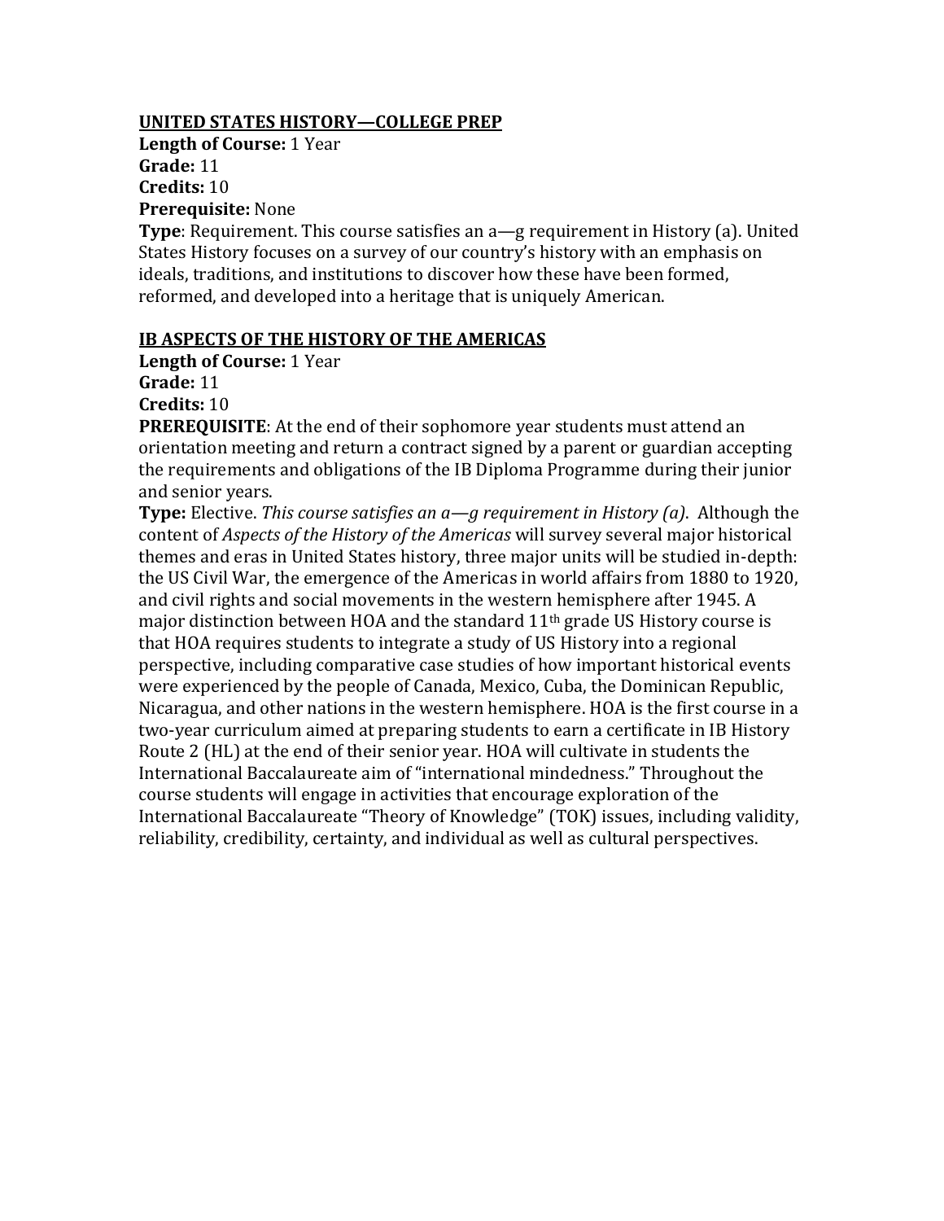**UNITED STATES HISTORY—COLLEGE PREP**

**Length of Course:** 1 Year
**Grade:** 11
**Credits:** 10
**Prerequisite:** None
**Type**: Requirement. This course satisfies an a—g requirement in History (a). United States History focuses on a survey of our country's history with an emphasis on ideals, traditions, and institutions to discover how these have been formed, reformed, and developed into a heritage that is uniquely American.

**IB ASPECTS OF THE HISTORY OF THE AMERICAS**

**Length of Course:** 1 Year
**Grade:** 11
**Credits:** 10
**PREREQUISITE**: At the end of their sophomore year students must attend an orientation meeting and return a contract signed by a parent or guardian accepting the requirements and obligations of the IB Diploma Programme during their junior and senior years.
**Type:** Elective. *This course satisfies an a—g requirement in History (a)*. Although the content of *Aspects of the History of the Americas* will survey several major historical themes and eras in United States history, three major units will be studied in-depth: the US Civil War, the emergence of the Americas in world affairs from 1880 to 1920, and civil rights and social movements in the western hemisphere after 1945. A major distinction between HOA and the standard 11th grade US History course is that HOA requires students to integrate a study of US History into a regional perspective, including comparative case studies of how important historical events were experienced by the people of Canada, Mexico, Cuba, the Dominican Republic, Nicaragua, and other nations in the western hemisphere. HOA is the first course in a two-year curriculum aimed at preparing students to earn a certificate in IB History Route 2 (HL) at the end of their senior year. HOA will cultivate in students the International Baccalaureate aim of "international mindedness." Throughout the course students will engage in activities that encourage exploration of the International Baccalaureate "Theory of Knowledge" (TOK) issues, including validity, reliability, credibility, certainty, and individual as well as cultural perspectives.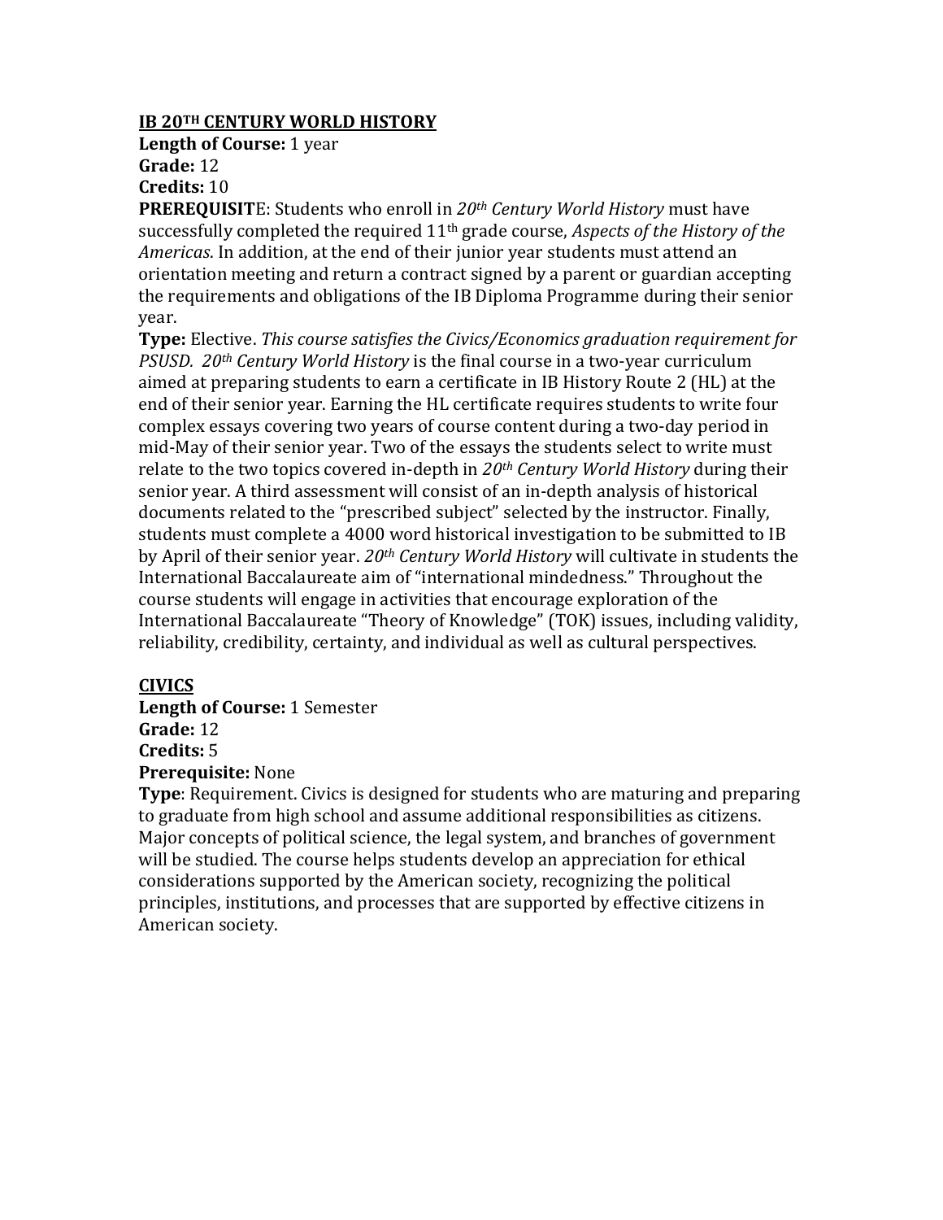## IB 20TH CENTURY WORLD HISTORY

**Length of Course:** 1 year
**Grade:** 12
**Credits:** 10
**PREREQUISITE**: Students who enroll in *20th Century World History* must have successfully completed the required 11th grade course, *Aspects of the History of the Americas*. In addition, at the end of their junior year students must attend an orientation meeting and return a contract signed by a parent or guardian accepting the requirements and obligations of the IB Diploma Programme during their senior year.
**Type:** Elective. *This course satisfies the Civics/Economics graduation requirement for PSUSD. 20th Century World History* is the final course in a two-year curriculum aimed at preparing students to earn a certificate in IB History Route 2 (HL) at the end of their senior year. Earning the HL certificate requires students to write four complex essays covering two years of course content during a two-day period in mid-May of their senior year. Two of the essays the students select to write must relate to the two topics covered in-depth in *20th Century World History* during their senior year. A third assessment will consist of an in-depth analysis of historical documents related to the "prescribed subject" selected by the instructor. Finally, students must complete a 4000 word historical investigation to be submitted to IB by April of their senior year. *20th Century World History* will cultivate in students the International Baccalaureate aim of "international mindedness." Throughout the course students will engage in activities that encourage exploration of the International Baccalaureate "Theory of Knowledge" (TOK) issues, including validity, reliability, credibility, certainty, and individual as well as cultural perspectives.

## CIVICS

**Length of Course:** 1 Semester
**Grade:** 12
**Credits:** 5
**Prerequisite:** None
**Type**: Requirement. Civics is designed for students who are maturing and preparing to graduate from high school and assume additional responsibilities as citizens. Major concepts of political science, the legal system, and branches of government will be studied. The course helps students develop an appreciation for ethical considerations supported by the American society, recognizing the political principles, institutions, and processes that are supported by effective citizens in American society.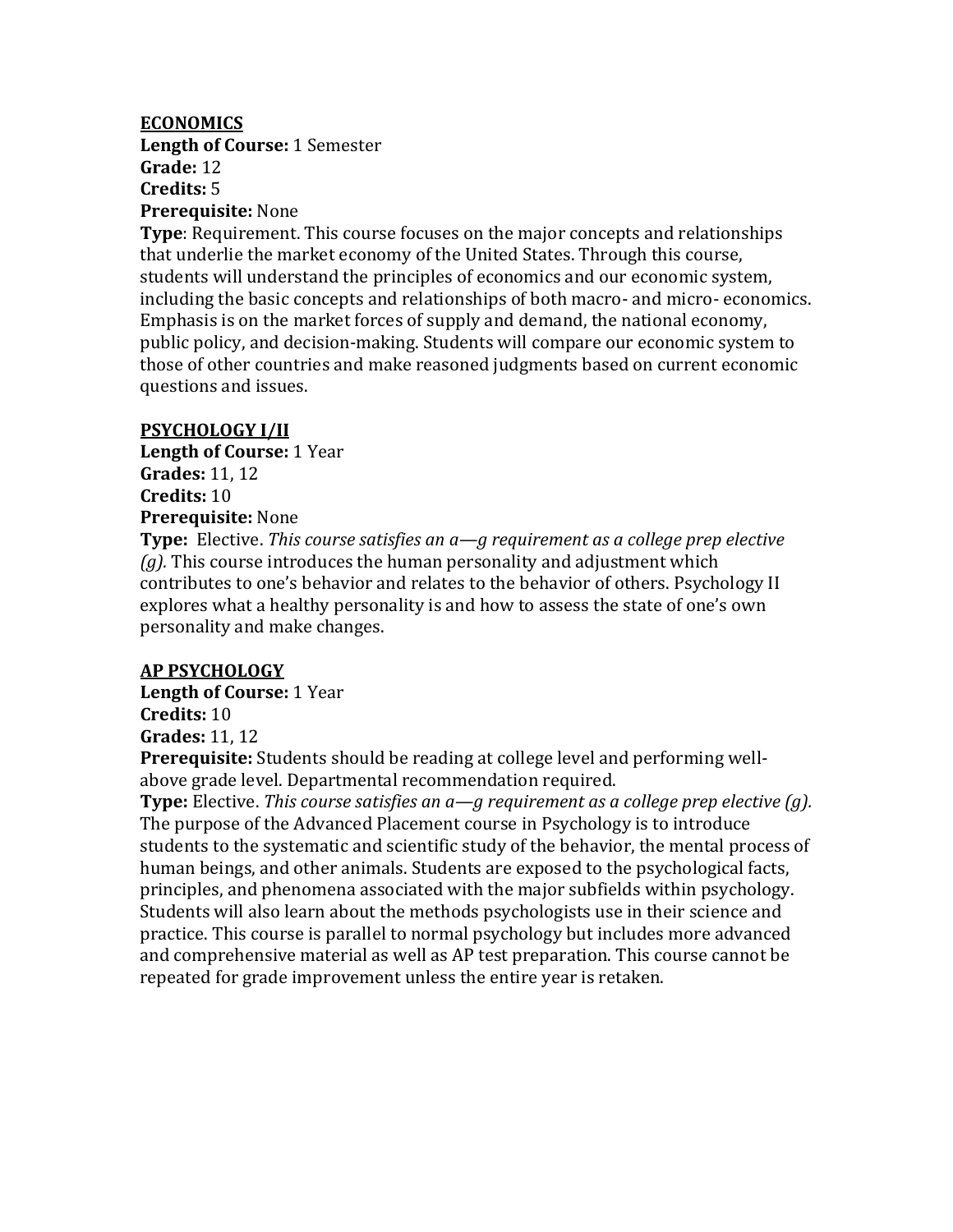**ECONOMICS**

**Length of Course:** 1 Semester
**Grade:** 12
**Credits:** 5
**Prerequisite:** None
**Type**: Requirement. This course focuses on the major concepts and relationships that underlie the market economy of the United States. Through this course, students will understand the principles of economics and our economic system, including the basic concepts and relationships of both macro- and micro- economics. Emphasis is on the market forces of supply and demand, the national economy, public policy, and decision-making. Students will compare our economic system to those of other countries and make reasoned judgments based on current economic questions and issues.

**PSYCHOLOGY I/II**

**Length of Course:** 1 Year
**Grades:** 11, 12
**Credits:** 10
**Prerequisite:** None
**Type:** Elective. *This course satisfies an a—g requirement as a college prep elective (g).* This course introduces the human personality and adjustment which contributes to one's behavior and relates to the behavior of others. Psychology II explores what a healthy personality is and how to assess the state of one's own personality and make changes.

**AP PSYCHOLOGY**

**Length of Course:** 1 Year
**Credits:** 10
**Grades:** 11, 12
**Prerequisite:** Students should be reading at college level and performing well-above grade level. Departmental recommendation required.
**Type:** Elective. *This course satisfies an a—g requirement as a college prep elective (g).* The purpose of the Advanced Placement course in Psychology is to introduce students to the systematic and scientific study of the behavior, the mental process of human beings, and other animals. Students are exposed to the psychological facts, principles, and phenomena associated with the major subfields within psychology. Students will also learn about the methods psychologists use in their science and practice. This course is parallel to normal psychology but includes more advanced and comprehensive material as well as AP test preparation. This course cannot be repeated for grade improvement unless the entire year is retaken.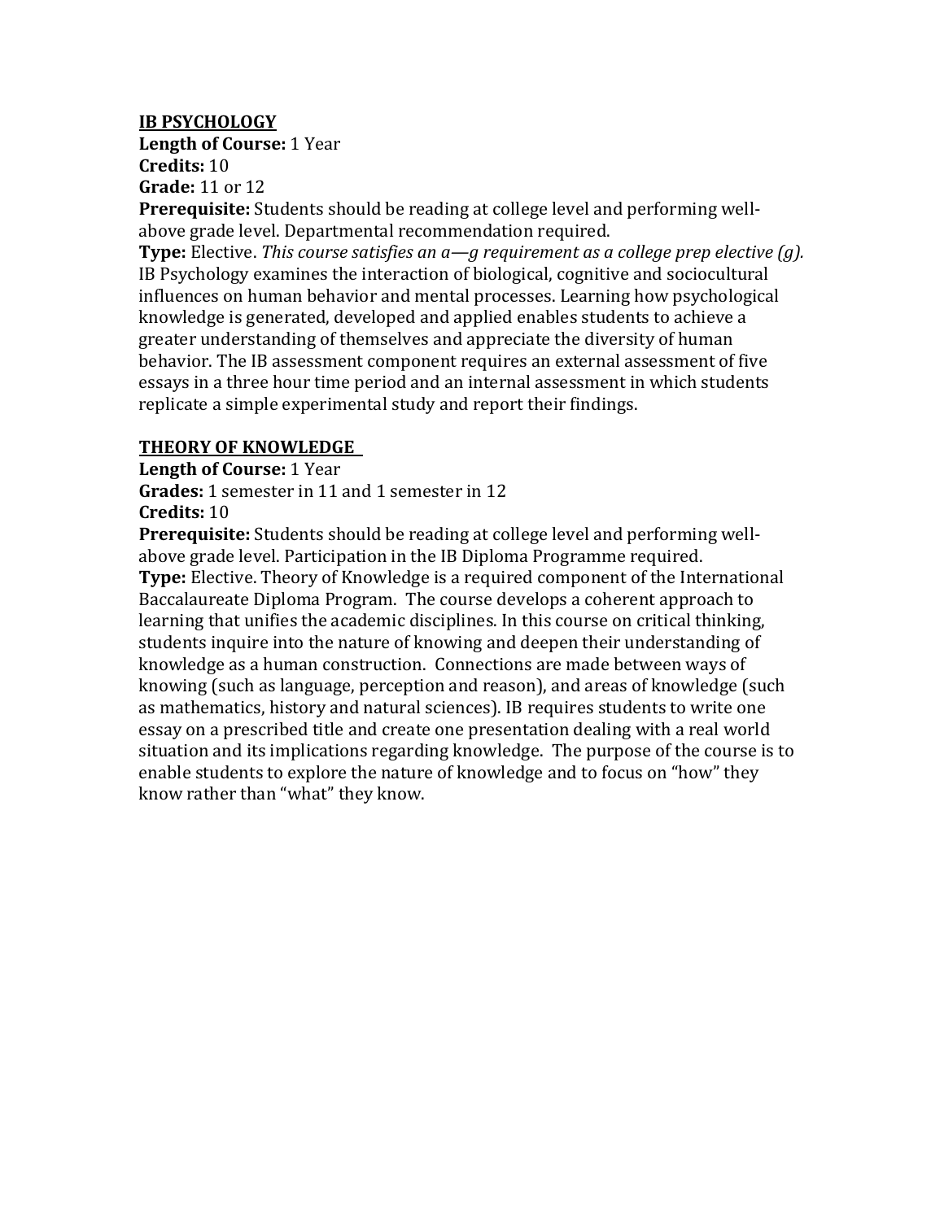**IB PSYCHOLOGY**

**Length of Course:** 1 Year
**Credits:** 10
**Grade:** 11 or 12
**Prerequisite:** Students should be reading at college level and performing well-above grade level. Departmental recommendation required.
**Type:** Elective. *This course satisfies an a—g requirement as a college prep elective (g).*
IB Psychology examines the interaction of biological, cognitive and sociocultural influences on human behavior and mental processes. Learning how psychological knowledge is generated, developed and applied enables students to achieve a greater understanding of themselves and appreciate the diversity of human behavior. The IB assessment component requires an external assessment of five essays in a three hour time period and an internal assessment in which students replicate a simple experimental study and report their findings.

**THEORY OF KNOWLEDGE**

**Length of Course:** 1 Year
**Grades:** 1 semester in 11 and 1 semester in 12
**Credits:** 10
**Prerequisite:** Students should be reading at college level and performing well-above grade level. Participation in the IB Diploma Programme required.
**Type:** Elective. Theory of Knowledge is a required component of the International Baccalaureate Diploma Program. The course develops a coherent approach to learning that unifies the academic disciplines. In this course on critical thinking, students inquire into the nature of knowing and deepen their understanding of knowledge as a human construction. Connections are made between ways of knowing (such as language, perception and reason), and areas of knowledge (such as mathematics, history and natural sciences). IB requires students to write one essay on a prescribed title and create one presentation dealing with a real world situation and its implications regarding knowledge. The purpose of the course is to enable students to explore the nature of knowledge and to focus on "how" they know rather than "what" they know.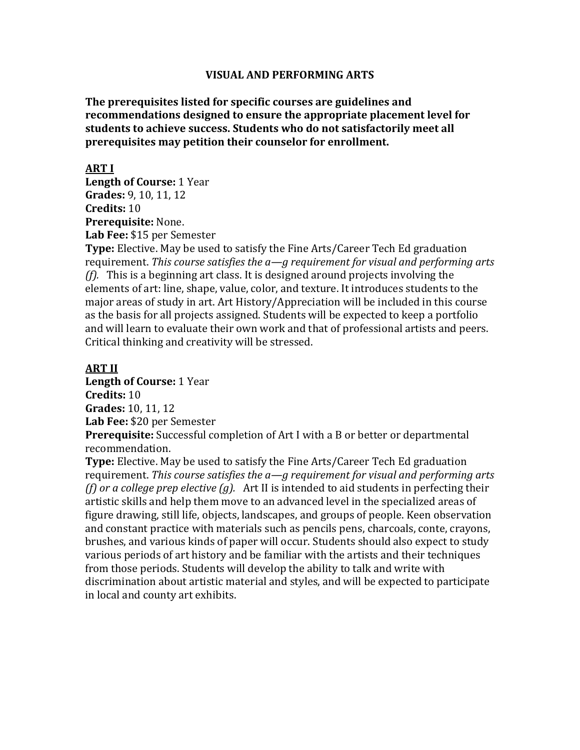# VISUAL AND PERFORMING ARTS

**The prerequisites listed for specific courses are guidelines and recommendations designed to ensure the appropriate placement level for students to achieve success. Students who do not satisfactorily meet all prerequisites may petition their counselor for enrollment.**

## ART I

**Length of Course:** 1 Year
**Grades:** 9, 10, 11, 12
**Credits:** 10
**Prerequisite:** None.
**Lab Fee:** $15 per Semester
**Type:** Elective. May be used to satisfy the Fine Arts/Career Tech Ed graduation requirement. *This course satisfies the a—g requirement for visual and performing arts (f).* This is a beginning art class. It is designed around projects involving the elements of art: line, shape, value, color, and texture. It introduces students to the major areas of study in art. Art History/Appreciation will be included in this course as the basis for all projects assigned. Students will be expected to keep a portfolio and will learn to evaluate their own work and that of professional artists and peers. Critical thinking and creativity will be stressed.

## ART II

**Length of Course:** 1 Year
**Credits:** 10
**Grades:** 10, 11, 12
**Lab Fee:** $20 per Semester
**Prerequisite:** Successful completion of Art I with a B or better or departmental recommendation.
**Type:** Elective. May be used to satisfy the Fine Arts/Career Tech Ed graduation requirement. *This course satisfies the a—g requirement for visual and performing arts (f) or a college prep elective (g).* Art II is intended to aid students in perfecting their artistic skills and help them move to an advanced level in the specialized areas of figure drawing, still life, objects, landscapes, and groups of people. Keen observation and constant practice with materials such as pencils pens, charcoals, conte, crayons, brushes, and various kinds of paper will occur. Students should also expect to study various periods of art history and be familiar with the artists and their techniques from those periods. Students will develop the ability to talk and write with discrimination about artistic material and styles, and will be expected to participate in local and county art exhibits.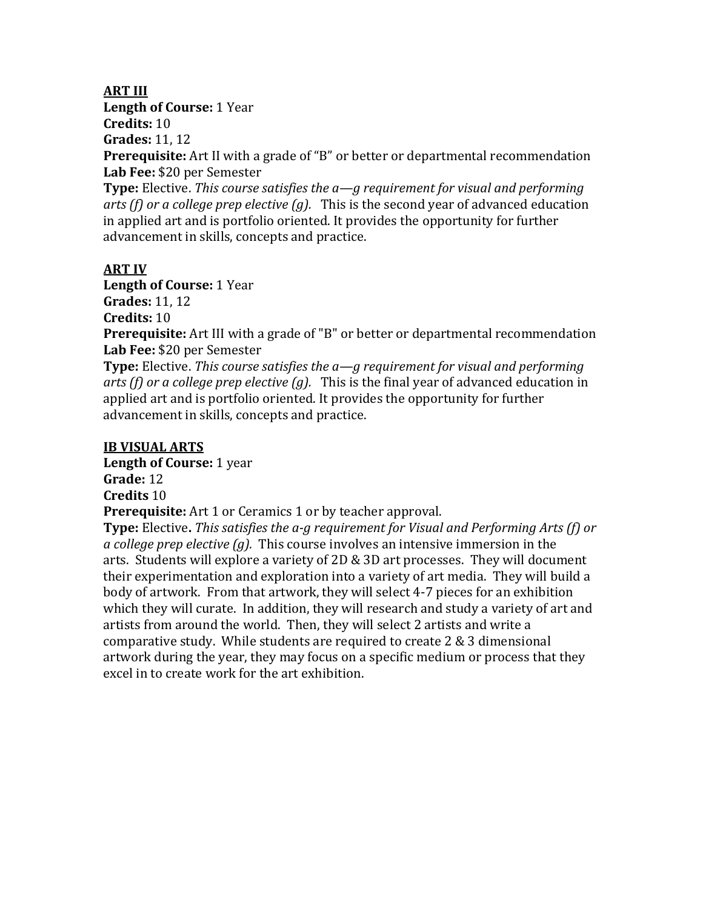**<u>ART III</u>**
**Length of Course:** 1 Year
**Credits:** 10
**Grades:** 11, 12
**Prerequisite:** Art II with a grade of "B" or better or departmental recommendation
**Lab Fee:** $20 per Semester
**Type:** Elective. *This course satisfies the a—g requirement for visual and performing arts (f) or a college prep elective (g).* This is the second year of advanced education in applied art and is portfolio oriented. It provides the opportunity for further advancement in skills, concepts and practice.

**<u>ART IV</u>**
**Length of Course:** 1 Year
**Grades:** 11, 12
**Credits:** 10
**Prerequisite:** Art III with a grade of "B" or better or departmental recommendation
**Lab Fee:** $20 per Semester
**Type:** Elective. *This course satisfies the a—g requirement for visual and performing arts (f) or a college prep elective (g).* This is the final year of advanced education in applied art and is portfolio oriented. It provides the opportunity for further advancement in skills, concepts and practice.

**<u>IB VISUAL ARTS</u>**
**Length of Course:** 1 year
**Grade:** 12
**Credits** 10
**Prerequisite:** Art 1 or Ceramics 1 or by teacher approval.
**Type:** Elective**.** *This satisfies the a-g requirement for Visual and Performing Arts (f) or a college prep elective (g).* This course involves an intensive immersion in the arts. Students will explore a variety of 2D & 3D art processes. They will document their experimentation and exploration into a variety of art media. They will build a body of artwork. From that artwork, they will select 4-7 pieces for an exhibition which they will curate. In addition, they will research and study a variety of art and artists from around the world. Then, they will select 2 artists and write a comparative study. While students are required to create 2 & 3 dimensional artwork during the year, they may focus on a specific medium or process that they excel in to create work for the art exhibition.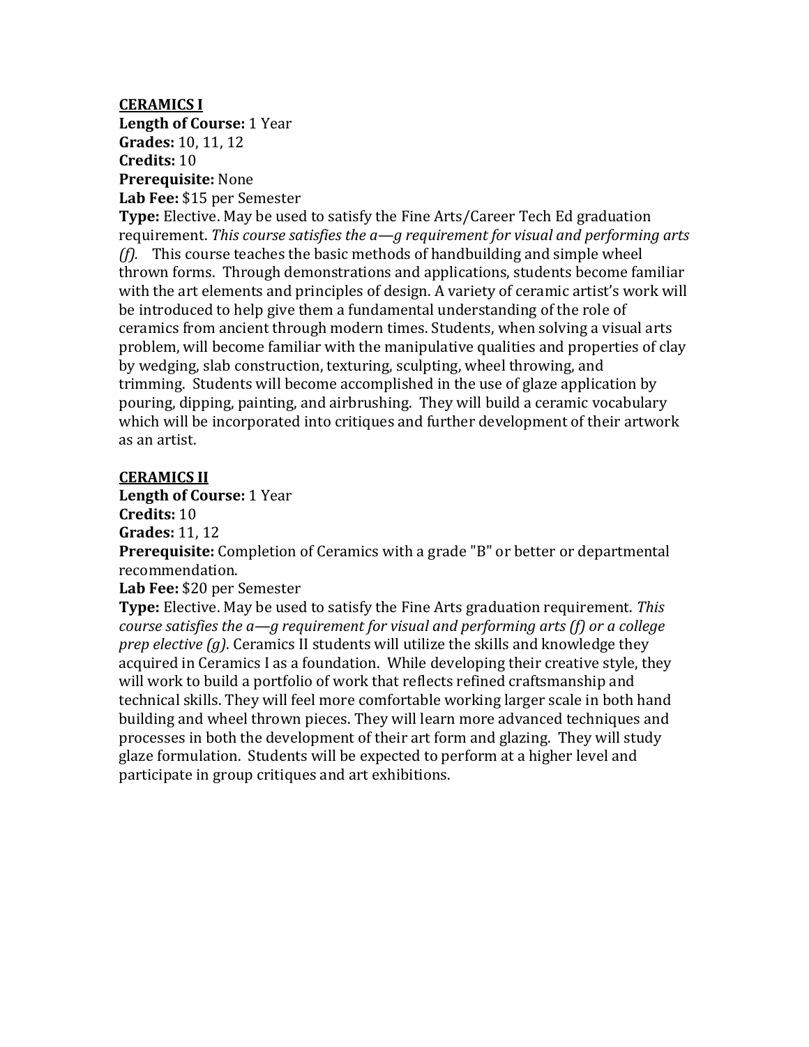**CERAMICS I**
**Length of Course:** 1 Year
**Grades:** 10, 11, 12
**Credits:** 10
**Prerequisite:** None
**Lab Fee:** $15 per Semester
**Type:** Elective. May be used to satisfy the Fine Arts/Career Tech Ed graduation requirement. *This course satisfies the a—g requirement for visual and performing arts (f).* This course teaches the basic methods of handbuilding and simple wheel thrown forms. Through demonstrations and applications, students become familiar with the art elements and principles of design. A variety of ceramic artist's work will be introduced to help give them a fundamental understanding of the role of ceramics from ancient through modern times. Students, when solving a visual arts problem, will become familiar with the manipulative qualities and properties of clay by wedging, slab construction, texturing, sculpting, wheel throwing, and trimming. Students will become accomplished in the use of glaze application by pouring, dipping, painting, and airbrushing. They will build a ceramic vocabulary which will be incorporated into critiques and further development of their artwork as an artist.

**CERAMICS II**
**Length of Course:** 1 Year
**Credits:** 10
**Grades:** 11, 12
**Prerequisite:** Completion of Ceramics with a grade "B" or better or departmental recommendation.
**Lab Fee:** $20 per Semester
**Type:** Elective. May be used to satisfy the Fine Arts graduation requirement. *This course satisfies the a—g requirement for visual and performing arts (f) or a college prep elective (g)*. Ceramics II students will utilize the skills and knowledge they acquired in Ceramics I as a foundation. While developing their creative style, they will work to build a portfolio of work that reflects refined craftsmanship and technical skills. They will feel more comfortable working larger scale in both hand building and wheel thrown pieces. They will learn more advanced techniques and processes in both the development of their art form and glazing. They will study glaze formulation. Students will be expected to perform at a higher level and participate in group critiques and art exhibitions.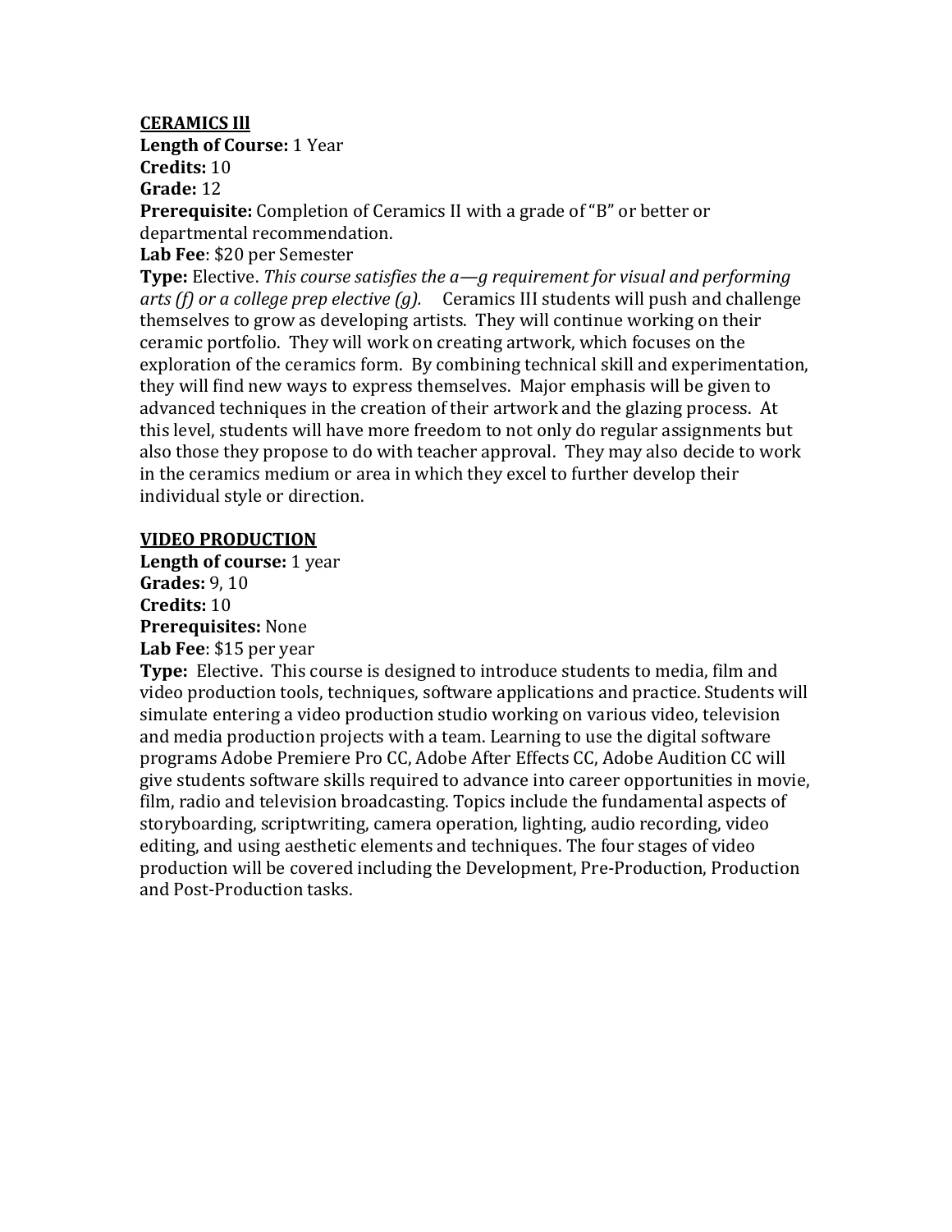**CERAMICS III**

**Length of Course:** 1 Year
**Credits:** 10
**Grade:** 12
**Prerequisite:** Completion of Ceramics II with a grade of "B" or better or departmental recommendation.
**Lab Fee**: $20 per Semester
**Type:** Elective. *This course satisfies the a—g requirement for visual and performing arts (f) or a college prep elective (g).* Ceramics III students will push and challenge themselves to grow as developing artists. They will continue working on their ceramic portfolio. They will work on creating artwork, which focuses on the exploration of the ceramics form. By combining technical skill and experimentation, they will find new ways to express themselves. Major emphasis will be given to advanced techniques in the creation of their artwork and the glazing process. At this level, students will have more freedom to not only do regular assignments but also those they propose to do with teacher approval. They may also decide to work in the ceramics medium or area in which they excel to further develop their individual style or direction.

**VIDEO PRODUCTION**

**Length of course:** 1 year
**Grades:** 9, 10
**Credits:** 10
**Prerequisites:** None
**Lab Fee**: $15 per year
**Type:** Elective. This course is designed to introduce students to media, film and video production tools, techniques, software applications and practice. Students will simulate entering a video production studio working on various video, television and media production projects with a team. Learning to use the digital software programs Adobe Premiere Pro CC, Adobe After Effects CC, Adobe Audition CC will give students software skills required to advance into career opportunities in movie, film, radio and television broadcasting. Topics include the fundamental aspects of storyboarding, scriptwriting, camera operation, lighting, audio recording, video editing, and using aesthetic elements and techniques. The four stages of video production will be covered including the Development, Pre-Production, Production and Post-Production tasks.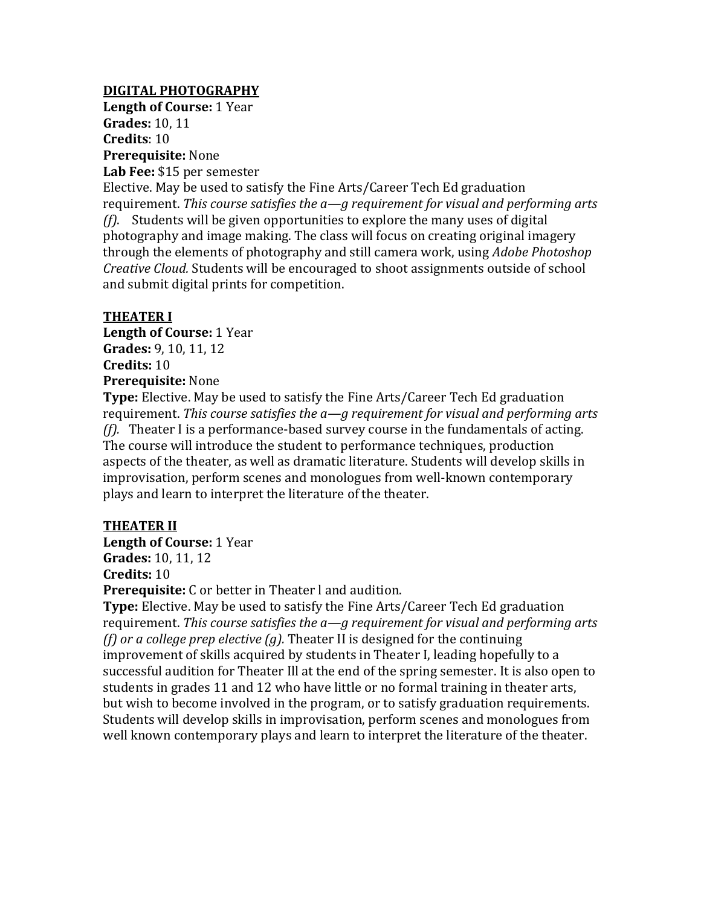## DIGITAL PHOTOGRAPHY

**Length of Course:** 1 Year
**Grades:** 10, 11
**Credits**: 10
**Prerequisite:** None
**Lab Fee:** $15 per semester
Elective. May be used to satisfy the Fine Arts/Career Tech Ed graduation requirement. *This course satisfies the a—g requirement for visual and performing arts (f).* Students will be given opportunities to explore the many uses of digital photography and image making. The class will focus on creating original imagery through the elements of photography and still camera work, using *Adobe Photoshop Creative Cloud.* Students will be encouraged to shoot assignments outside of school and submit digital prints for competition.

## THEATER I

**Length of Course:** 1 Year
**Grades:** 9, 10, 11, 12
**Credits:** 10
**Prerequisite:** None
**Type:** Elective. May be used to satisfy the Fine Arts/Career Tech Ed graduation requirement. *This course satisfies the a—g requirement for visual and performing arts (f).* Theater I is a performance-based survey course in the fundamentals of acting. The course will introduce the student to performance techniques, production aspects of the theater, as well as dramatic literature. Students will develop skills in improvisation, perform scenes and monologues from well-known contemporary plays and learn to interpret the literature of the theater.

## THEATER II

**Length of Course:** 1 Year
**Grades:** 10, 11, 12
**Credits:** 10
**Prerequisite:** C or better in Theater l and audition.
**Type:** Elective. May be used to satisfy the Fine Arts/Career Tech Ed graduation requirement. *This course satisfies the a—g requirement for visual and performing arts (f) or a college prep elective (g).* Theater II is designed for the continuing improvement of skills acquired by students in Theater I, leading hopefully to a successful audition for Theater Ill at the end of the spring semester. It is also open to students in grades 11 and 12 who have little or no formal training in theater arts, but wish to become involved in the program, or to satisfy graduation requirements. Students will develop skills in improvisation, perform scenes and monologues from well known contemporary plays and learn to interpret the literature of the theater.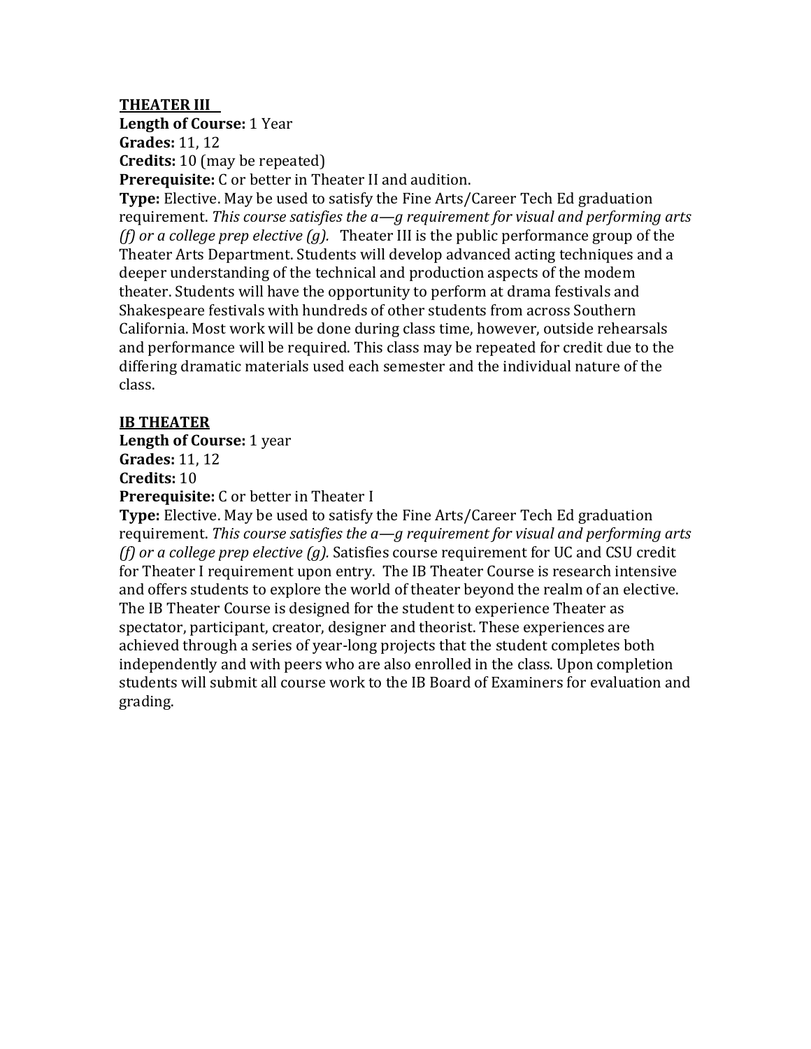**THEATER III**

**Length of Course:** 1 Year
**Grades:** 11, 12
**Credits:** 10 (may be repeated)
**Prerequisite:** C or better in Theater II and audition.
**Type:** Elective. May be used to satisfy the Fine Arts/Career Tech Ed graduation requirement. *This course satisfies the a—g requirement for visual and performing arts (f) or a college prep elective (g).* Theater III is the public performance group of the Theater Arts Department. Students will develop advanced acting techniques and a deeper understanding of the technical and production aspects of the modem theater. Students will have the opportunity to perform at drama festivals and Shakespeare festivals with hundreds of other students from across Southern California. Most work will be done during class time, however, outside rehearsals and performance will be required. This class may be repeated for credit due to the differing dramatic materials used each semester and the individual nature of the class.

**IB THEATER**

**Length of Course:** 1 year
**Grades:** 11, 12
**Credits:** 10
**Prerequisite:** C or better in Theater I
**Type:** Elective. May be used to satisfy the Fine Arts/Career Tech Ed graduation requirement. *This course satisfies the a—g requirement for visual and performing arts (f) or a college prep elective (g).* Satisfies course requirement for UC and CSU credit for Theater I requirement upon entry. The IB Theater Course is research intensive and offers students to explore the world of theater beyond the realm of an elective. The IB Theater Course is designed for the student to experience Theater as spectator, participant, creator, designer and theorist. These experiences are achieved through a series of year-long projects that the student completes both independently and with peers who are also enrolled in the class. Upon completion students will submit all course work to the IB Board of Examiners for evaluation and grading.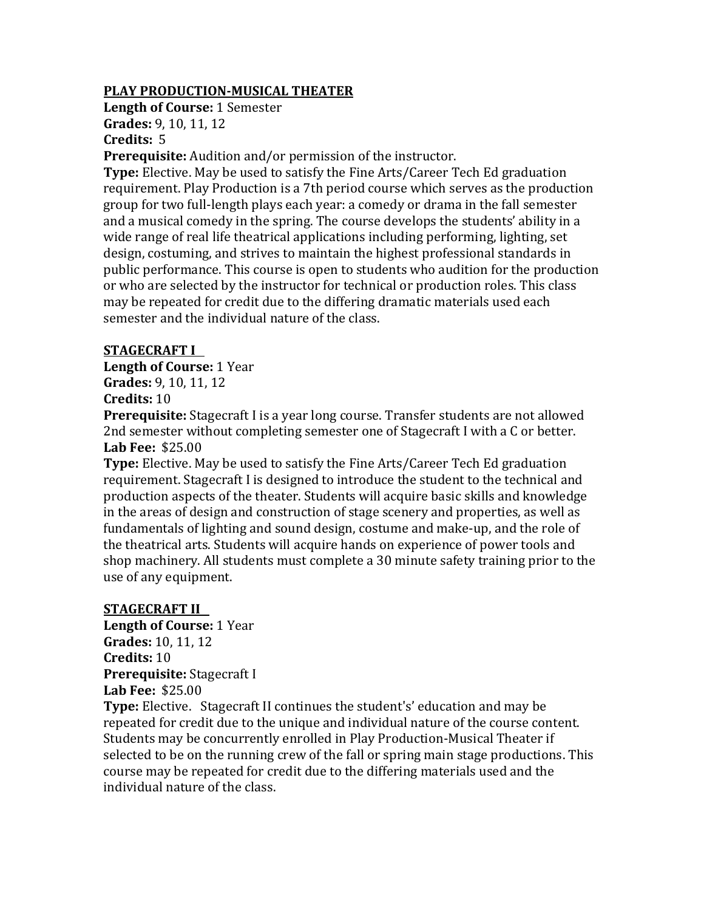## PLAY PRODUCTION-MUSICAL THEATER

**Length of Course:** 1 Semester
**Grades:** 9, 10, 11, 12
**Credits:** 5
**Prerequisite:** Audition and/or permission of the instructor.
**Type:** Elective. May be used to satisfy the Fine Arts/Career Tech Ed graduation requirement. Play Production is a 7th period course which serves as the production group for two full-length plays each year: a comedy or drama in the fall semester and a musical comedy in the spring. The course develops the students' ability in a wide range of real life theatrical applications including performing, lighting, set design, costuming, and strives to maintain the highest professional standards in public performance. This course is open to students who audition for the production or who are selected by the instructor for technical or production roles. This class may be repeated for credit due to the differing dramatic materials used each semester and the individual nature of the class.

## STAGECRAFT I

**Length of Course:** 1 Year
**Grades:** 9, 10, 11, 12
**Credits:** 10
**Prerequisite:** Stagecraft I is a year long course. Transfer students are not allowed 2nd semester without completing semester one of Stagecraft I with a C or better.
**Lab Fee:** $25.00
**Type:** Elective. May be used to satisfy the Fine Arts/Career Tech Ed graduation requirement. Stagecraft I is designed to introduce the student to the technical and production aspects of the theater. Students will acquire basic skills and knowledge in the areas of design and construction of stage scenery and properties, as well as fundamentals of lighting and sound design, costume and make-up, and the role of the theatrical arts. Students will acquire hands on experience of power tools and shop machinery. All students must complete a 30 minute safety training prior to the use of any equipment.

## STAGECRAFT II

**Length of Course:** 1 Year
**Grades:** 10, 11, 12
**Credits:** 10
**Prerequisite:** Stagecraft I
**Lab Fee:** $25.00
**Type:** Elective. Stagecraft II continues the student's' education and may be repeated for credit due to the unique and individual nature of the course content. Students may be concurrently enrolled in Play Production-Musical Theater if selected to be on the running crew of the fall or spring main stage productions. This course may be repeated for credit due to the differing materials used and the individual nature of the class.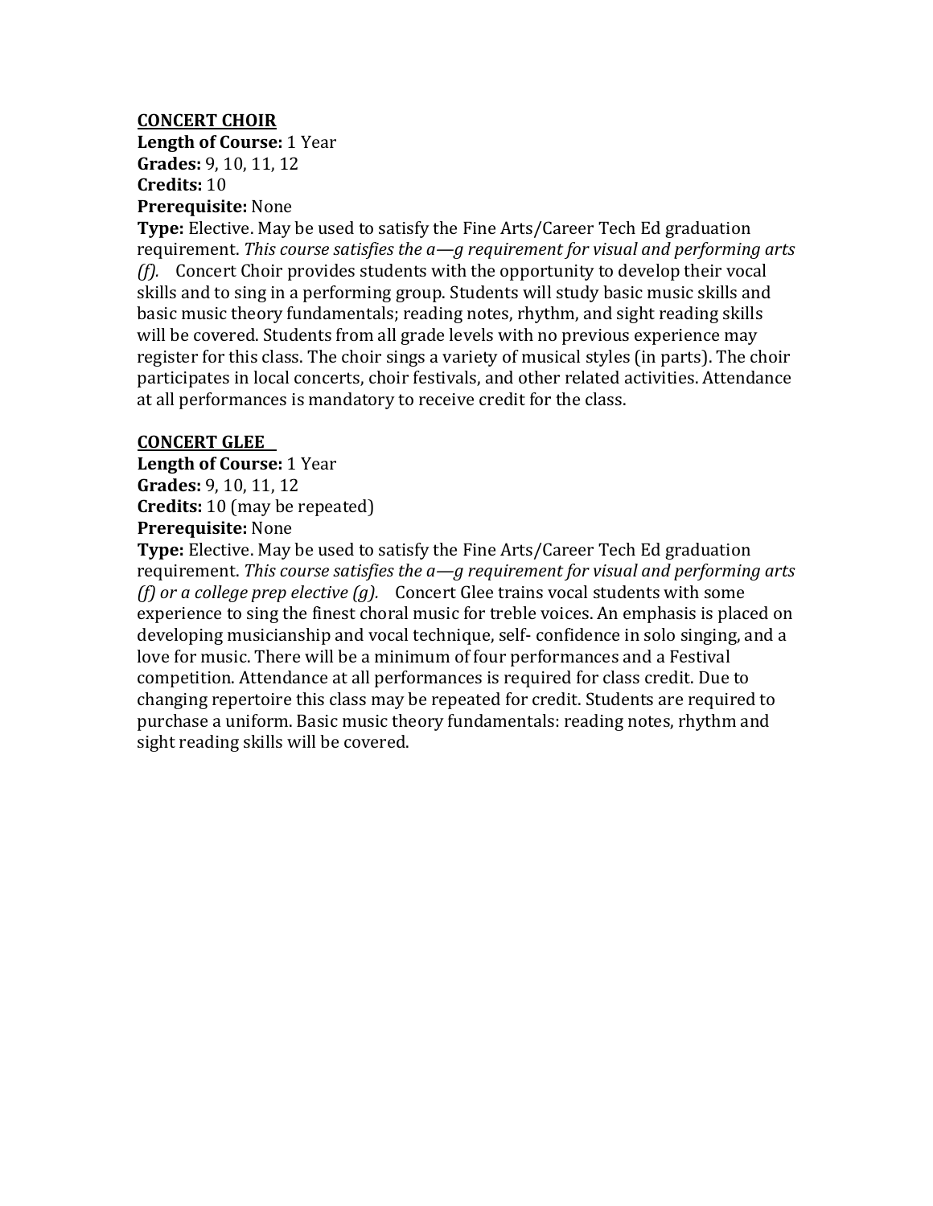**CONCERT CHOIR**

**Length of Course:** 1 Year
**Grades:** 9, 10, 11, 12
**Credits:** 10
**Prerequisite:** None
**Type:** Elective. May be used to satisfy the Fine Arts/Career Tech Ed graduation requirement. *This course satisfies the a—g requirement for visual and performing arts (f).* Concert Choir provides students with the opportunity to develop their vocal skills and to sing in a performing group. Students will study basic music skills and basic music theory fundamentals; reading notes, rhythm, and sight reading skills will be covered. Students from all grade levels with no previous experience may register for this class. The choir sings a variety of musical styles (in parts). The choir participates in local concerts, choir festivals, and other related activities. Attendance at all performances is mandatory to receive credit for the class.

**CONCERT GLEE**

**Length of Course:** 1 Year
**Grades:** 9, 10, 11, 12
**Credits:** 10 (may be repeated)
**Prerequisite:** None
**Type:** Elective. May be used to satisfy the Fine Arts/Career Tech Ed graduation requirement. *This course satisfies the a—g requirement for visual and performing arts (f) or a college prep elective (g).* Concert Glee trains vocal students with some experience to sing the finest choral music for treble voices. An emphasis is placed on developing musicianship and vocal technique, self- confidence in solo singing, and a love for music. There will be a minimum of four performances and a Festival competition. Attendance at all performances is required for class credit. Due to changing repertoire this class may be repeated for credit. Students are required to purchase a uniform. Basic music theory fundamentals: reading notes, rhythm and sight reading skills will be covered.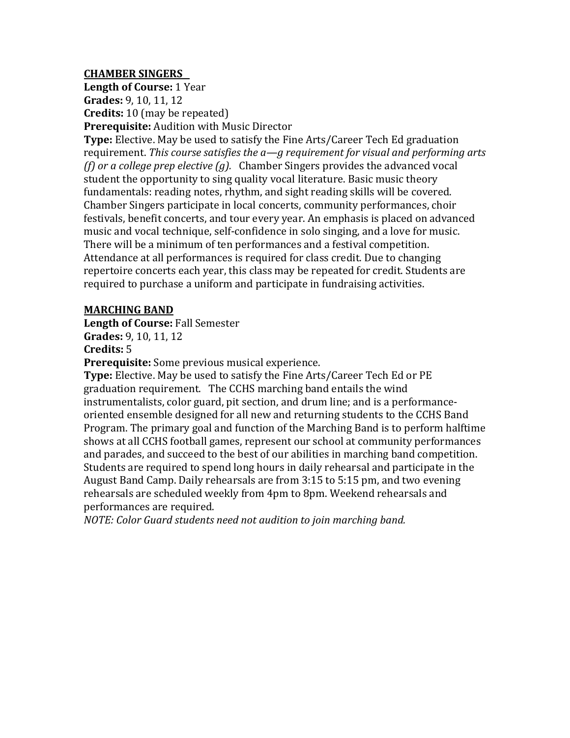**<u>CHAMBER SINGERS</u>**

**Length of Course:** 1 Year
**Grades:** 9, 10, 11, 12
**Credits:** 10 (may be repeated)
**Prerequisite:** Audition with Music Director
**Type:** Elective. May be used to satisfy the Fine Arts/Career Tech Ed graduation requirement. *This course satisfies the a—g requirement for visual and performing arts (f) or a college prep elective (g).* Chamber Singers provides the advanced vocal student the opportunity to sing quality vocal literature. Basic music theory fundamentals: reading notes, rhythm, and sight reading skills will be covered. Chamber Singers participate in local concerts, community performances, choir festivals, benefit concerts, and tour every year. An emphasis is placed on advanced music and vocal technique, self-confidence in solo singing, and a love for music. There will be a minimum of ten performances and a festival competition. Attendance at all performances is required for class credit. Due to changing repertoire concerts each year, this class may be repeated for credit. Students are required to purchase a uniform and participate in fundraising activities.

**<u>MARCHING BAND</u>**

**Length of Course:** Fall Semester
**Grades:** 9, 10, 11, 12
**Credits:** 5
**Prerequisite:** Some previous musical experience.
**Type:** Elective. May be used to satisfy the Fine Arts/Career Tech Ed or PE graduation requirement. The CCHS marching band entails the wind instrumentalists, color guard, pit section, and drum line; and is a performance-oriented ensemble designed for all new and returning students to the CCHS Band Program. The primary goal and function of the Marching Band is to perform halftime shows at all CCHS football games, represent our school at community performances and parades, and succeed to the best of our abilities in marching band competition. Students are required to spend long hours in daily rehearsal and participate in the August Band Camp. Daily rehearsals are from 3:15 to 5:15 pm, and two evening rehearsals are scheduled weekly from 4pm to 8pm. Weekend rehearsals and performances are required.
*NOTE: Color Guard students need not audition to join marching band.*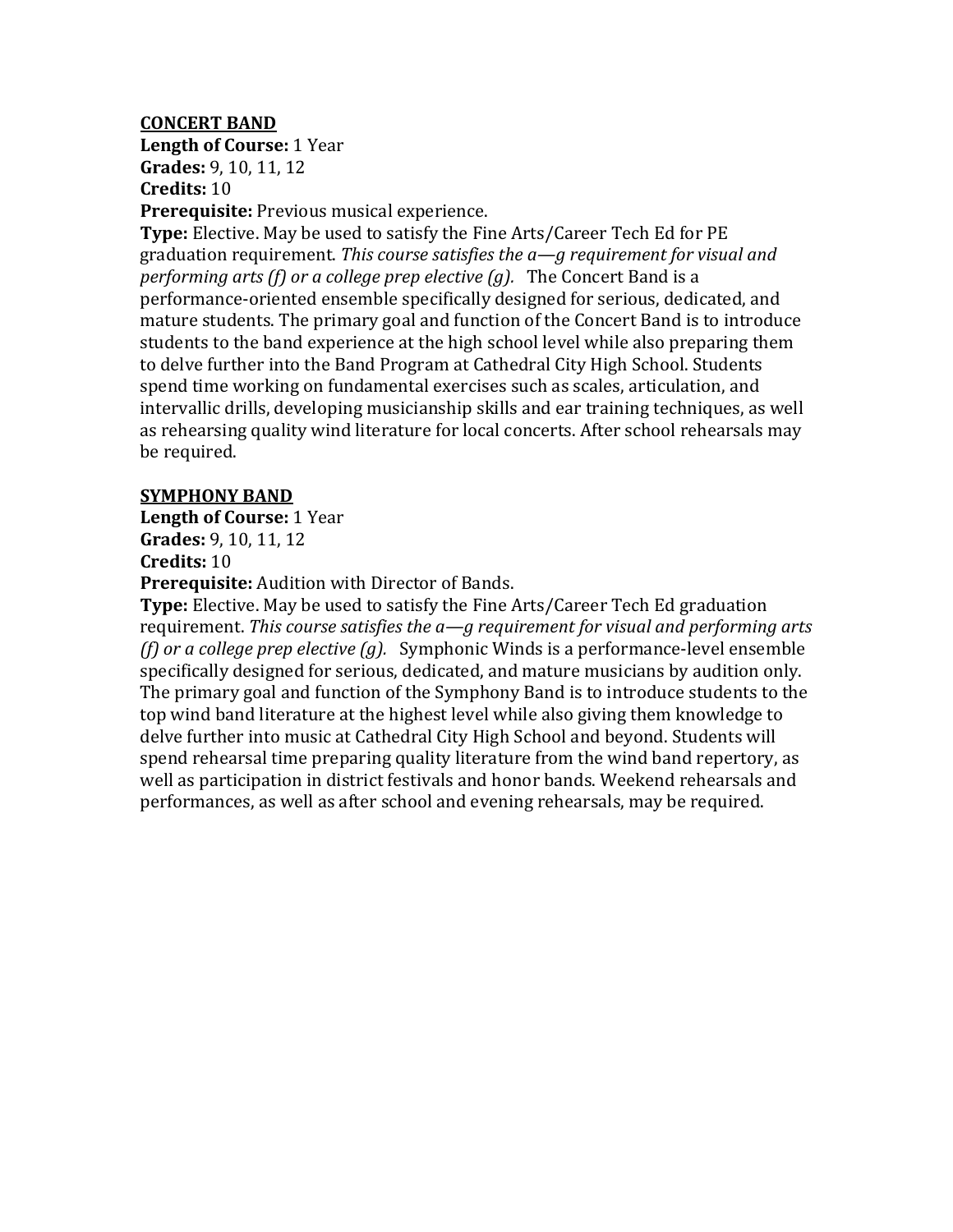**CONCERT BAND**

**Length of Course:** 1 Year
**Grades:** 9, 10, 11, 12
**Credits:** 10
**Prerequisite:** Previous musical experience.
**Type:** Elective. May be used to satisfy the Fine Arts/Career Tech Ed for PE graduation requirement. *This course satisfies the a—g requirement for visual and performing arts (f) or a college prep elective (g).* The Concert Band is a performance-oriented ensemble specifically designed for serious, dedicated, and mature students. The primary goal and function of the Concert Band is to introduce students to the band experience at the high school level while also preparing them to delve further into the Band Program at Cathedral City High School. Students spend time working on fundamental exercises such as scales, articulation, and intervallic drills, developing musicianship skills and ear training techniques, as well as rehearsing quality wind literature for local concerts. After school rehearsals may be required.

**SYMPHONY BAND**

**Length of Course:** 1 Year
**Grades:** 9, 10, 11, 12
**Credits:** 10
**Prerequisite:** Audition with Director of Bands.
**Type:** Elective. May be used to satisfy the Fine Arts/Career Tech Ed graduation requirement. *This course satisfies the a—g requirement for visual and performing arts (f) or a college prep elective (g).* Symphonic Winds is a performance-level ensemble specifically designed for serious, dedicated, and mature musicians by audition only. The primary goal and function of the Symphony Band is to introduce students to the top wind band literature at the highest level while also giving them knowledge to delve further into music at Cathedral City High School and beyond. Students will spend rehearsal time preparing quality literature from the wind band repertory, as well as participation in district festivals and honor bands. Weekend rehearsals and performances, as well as after school and evening rehearsals, may be required.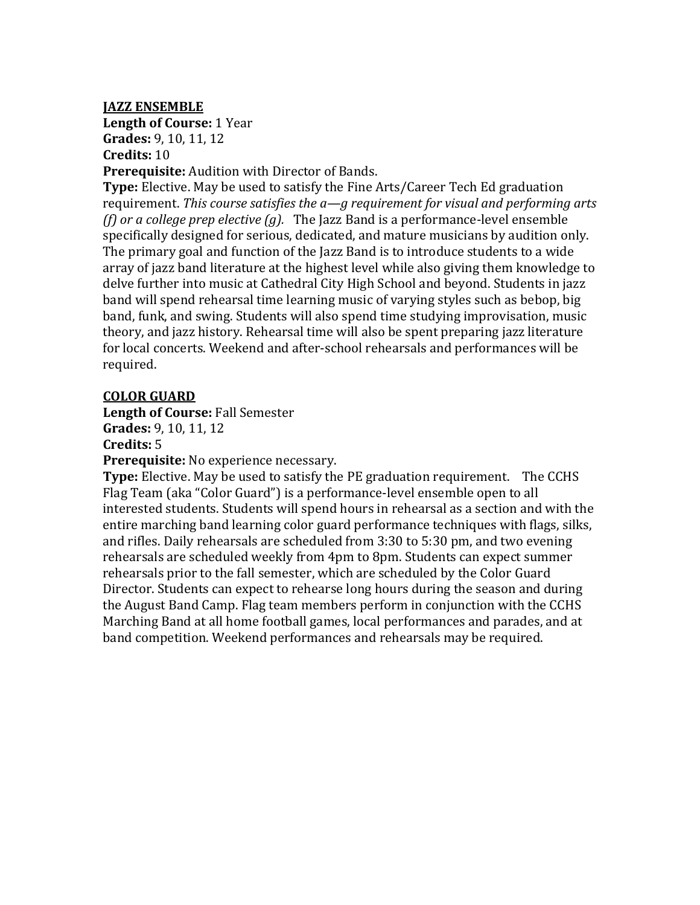**JAZZ ENSEMBLE**

**Length of Course:** 1 Year
**Grades:** 9, 10, 11, 12
**Credits:** 10
**Prerequisite:** Audition with Director of Bands.
**Type:** Elective. May be used to satisfy the Fine Arts/Career Tech Ed graduation requirement. *This course satisfies the a—g requirement for visual and performing arts (f) or a college prep elective (g).* The Jazz Band is a performance-level ensemble specifically designed for serious, dedicated, and mature musicians by audition only. The primary goal and function of the Jazz Band is to introduce students to a wide array of jazz band literature at the highest level while also giving them knowledge to delve further into music at Cathedral City High School and beyond. Students in jazz band will spend rehearsal time learning music of varying styles such as bebop, big band, funk, and swing. Students will also spend time studying improvisation, music theory, and jazz history. Rehearsal time will also be spent preparing jazz literature for local concerts. Weekend and after-school rehearsals and performances will be required.

**COLOR GUARD**

**Length of Course:** Fall Semester
**Grades:** 9, 10, 11, 12
**Credits:** 5
**Prerequisite:** No experience necessary.
**Type:** Elective. May be used to satisfy the PE graduation requirement. The CCHS Flag Team (aka "Color Guard") is a performance-level ensemble open to all interested students. Students will spend hours in rehearsal as a section and with the entire marching band learning color guard performance techniques with flags, silks, and rifles. Daily rehearsals are scheduled from 3:30 to 5:30 pm, and two evening rehearsals are scheduled weekly from 4pm to 8pm. Students can expect summer rehearsals prior to the fall semester, which are scheduled by the Color Guard Director. Students can expect to rehearse long hours during the season and during the August Band Camp. Flag team members perform in conjunction with the CCHS Marching Band at all home football games, local performances and parades, and at band competition. Weekend performances and rehearsals may be required.